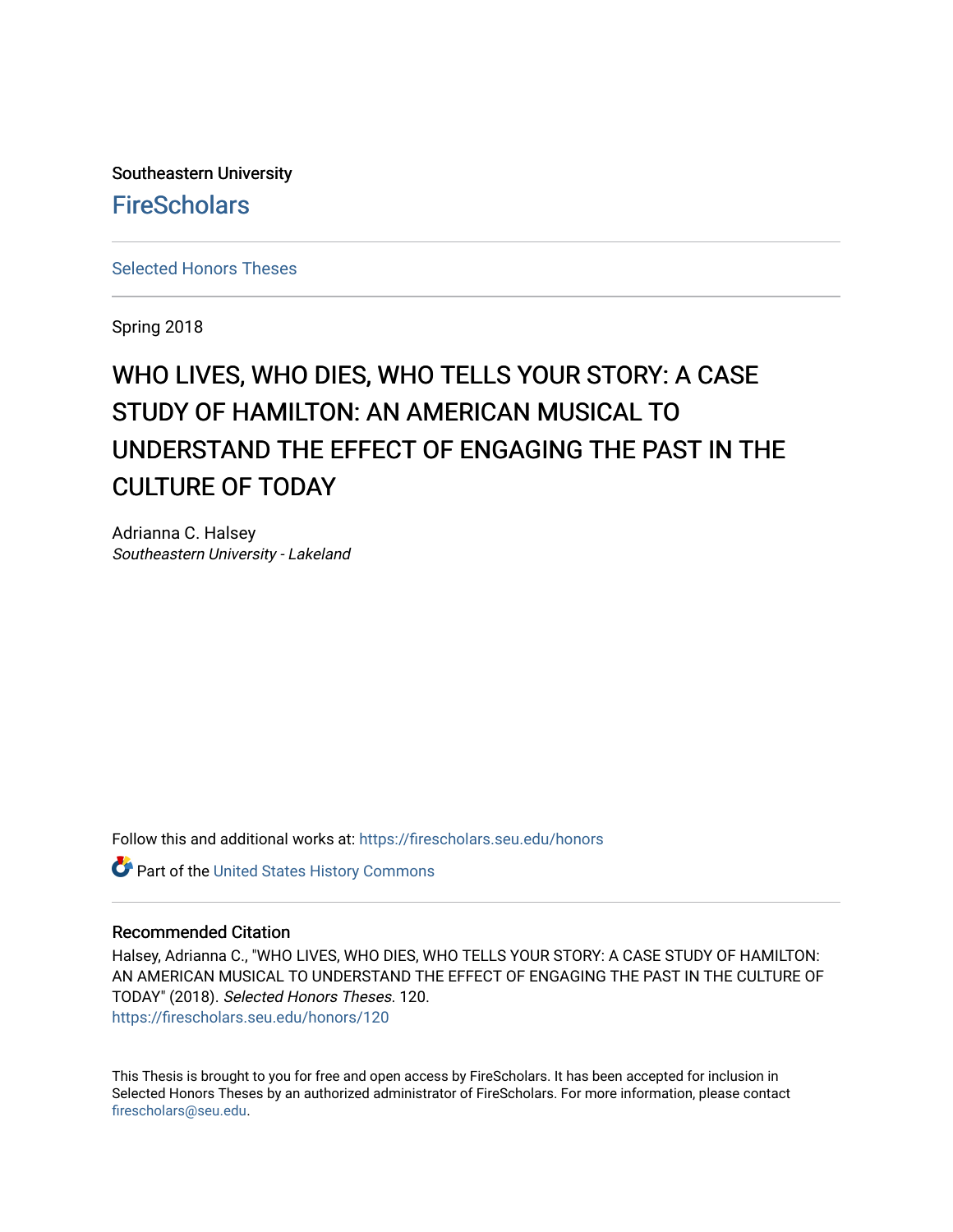Southeastern University

FireScholars

Selected Honors Theses

Spring 2018

# WHO LIVES, WHO DIES, WHO TELLS YOUR STORY: A CASE STUDY OF HAMILTON: AN AMERICAN MUSICAL TO UNDERSTAND THE EFFECT OF ENGAGING THE PAST IN THE CULTURE OF TODAY

Adrianna C. Halsey
*Southeastern University - Lakeland*

Follow this and additional works at: https://firescholars.seu.edu/honors

Part of the United States History Commons

## Recommended Citation

Halsey, Adrianna C., "WHO LIVES, WHO DIES, WHO TELLS YOUR STORY: A CASE STUDY OF HAMILTON: AN AMERICAN MUSICAL TO UNDERSTAND THE EFFECT OF ENGAGING THE PAST IN THE CULTURE OF TODAY" (2018). *Selected Honors Theses*. 120.
https://firescholars.seu.edu/honors/120

This Thesis is brought to you for free and open access by FireScholars. It has been accepted for inclusion in Selected Honors Theses by an authorized administrator of FireScholars. For more information, please contact firescholars@seu.edu.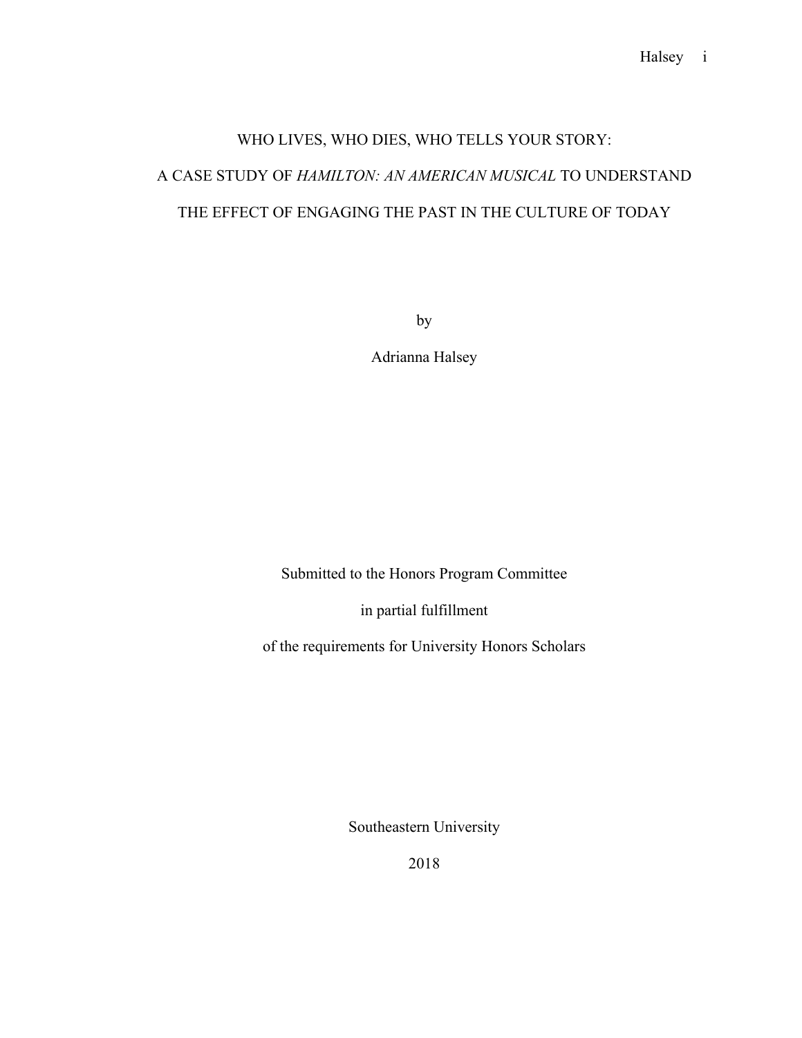# WHO LIVES, WHO DIES, WHO TELLS YOUR STORY:

# A CASE STUDY OF *HAMILTON: AN AMERICAN MUSICAL* TO UNDERSTAND THE EFFECT OF ENGAGING THE PAST IN THE CULTURE OF TODAY

by

Adrianna Halsey

Submitted to the Honors Program Committee

in partial fulfillment

of the requirements for University Honors Scholars

Southeastern University

2018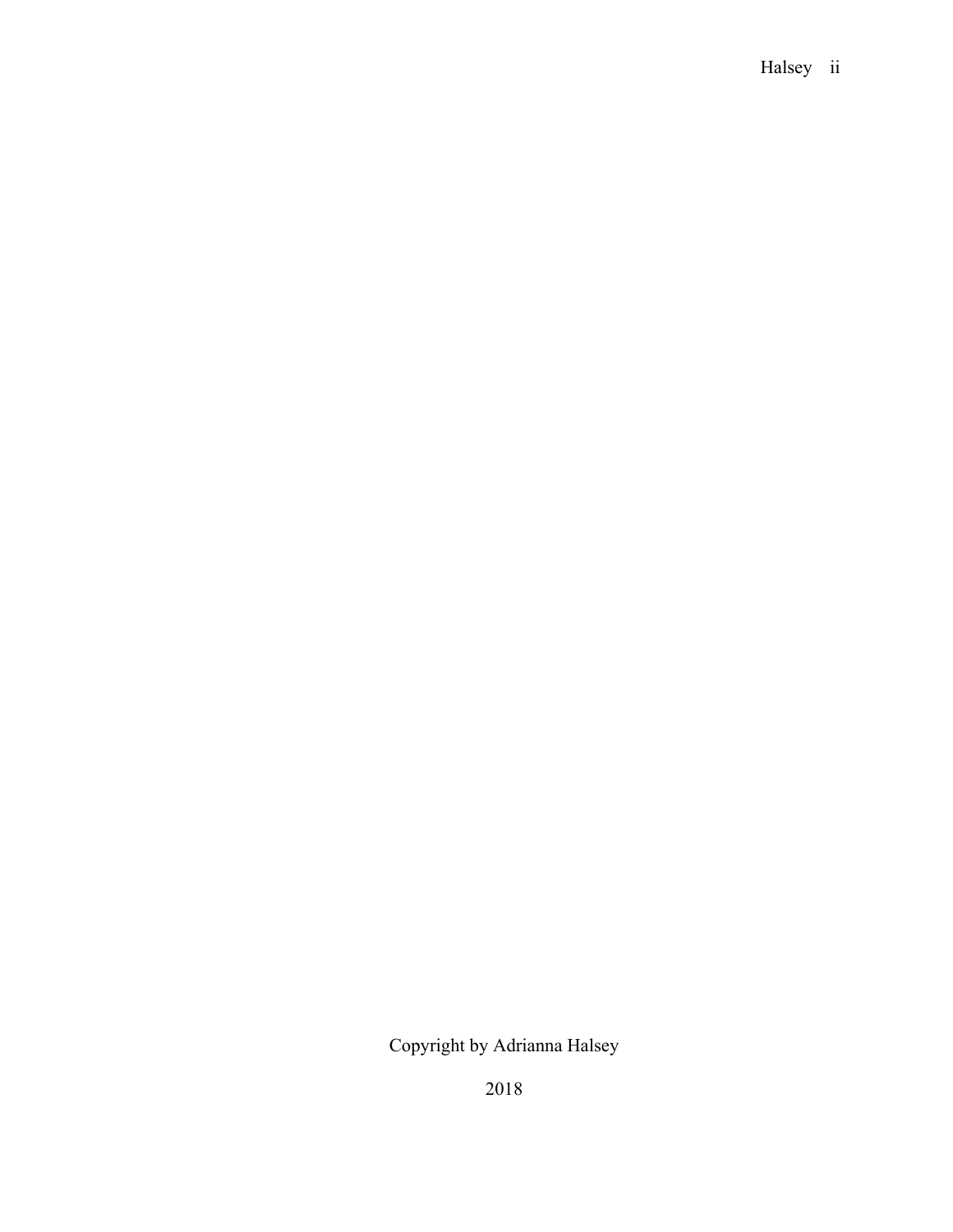Copyright by Adrianna Halsey

2018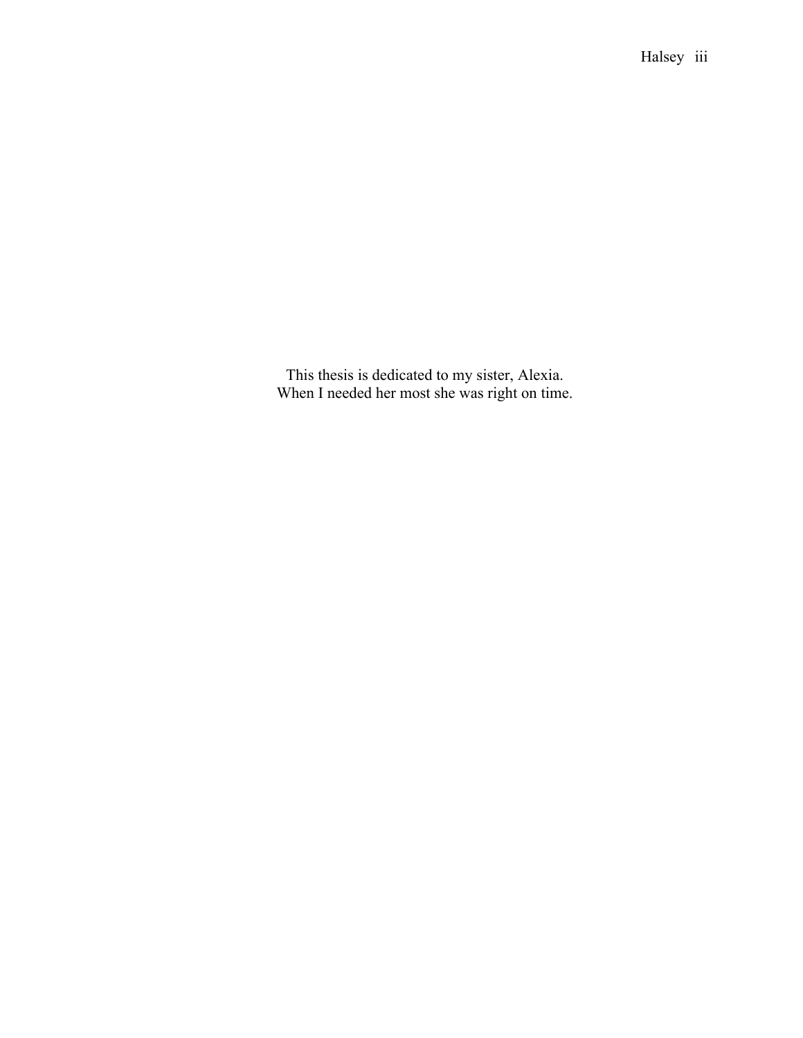This thesis is dedicated to my sister, Alexia.
When I needed her most she was right on time.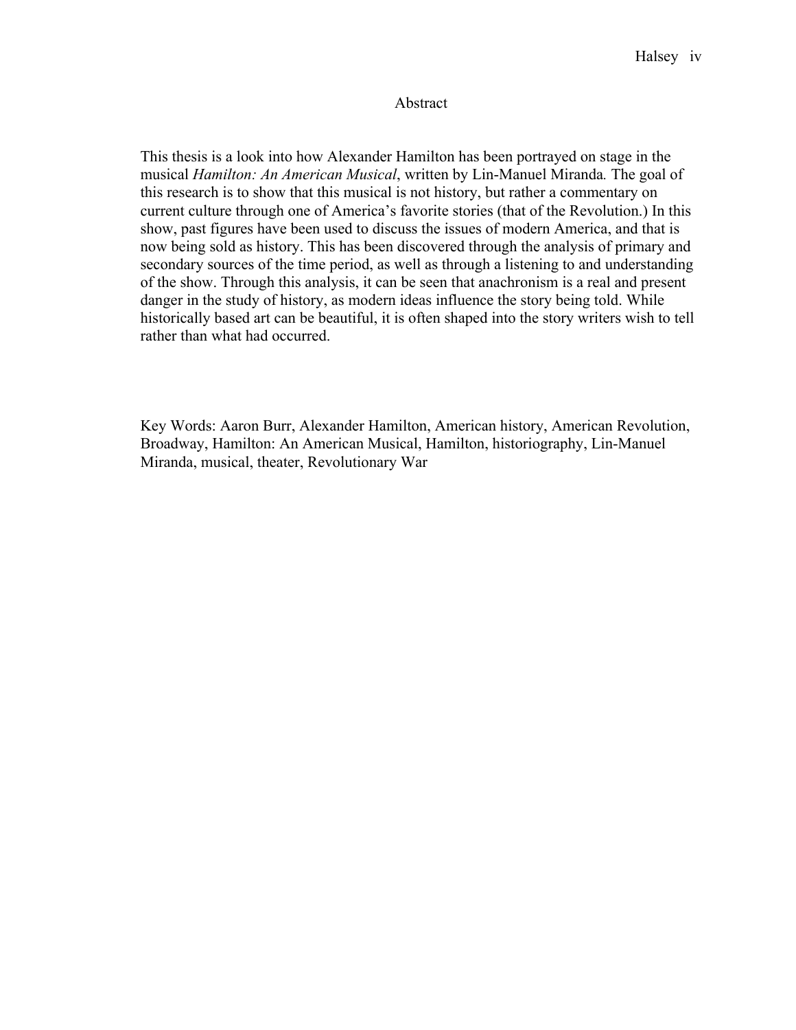# Abstract

This thesis is a look into how Alexander Hamilton has been portrayed on stage in the musical *Hamilton: An American Musical*, written by Lin-Manuel Miranda. The goal of this research is to show that this musical is not history, but rather a commentary on current culture through one of America's favorite stories (that of the Revolution.) In this show, past figures have been used to discuss the issues of modern America, and that is now being sold as history. This has been discovered through the analysis of primary and secondary sources of the time period, as well as through a listening to and understanding of the show. Through this analysis, it can be seen that anachronism is a real and present danger in the study of history, as modern ideas influence the story being told. While historically based art can be beautiful, it is often shaped into the story writers wish to tell rather than what had occurred.

Key Words: Aaron Burr, Alexander Hamilton, American history, American Revolution, Broadway, Hamilton: An American Musical, Hamilton, historiography, Lin-Manuel Miranda, musical, theater, Revolutionary War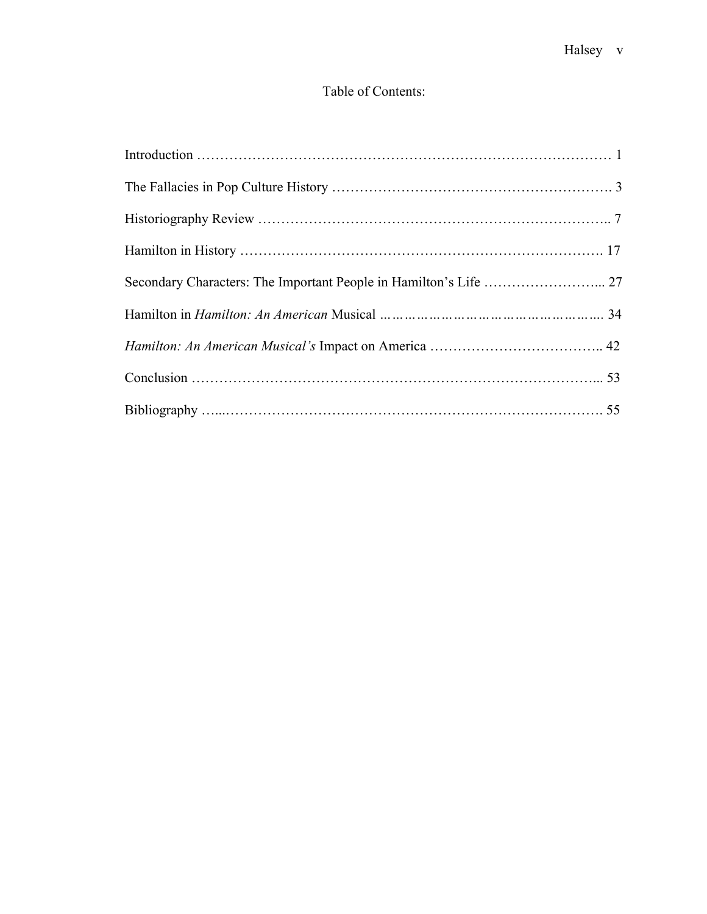# Table of Contents:

Introduction ……………………………………………………………………………… 1

The Fallacies in Pop Culture History …………………………………………………. 3

Historiography Review ………………………………………………………………….. 7

Hamilton in History ……………………………………………………………………. 17

Secondary Characters: The Important People in Hamilton's Life …………………….. 27

Hamilton in *Hamilton: An American* Musical ………………………………………… 34

*Hamilton: An American Musical's* Impact on America ……………………………….. 42

Conclusion ……………………………………………………………………………... 53

Bibliography …...………………………………………………………………………. 55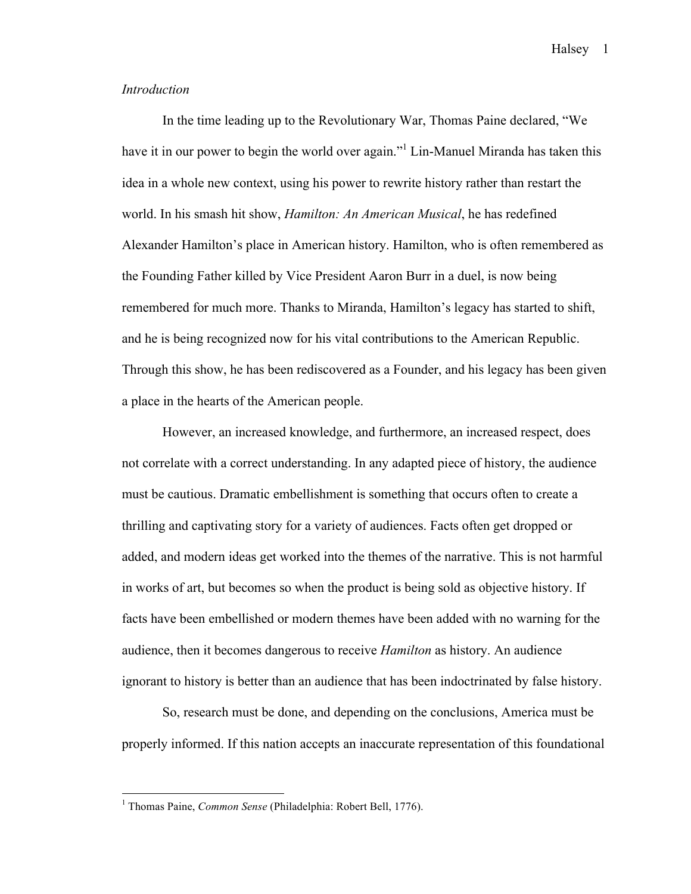*Introduction*

In the time leading up to the Revolutionary War, Thomas Paine declared, "We have it in our power to begin the world over again."[1] Lin-Manuel Miranda has taken this idea in a whole new context, using his power to rewrite history rather than restart the world. In his smash hit show, *Hamilton: An American Musical*, he has redefined Alexander Hamilton's place in American history. Hamilton, who is often remembered as the Founding Father killed by Vice President Aaron Burr in a duel, is now being remembered for much more. Thanks to Miranda, Hamilton's legacy has started to shift, and he is being recognized now for his vital contributions to the American Republic. Through this show, he has been rediscovered as a Founder, and his legacy has been given a place in the hearts of the American people.

However, an increased knowledge, and furthermore, an increased respect, does not correlate with a correct understanding. In any adapted piece of history, the audience must be cautious. Dramatic embellishment is something that occurs often to create a thrilling and captivating story for a variety of audiences. Facts often get dropped or added, and modern ideas get worked into the themes of the narrative. This is not harmful in works of art, but becomes so when the product is being sold as objective history. If facts have been embellished or modern themes have been added with no warning for the audience, then it becomes dangerous to receive *Hamilton* as history. An audience ignorant to history is better than an audience that has been indoctrinated by false history.

So, research must be done, and depending on the conclusions, America must be properly informed. If this nation accepts an inaccurate representation of this foundational

[1] Thomas Paine, *Common Sense* (Philadelphia: Robert Bell, 1776).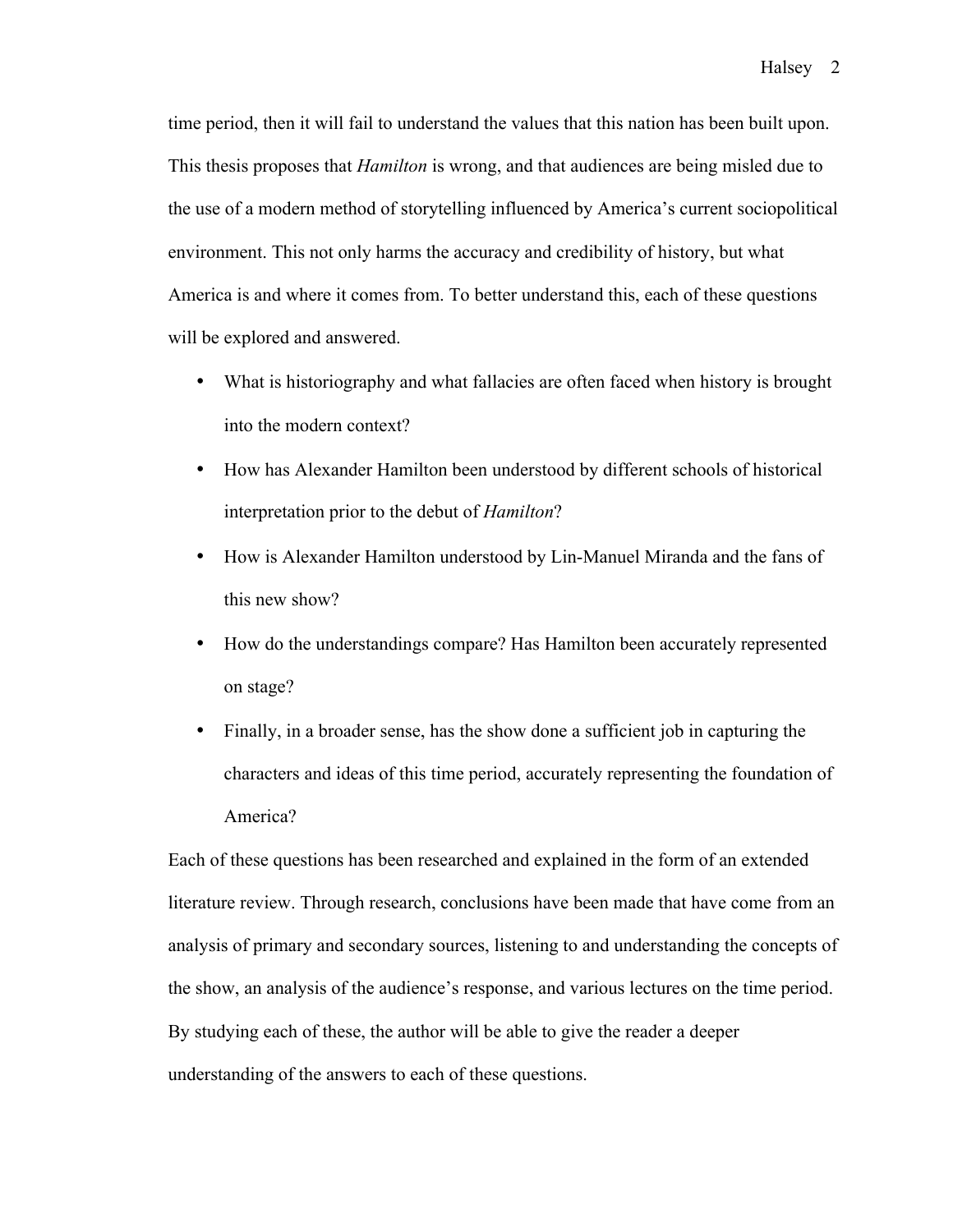time period, then it will fail to understand the values that this nation has been built upon. This thesis proposes that *Hamilton* is wrong, and that audiences are being misled due to the use of a modern method of storytelling influenced by America's current sociopolitical environment. This not only harms the accuracy and credibility of history, but what America is and where it comes from. To better understand this, each of these questions will be explored and answered.

- What is historiography and what fallacies are often faced when history is brought into the modern context?
- How has Alexander Hamilton been understood by different schools of historical interpretation prior to the debut of *Hamilton*?
- How is Alexander Hamilton understood by Lin-Manuel Miranda and the fans of this new show?
- How do the understandings compare? Has Hamilton been accurately represented on stage?
- Finally, in a broader sense, has the show done a sufficient job in capturing the characters and ideas of this time period, accurately representing the foundation of America?

Each of these questions has been researched and explained in the form of an extended literature review. Through research, conclusions have been made that have come from an analysis of primary and secondary sources, listening to and understanding the concepts of the show, an analysis of the audience's response, and various lectures on the time period. By studying each of these, the author will be able to give the reader a deeper understanding of the answers to each of these questions.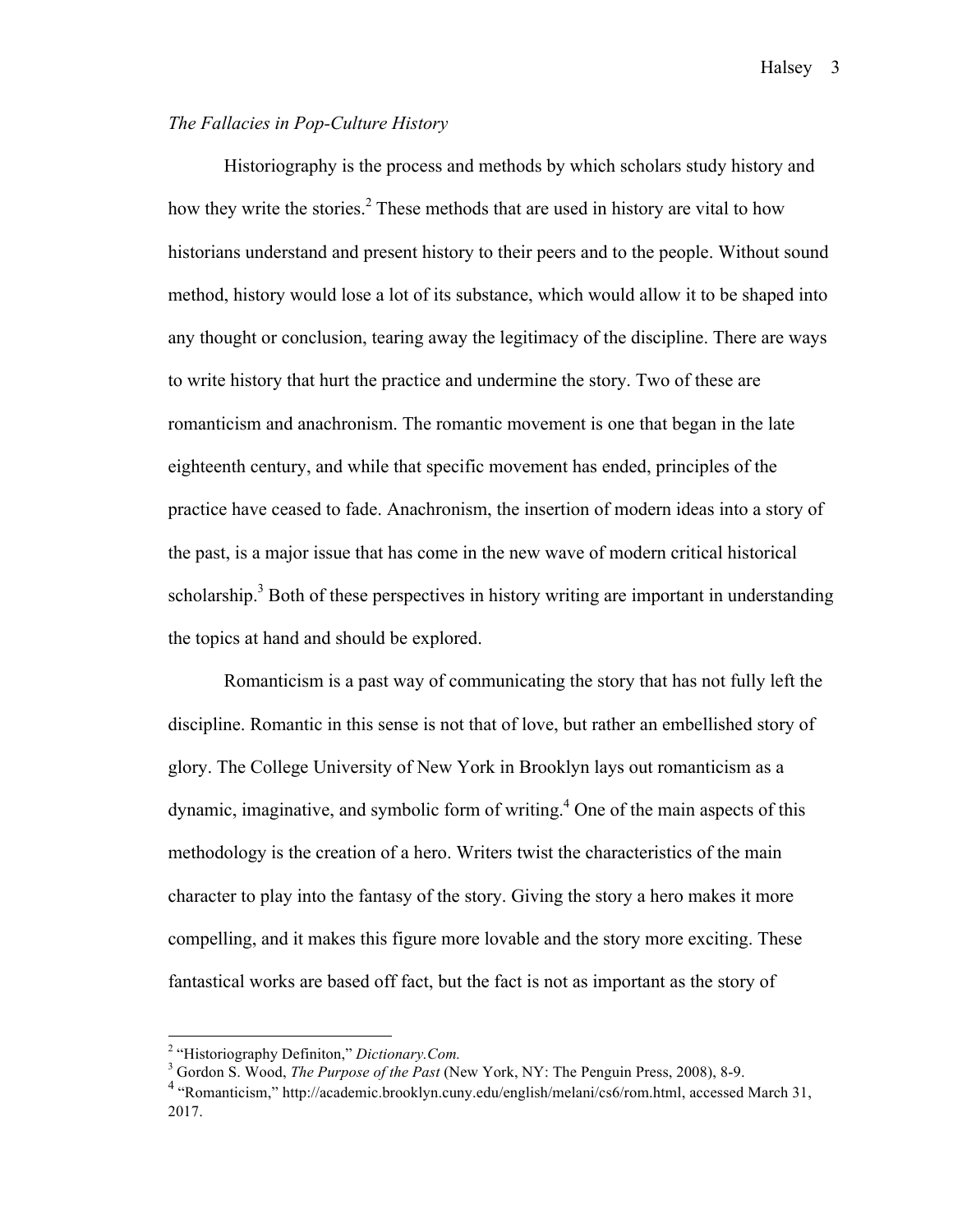*The Fallacies in Pop-Culture History*

Historiography is the process and methods by which scholars study history and how they write the stories.[2] These methods that are used in history are vital to how historians understand and present history to their peers and to the people. Without sound method, history would lose a lot of its substance, which would allow it to be shaped into any thought or conclusion, tearing away the legitimacy of the discipline. There are ways to write history that hurt the practice and undermine the story. Two of these are romanticism and anachronism. The romantic movement is one that began in the late eighteenth century, and while that specific movement has ended, principles of the practice have ceased to fade. Anachronism, the insertion of modern ideas into a story of the past, is a major issue that has come in the new wave of modern critical historical scholarship.[3] Both of these perspectives in history writing are important in understanding the topics at hand and should be explored.

Romanticism is a past way of communicating the story that has not fully left the discipline. Romantic in this sense is not that of love, but rather an embellished story of glory. The College University of New York in Brooklyn lays out romanticism as a dynamic, imaginative, and symbolic form of writing.[4] One of the main aspects of this methodology is the creation of a hero. Writers twist the characteristics of the main character to play into the fantasy of the story. Giving the story a hero makes it more compelling, and it makes this figure more lovable and the story more exciting. These fantastical works are based off fact, but the fact is not as important as the story of

---

[2] "Historiography Definiton," *Dictionary.Com.*

[3] Gordon S. Wood, *The Purpose of the Past* (New York, NY: The Penguin Press, 2008), 8-9.

[4] "Romanticism," http://academic.brooklyn.cuny.edu/english/melani/cs6/rom.html, accessed March 31, 2017.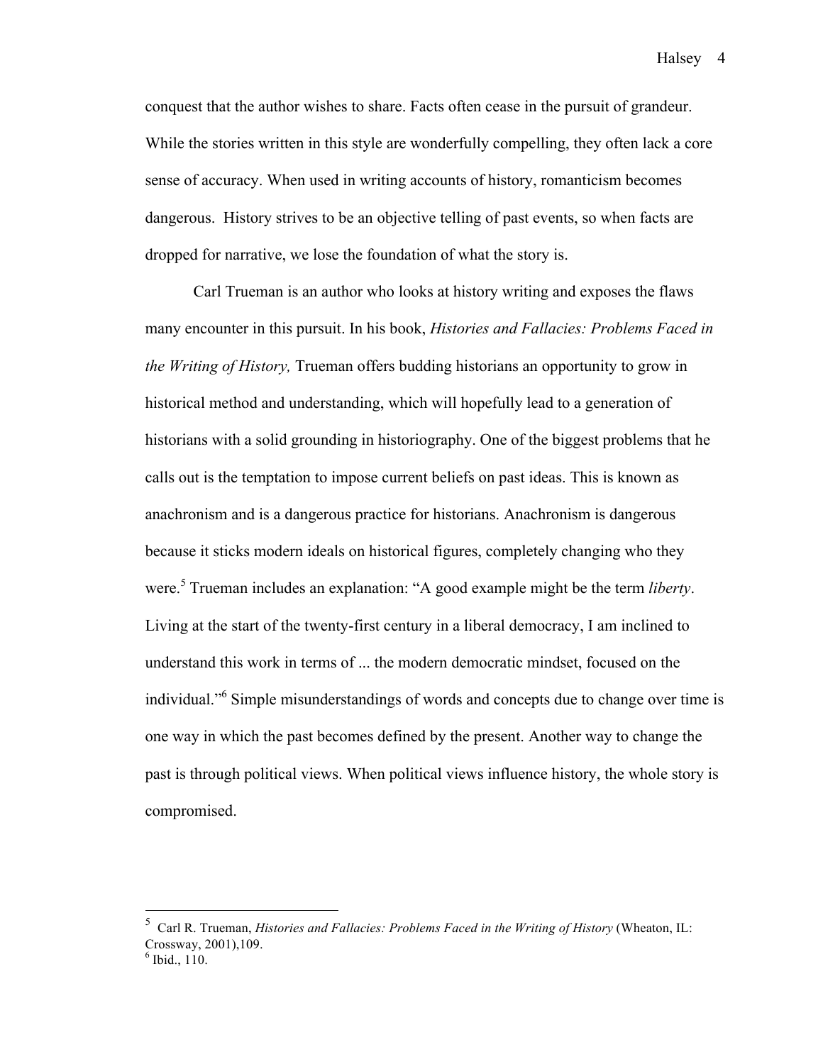conquest that the author wishes to share. Facts often cease in the pursuit of grandeur. While the stories written in this style are wonderfully compelling, they often lack a core sense of accuracy. When used in writing accounts of history, romanticism becomes dangerous. History strives to be an objective telling of past events, so when facts are dropped for narrative, we lose the foundation of what the story is.

Carl Trueman is an author who looks at history writing and exposes the flaws many encounter in this pursuit. In his book, *Histories and Fallacies: Problems Faced in the Writing of History,* Trueman offers budding historians an opportunity to grow in historical method and understanding, which will hopefully lead to a generation of historians with a solid grounding in historiography. One of the biggest problems that he calls out is the temptation to impose current beliefs on past ideas. This is known as anachronism and is a dangerous practice for historians. Anachronism is dangerous because it sticks modern ideals on historical figures, completely changing who they were.[5] Trueman includes an explanation: "A good example might be the term *liberty*. Living at the start of the twenty-first century in a liberal democracy, I am inclined to understand this work in terms of ... the modern democratic mindset, focused on the individual."[6] Simple misunderstandings of words and concepts due to change over time is one way in which the past becomes defined by the present. Another way to change the past is through political views. When political views influence history, the whole story is compromised.

---

[5] Carl R. Trueman, *Histories and Fallacies: Problems Faced in the Writing of History* (Wheaton, IL: Crossway, 2001),109.

[6] Ibid., 110.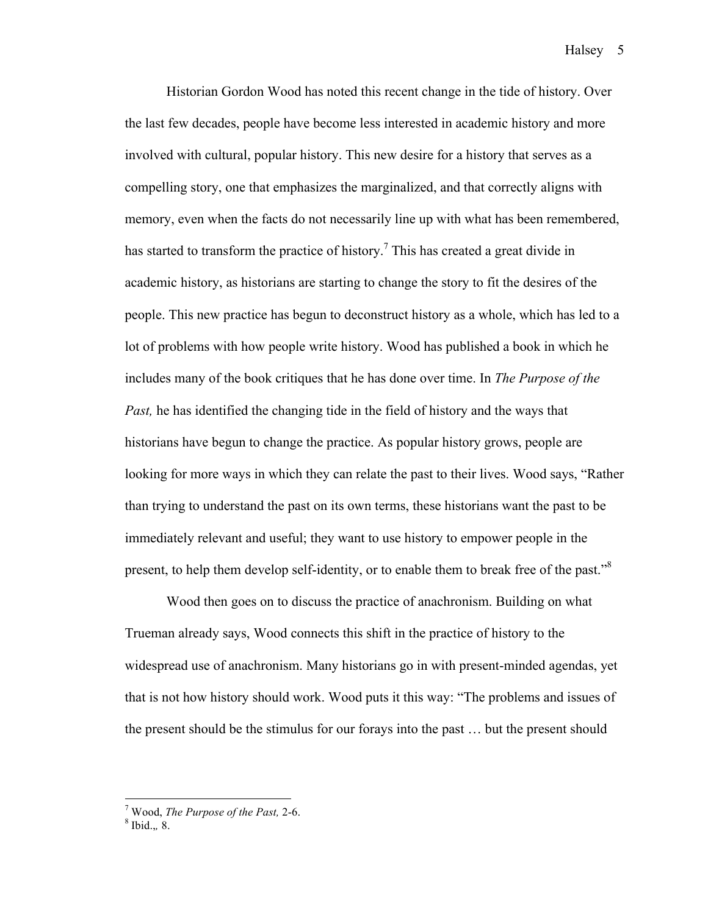Historian Gordon Wood has noted this recent change in the tide of history. Over the last few decades, people have become less interested in academic history and more involved with cultural, popular history. This new desire for a history that serves as a compelling story, one that emphasizes the marginalized, and that correctly aligns with memory, even when the facts do not necessarily line up with what has been remembered, has started to transform the practice of history.[7] This has created a great divide in academic history, as historians are starting to change the story to fit the desires of the people. This new practice has begun to deconstruct history as a whole, which has led to a lot of problems with how people write history. Wood has published a book in which he includes many of the book critiques that he has done over time. In *The Purpose of the Past,* he has identified the changing tide in the field of history and the ways that historians have begun to change the practice. As popular history grows, people are looking for more ways in which they can relate the past to their lives. Wood says, "Rather than trying to understand the past on its own terms, these historians want the past to be immediately relevant and useful; they want to use history to empower people in the present, to help them develop self-identity, or to enable them to break free of the past."[8]

Wood then goes on to discuss the practice of anachronism. Building on what Trueman already says, Wood connects this shift in the practice of history to the widespread use of anachronism. Many historians go in with present-minded agendas, yet that is not how history should work. Wood puts it this way: "The problems and issues of the present should be the stimulus for our forays into the past … but the present should

---

[7] Wood, *The Purpose of the Past,* 2-6.

[8] Ibid.,, 8.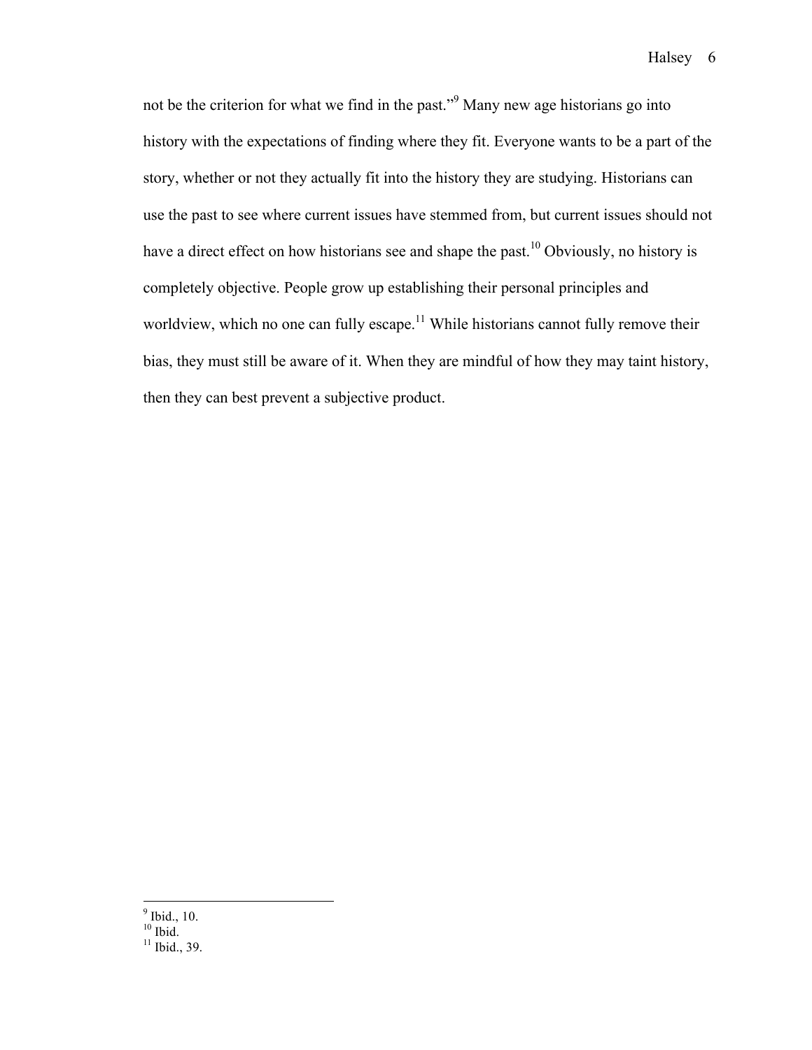not be the criterion for what we find in the past."[9] Many new age historians go into history with the expectations of finding where they fit. Everyone wants to be a part of the story, whether or not they actually fit into the history they are studying. Historians can use the past to see where current issues have stemmed from, but current issues should not have a direct effect on how historians see and shape the past.[10] Obviously, no history is completely objective. People grow up establishing their personal principles and worldview, which no one can fully escape.[11] While historians cannot fully remove their bias, they must still be aware of it. When they are mindful of how they may taint history, then they can best prevent a subjective product.

---

[9] Ibid., 10.
[10] Ibid.
[11] Ibid., 39.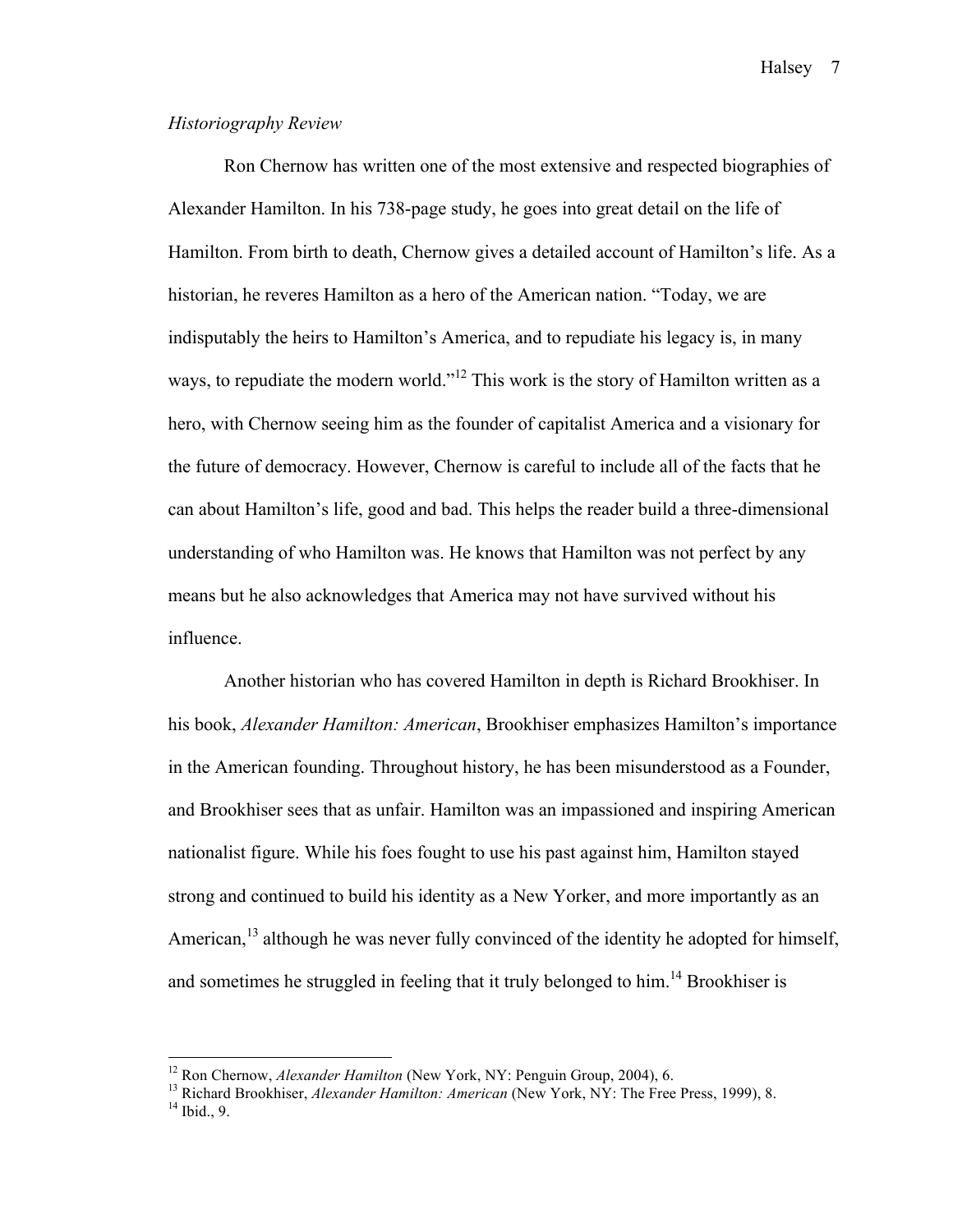*Historiography Review*

Ron Chernow has written one of the most extensive and respected biographies of Alexander Hamilton. In his 738-page study, he goes into great detail on the life of Hamilton. From birth to death, Chernow gives a detailed account of Hamilton's life. As a historian, he reveres Hamilton as a hero of the American nation. "Today, we are indisputably the heirs to Hamilton's America, and to repudiate his legacy is, in many ways, to repudiate the modern world."[12] This work is the story of Hamilton written as a hero, with Chernow seeing him as the founder of capitalist America and a visionary for the future of democracy. However, Chernow is careful to include all of the facts that he can about Hamilton's life, good and bad. This helps the reader build a three-dimensional understanding of who Hamilton was. He knows that Hamilton was not perfect by any means but he also acknowledges that America may not have survived without his influence.

Another historian who has covered Hamilton in depth is Richard Brookhiser. In his book, *Alexander Hamilton: American*, Brookhiser emphasizes Hamilton's importance in the American founding. Throughout history, he has been misunderstood as a Founder, and Brookhiser sees that as unfair. Hamilton was an impassioned and inspiring American nationalist figure. While his foes fought to use his past against him, Hamilton stayed strong and continued to build his identity as a New Yorker, and more importantly as an American,[13] although he was never fully convinced of the identity he adopted for himself, and sometimes he struggled in feeling that it truly belonged to him.[14] Brookhiser is

---

[12] Ron Chernow, *Alexander Hamilton* (New York, NY: Penguin Group, 2004), 6.

[13] Richard Brookhiser, *Alexander Hamilton: American* (New York, NY: The Free Press, 1999), 8.

[14] Ibid., 9.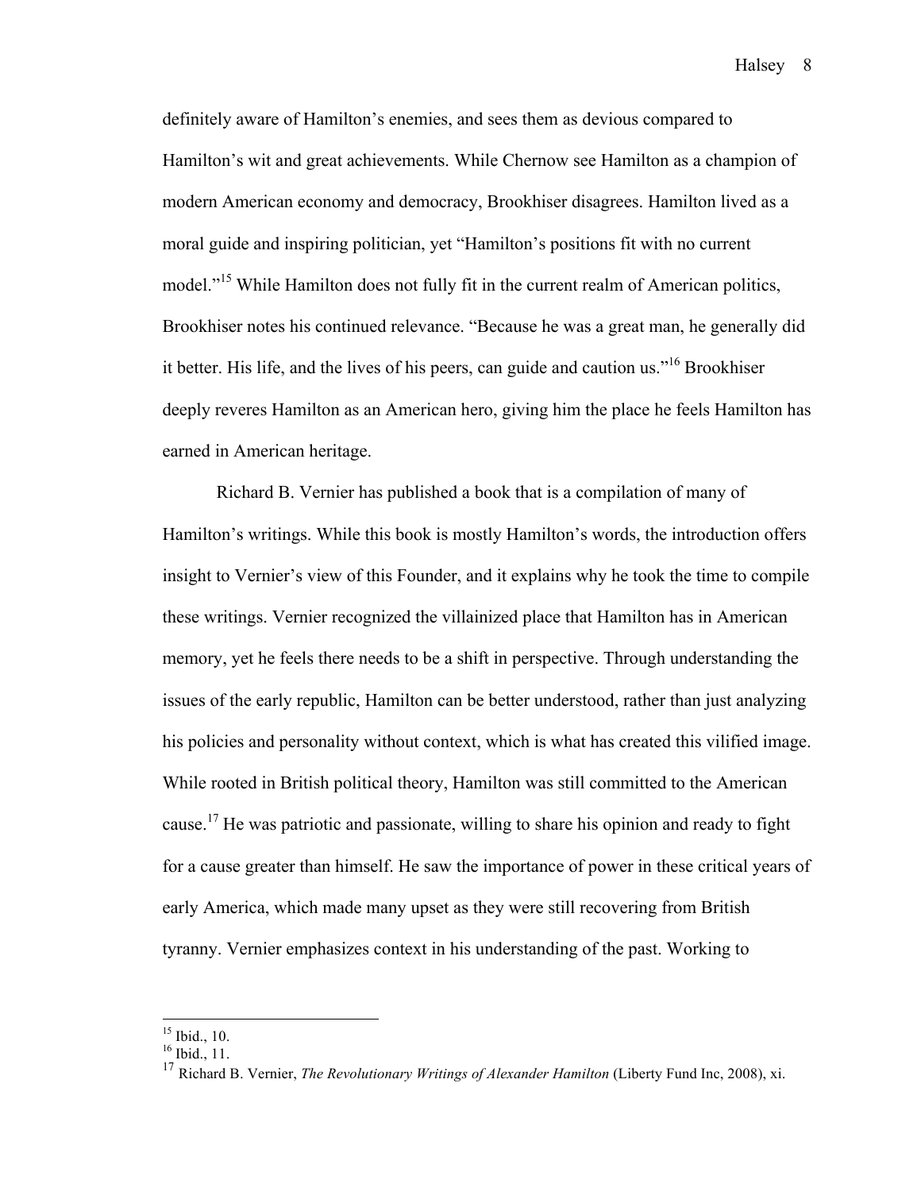definitely aware of Hamilton's enemies, and sees them as devious compared to Hamilton's wit and great achievements. While Chernow see Hamilton as a champion of modern American economy and democracy, Brookhiser disagrees. Hamilton lived as a moral guide and inspiring politician, yet "Hamilton's positions fit with no current model."[15] While Hamilton does not fully fit in the current realm of American politics, Brookhiser notes his continued relevance. "Because he was a great man, he generally did it better. His life, and the lives of his peers, can guide and caution us."[16] Brookhiser deeply reveres Hamilton as an American hero, giving him the place he feels Hamilton has earned in American heritage.

Richard B. Vernier has published a book that is a compilation of many of Hamilton's writings. While this book is mostly Hamilton's words, the introduction offers insight to Vernier's view of this Founder, and it explains why he took the time to compile these writings. Vernier recognized the villainized place that Hamilton has in American memory, yet he feels there needs to be a shift in perspective. Through understanding the issues of the early republic, Hamilton can be better understood, rather than just analyzing his policies and personality without context, which is what has created this vilified image. While rooted in British political theory, Hamilton was still committed to the American cause.[17] He was patriotic and passionate, willing to share his opinion and ready to fight for a cause greater than himself. He saw the importance of power in these critical years of early America, which made many upset as they were still recovering from British tyranny. Vernier emphasizes context in his understanding of the past. Working to

---

[15] Ibid., 10.
[16] Ibid., 11.
[17] Richard B. Vernier, *The Revolutionary Writings of Alexander Hamilton* (Liberty Fund Inc, 2008), xi.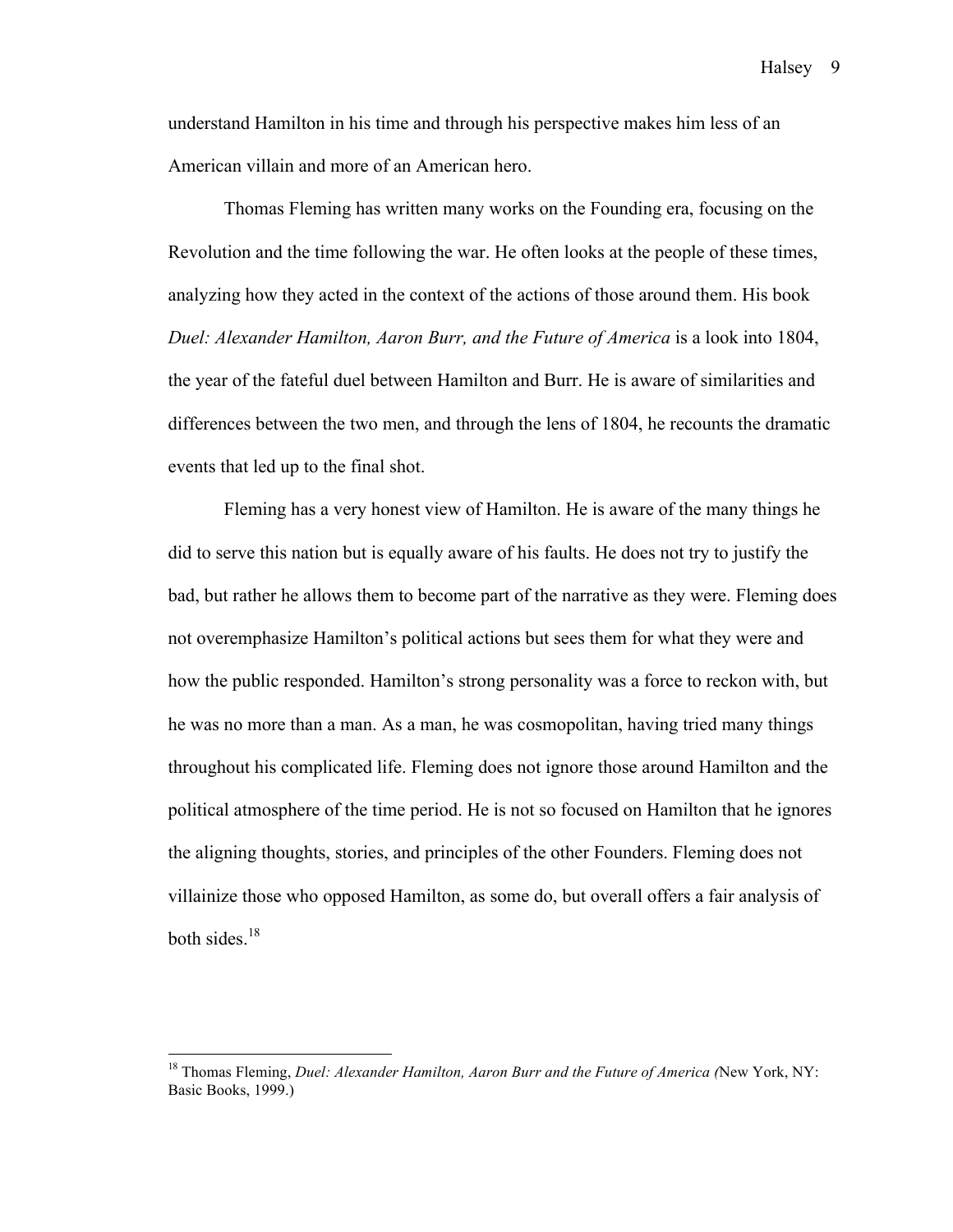understand Hamilton in his time and through his perspective makes him less of an American villain and more of an American hero.

Thomas Fleming has written many works on the Founding era, focusing on the Revolution and the time following the war. He often looks at the people of these times, analyzing how they acted in the context of the actions of those around them. His book *Duel: Alexander Hamilton, Aaron Burr, and the Future of America* is a look into 1804, the year of the fateful duel between Hamilton and Burr. He is aware of similarities and differences between the two men, and through the lens of 1804, he recounts the dramatic events that led up to the final shot.

Fleming has a very honest view of Hamilton. He is aware of the many things he did to serve this nation but is equally aware of his faults. He does not try to justify the bad, but rather he allows them to become part of the narrative as they were. Fleming does not overemphasize Hamilton's political actions but sees them for what they were and how the public responded. Hamilton's strong personality was a force to reckon with, but he was no more than a man. As a man, he was cosmopolitan, having tried many things throughout his complicated life. Fleming does not ignore those around Hamilton and the political atmosphere of the time period. He is not so focused on Hamilton that he ignores the aligning thoughts, stories, and principles of the other Founders. Fleming does not villainize those who opposed Hamilton, as some do, but overall offers a fair analysis of both sides.[18]

---

[18] Thomas Fleming, *Duel: Alexander Hamilton, Aaron Burr and the Future of America (*New York, NY: Basic Books, 1999.)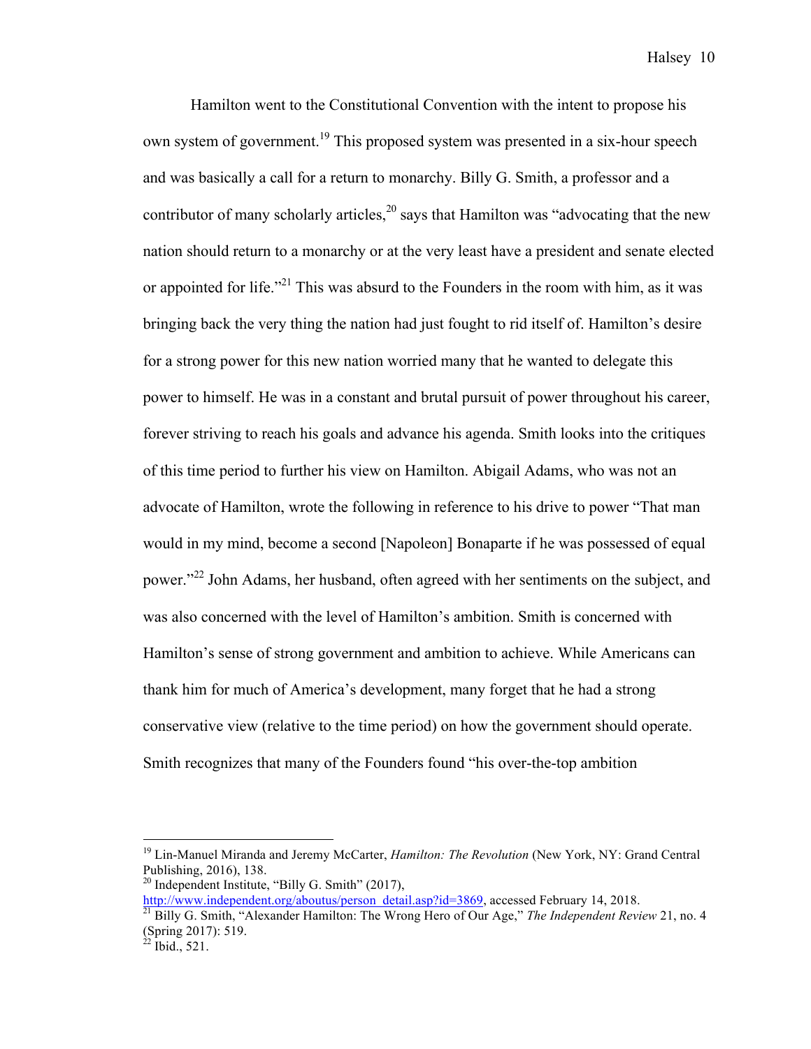Hamilton went to the Constitutional Convention with the intent to propose his own system of government.[19] This proposed system was presented in a six-hour speech and was basically a call for a return to monarchy. Billy G. Smith, a professor and a contributor of many scholarly articles,[20] says that Hamilton was "advocating that the new nation should return to a monarchy or at the very least have a president and senate elected or appointed for life."[21] This was absurd to the Founders in the room with him, as it was bringing back the very thing the nation had just fought to rid itself of. Hamilton's desire for a strong power for this new nation worried many that he wanted to delegate this power to himself. He was in a constant and brutal pursuit of power throughout his career, forever striving to reach his goals and advance his agenda. Smith looks into the critiques of this time period to further his view on Hamilton. Abigail Adams, who was not an advocate of Hamilton, wrote the following in reference to his drive to power "That man would in my mind, become a second [Napoleon] Bonaparte if he was possessed of equal power."[22] John Adams, her husband, often agreed with her sentiments on the subject, and was also concerned with the level of Hamilton's ambition. Smith is concerned with Hamilton's sense of strong government and ambition to achieve. While Americans can thank him for much of America's development, many forget that he had a strong conservative view (relative to the time period) on how the government should operate. Smith recognizes that many of the Founders found "his over-the-top ambition

---

[19] Lin-Manuel Miranda and Jeremy McCarter, *Hamilton: The Revolution* (New York, NY: Grand Central Publishing, 2016), 138.

[20] Independent Institute, "Billy G. Smith" (2017), http://www.independent.org/aboutus/person_detail.asp?id=3869, accessed February 14, 2018.

[21] Billy G. Smith, "Alexander Hamilton: The Wrong Hero of Our Age," *The Independent Review* 21, no. 4 (Spring 2017): 519.

[22] Ibid., 521.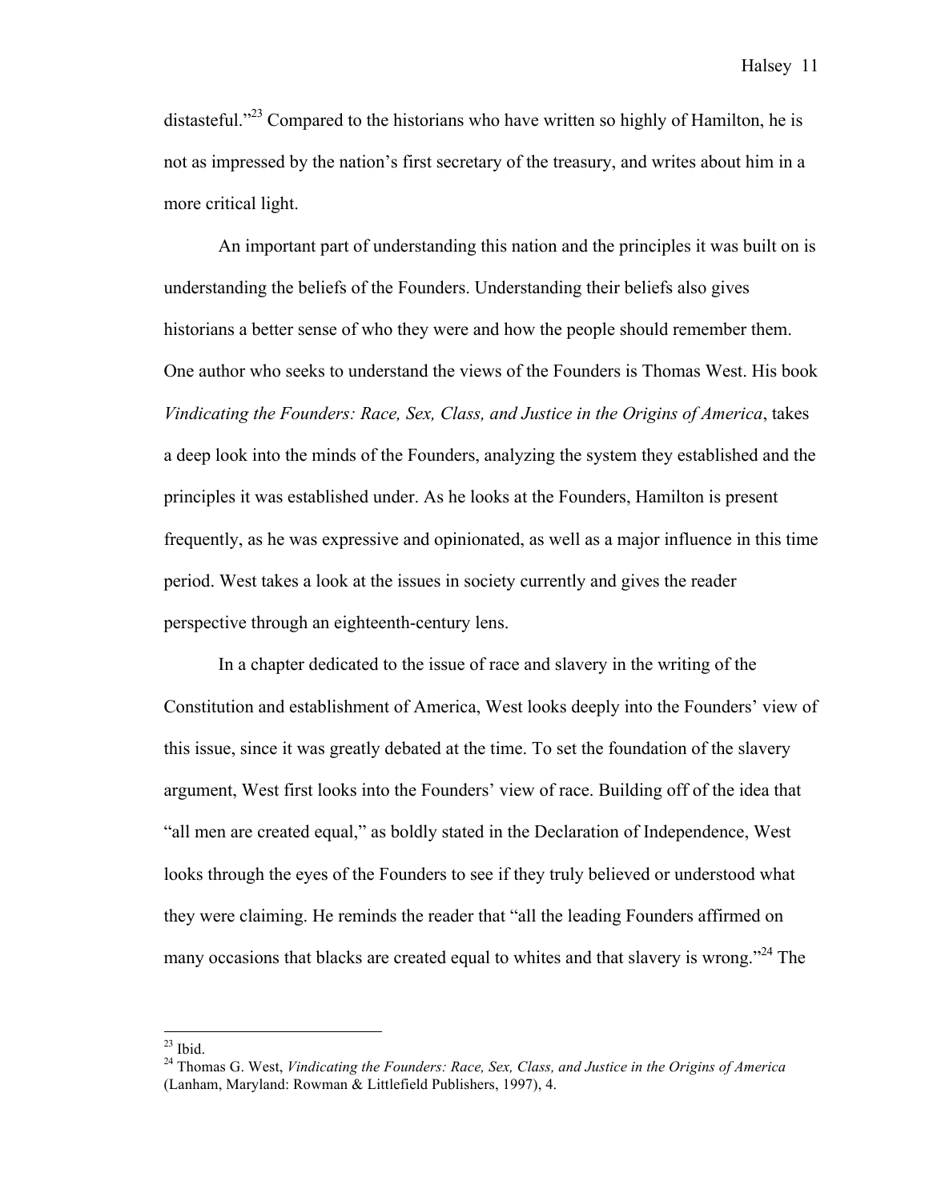distasteful."[23] Compared to the historians who have written so highly of Hamilton, he is not as impressed by the nation's first secretary of the treasury, and writes about him in a more critical light.

An important part of understanding this nation and the principles it was built on is understanding the beliefs of the Founders. Understanding their beliefs also gives historians a better sense of who they were and how the people should remember them. One author who seeks to understand the views of the Founders is Thomas West. His book *Vindicating the Founders: Race, Sex, Class, and Justice in the Origins of America*, takes a deep look into the minds of the Founders, analyzing the system they established and the principles it was established under. As he looks at the Founders, Hamilton is present frequently, as he was expressive and opinionated, as well as a major influence in this time period. West takes a look at the issues in society currently and gives the reader perspective through an eighteenth-century lens.

In a chapter dedicated to the issue of race and slavery in the writing of the Constitution and establishment of America, West looks deeply into the Founders' view of this issue, since it was greatly debated at the time. To set the foundation of the slavery argument, West first looks into the Founders' view of race. Building off of the idea that "all men are created equal," as boldly stated in the Declaration of Independence, West looks through the eyes of the Founders to see if they truly believed or understood what they were claiming. He reminds the reader that "all the leading Founders affirmed on many occasions that blacks are created equal to whites and that slavery is wrong."[24] The

---

[23] Ibid.

[24] Thomas G. West, *Vindicating the Founders: Race, Sex, Class, and Justice in the Origins of America* (Lanham, Maryland: Rowman & Littlefield Publishers, 1997), 4.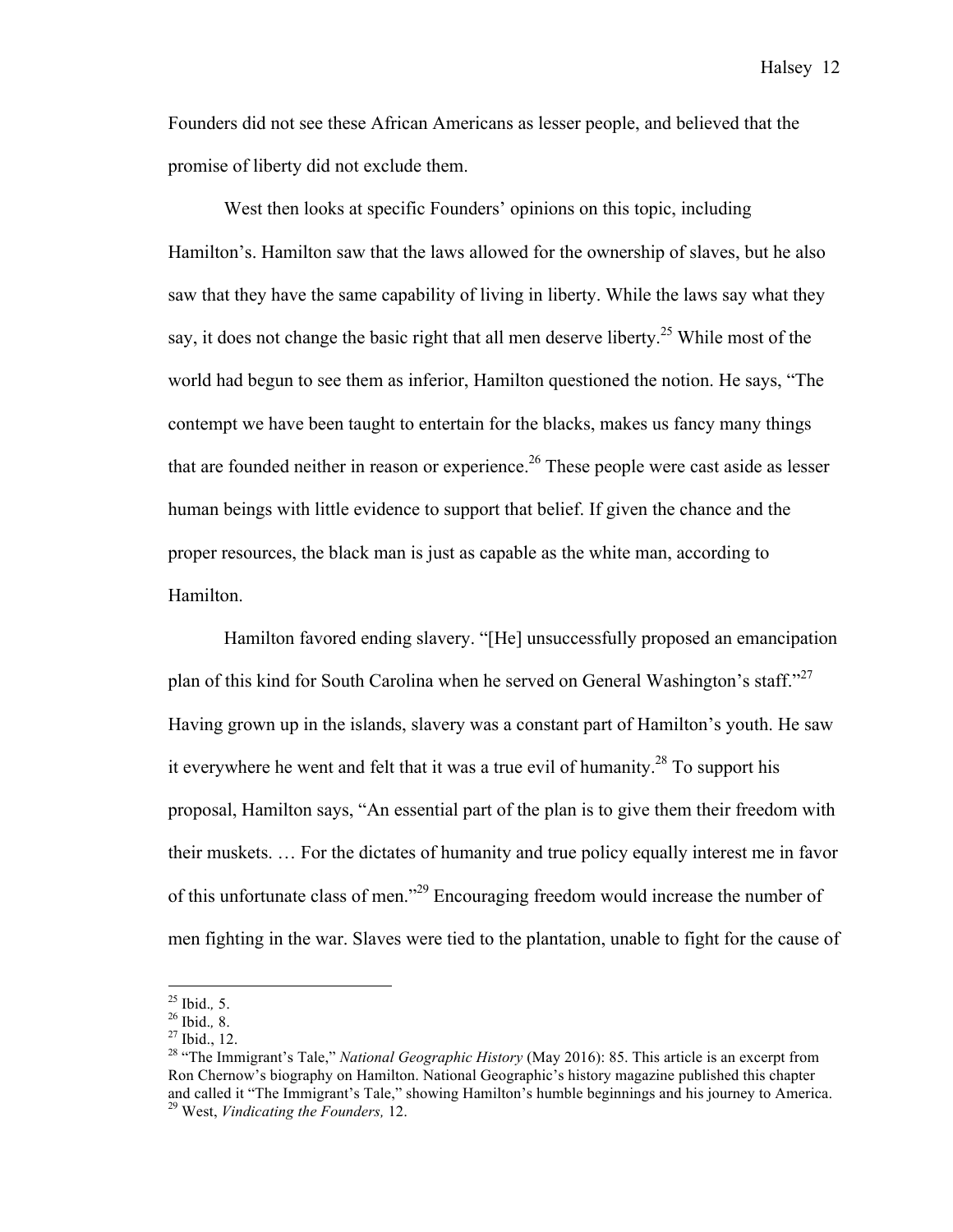Founders did not see these African Americans as lesser people, and believed that the promise of liberty did not exclude them.

West then looks at specific Founders' opinions on this topic, including Hamilton's. Hamilton saw that the laws allowed for the ownership of slaves, but he also saw that they have the same capability of living in liberty. While the laws say what they say, it does not change the basic right that all men deserve liberty.[25] While most of the world had begun to see them as inferior, Hamilton questioned the notion. He says, "The contempt we have been taught to entertain for the blacks, makes us fancy many things that are founded neither in reason or experience.[26] These people were cast aside as lesser human beings with little evidence to support that belief. If given the chance and the proper resources, the black man is just as capable as the white man, according to Hamilton.

Hamilton favored ending slavery. "[He] unsuccessfully proposed an emancipation plan of this kind for South Carolina when he served on General Washington's staff."[27] Having grown up in the islands, slavery was a constant part of Hamilton's youth. He saw it everywhere he went and felt that it was a true evil of humanity.[28] To support his proposal, Hamilton says, "An essential part of the plan is to give them their freedom with their muskets. … For the dictates of humanity and true policy equally interest me in favor of this unfortunate class of men."[29] Encouraging freedom would increase the number of men fighting in the war. Slaves were tied to the plantation, unable to fight for the cause of

---

[25] Ibid., 5.
[26] Ibid., 8.
[27] Ibid., 12.
[28] "The Immigrant's Tale," *National Geographic History* (May 2016): 85. This article is an excerpt from Ron Chernow's biography on Hamilton. National Geographic's history magazine published this chapter and called it "The Immigrant's Tale," showing Hamilton's humble beginnings and his journey to America.
[29] West, *Vindicating the Founders,* 12.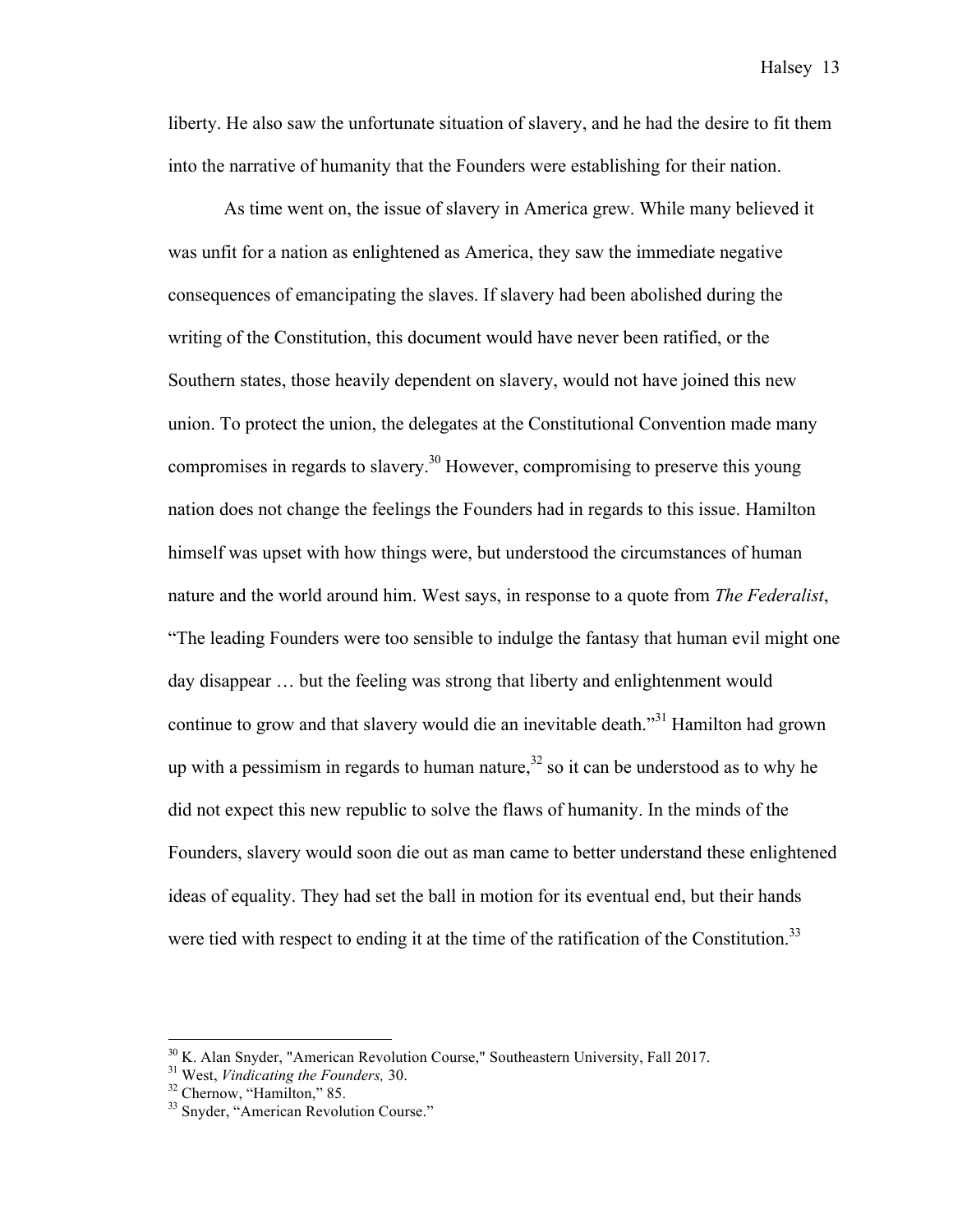liberty. He also saw the unfortunate situation of slavery, and he had the desire to fit them into the narrative of humanity that the Founders were establishing for their nation.

As time went on, the issue of slavery in America grew. While many believed it was unfit for a nation as enlightened as America, they saw the immediate negative consequences of emancipating the slaves. If slavery had been abolished during the writing of the Constitution, this document would have never been ratified, or the Southern states, those heavily dependent on slavery, would not have joined this new union. To protect the union, the delegates at the Constitutional Convention made many compromises in regards to slavery.[30] However, compromising to preserve this young nation does not change the feelings the Founders had in regards to this issue. Hamilton himself was upset with how things were, but understood the circumstances of human nature and the world around him. West says, in response to a quote from *The Federalist*, "The leading Founders were too sensible to indulge the fantasy that human evil might one day disappear … but the feeling was strong that liberty and enlightenment would continue to grow and that slavery would die an inevitable death."[31] Hamilton had grown up with a pessimism in regards to human nature,[32] so it can be understood as to why he did not expect this new republic to solve the flaws of humanity. In the minds of the Founders, slavery would soon die out as man came to better understand these enlightened ideas of equality. They had set the ball in motion for its eventual end, but their hands were tied with respect to ending it at the time of the ratification of the Constitution.[33]

---

[30] K. Alan Snyder, "American Revolution Course," Southeastern University, Fall 2017.
[31] West, *Vindicating the Founders,* 30.
[32] Chernow, "Hamilton," 85.
[33] Snyder, "American Revolution Course."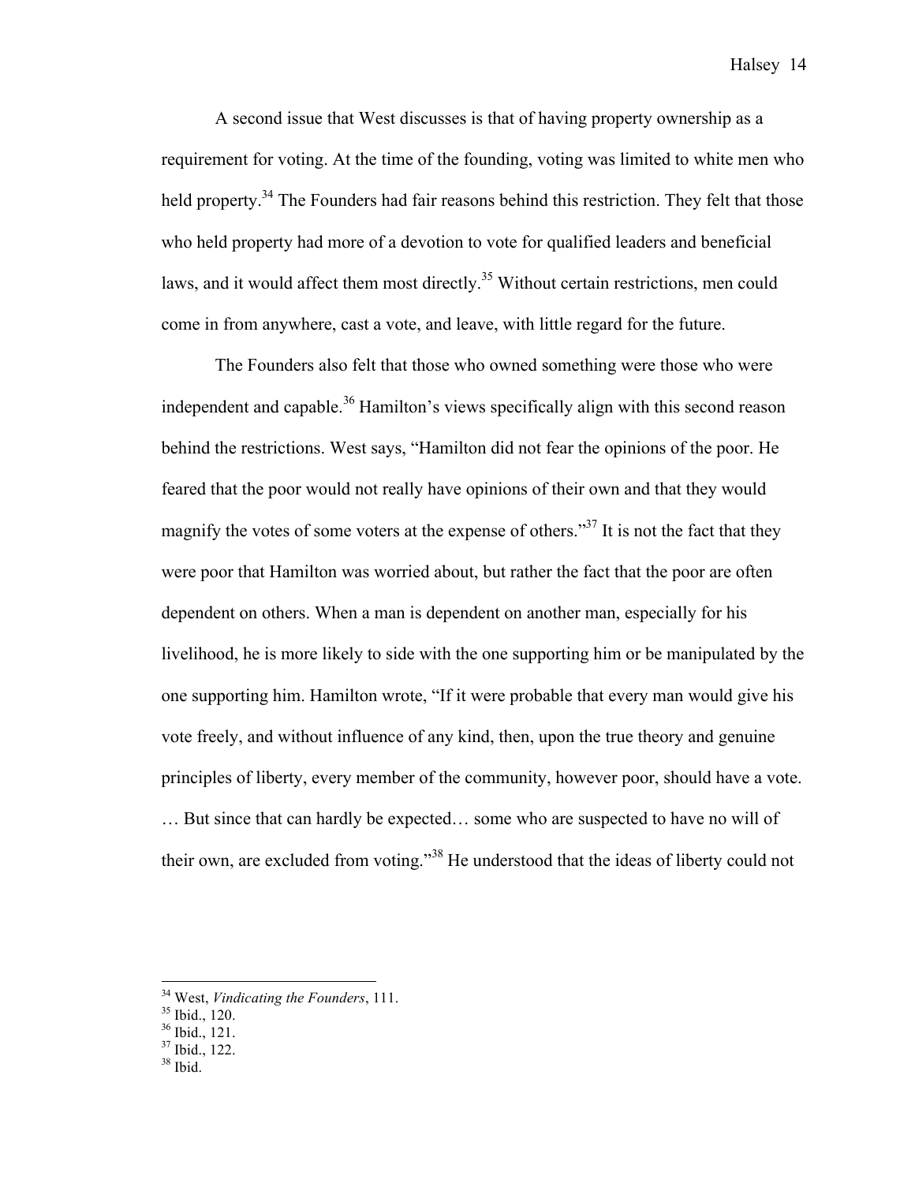A second issue that West discusses is that of having property ownership as a requirement for voting. At the time of the founding, voting was limited to white men who held property.[34] The Founders had fair reasons behind this restriction. They felt that those who held property had more of a devotion to vote for qualified leaders and beneficial laws, and it would affect them most directly.[35] Without certain restrictions, men could come in from anywhere, cast a vote, and leave, with little regard for the future.

The Founders also felt that those who owned something were those who were independent and capable.[36] Hamilton's views specifically align with this second reason behind the restrictions. West says, "Hamilton did not fear the opinions of the poor. He feared that the poor would not really have opinions of their own and that they would magnify the votes of some voters at the expense of others."[37] It is not the fact that they were poor that Hamilton was worried about, but rather the fact that the poor are often dependent on others. When a man is dependent on another man, especially for his livelihood, he is more likely to side with the one supporting him or be manipulated by the one supporting him. Hamilton wrote, "If it were probable that every man would give his vote freely, and without influence of any kind, then, upon the true theory and genuine principles of liberty, every member of the community, however poor, should have a vote. … But since that can hardly be expected… some who are suspected to have no will of their own, are excluded from voting."[38] He understood that the ideas of liberty could not

---

[34] West, *Vindicating the Founders*, 111.
[35] Ibid., 120.
[36] Ibid., 121.
[37] Ibid., 122.
[38] Ibid.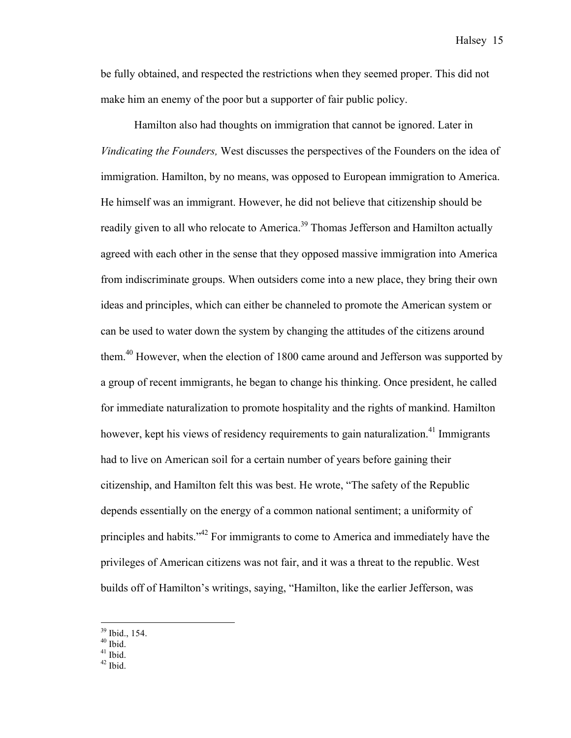be fully obtained, and respected the restrictions when they seemed proper. This did not make him an enemy of the poor but a supporter of fair public policy.

Hamilton also had thoughts on immigration that cannot be ignored. Later in *Vindicating the Founders,* West discusses the perspectives of the Founders on the idea of immigration. Hamilton, by no means, was opposed to European immigration to America. He himself was an immigrant. However, he did not believe that citizenship should be readily given to all who relocate to America.[39] Thomas Jefferson and Hamilton actually agreed with each other in the sense that they opposed massive immigration into America from indiscriminate groups. When outsiders come into a new place, they bring their own ideas and principles, which can either be channeled to promote the American system or can be used to water down the system by changing the attitudes of the citizens around them.[40] However, when the election of 1800 came around and Jefferson was supported by a group of recent immigrants, he began to change his thinking. Once president, he called for immediate naturalization to promote hospitality and the rights of mankind. Hamilton however, kept his views of residency requirements to gain naturalization.[41] Immigrants had to live on American soil for a certain number of years before gaining their citizenship, and Hamilton felt this was best. He wrote, "The safety of the Republic depends essentially on the energy of a common national sentiment; a uniformity of principles and habits."[42] For immigrants to come to America and immediately have the privileges of American citizens was not fair, and it was a threat to the republic. West builds off of Hamilton's writings, saying, "Hamilton, like the earlier Jefferson, was

[39] Ibid., 154.
[40] Ibid.
[41] Ibid.
[42] Ibid.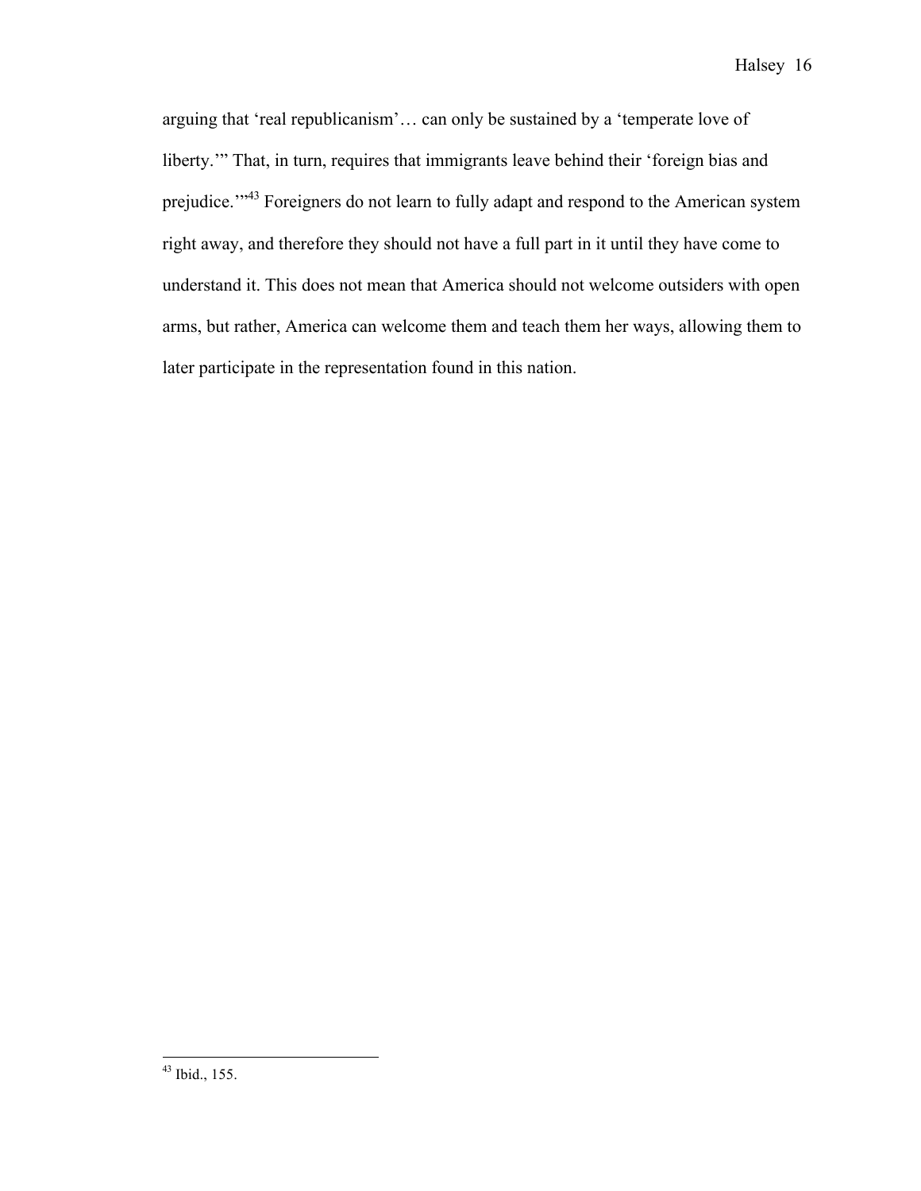arguing that 'real republicanism'… can only be sustained by a 'temperate love of liberty.'" That, in turn, requires that immigrants leave behind their 'foreign bias and prejudice.'"[43] Foreigners do not learn to fully adapt and respond to the American system right away, and therefore they should not have a full part in it until they have come to understand it. This does not mean that America should not welcome outsiders with open arms, but rather, America can welcome them and teach them her ways, allowing them to later participate in the representation found in this nation.

---

[43] Ibid., 155.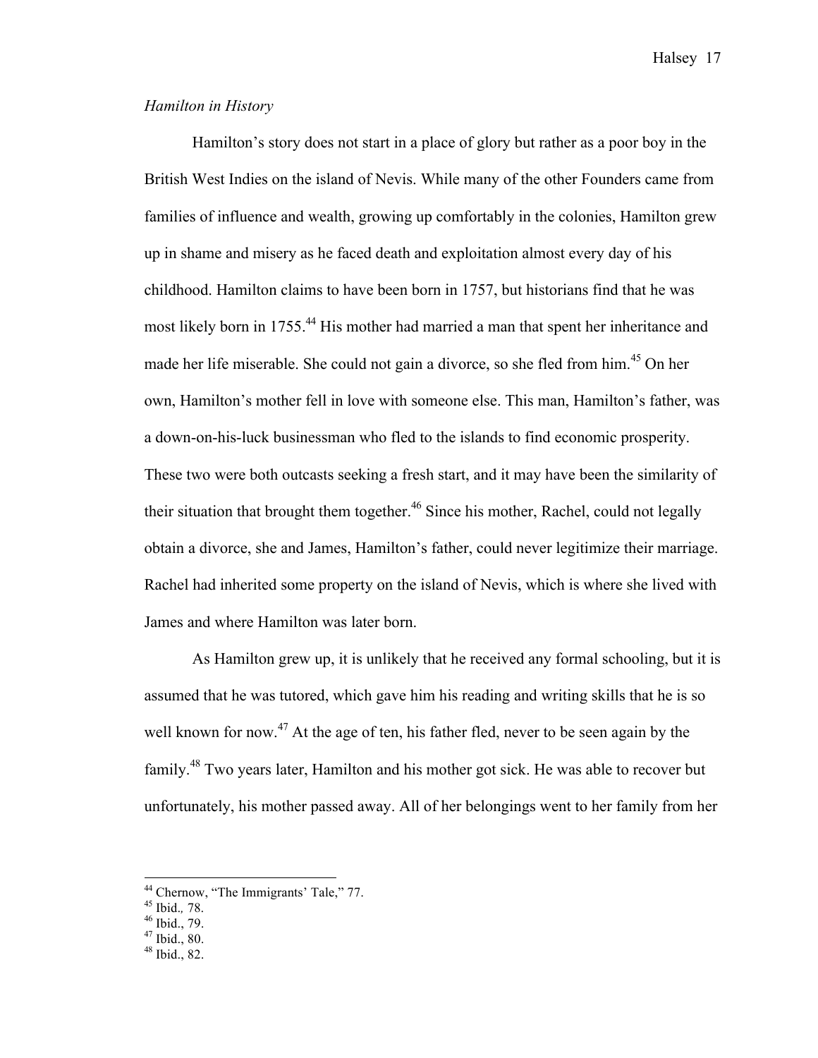*Hamilton in History*

Hamilton's story does not start in a place of glory but rather as a poor boy in the British West Indies on the island of Nevis. While many of the other Founders came from families of influence and wealth, growing up comfortably in the colonies, Hamilton grew up in shame and misery as he faced death and exploitation almost every day of his childhood. Hamilton claims to have been born in 1757, but historians find that he was most likely born in 1755.[44] His mother had married a man that spent her inheritance and made her life miserable. She could not gain a divorce, so she fled from him.[45] On her own, Hamilton's mother fell in love with someone else. This man, Hamilton's father, was a down-on-his-luck businessman who fled to the islands to find economic prosperity. These two were both outcasts seeking a fresh start, and it may have been the similarity of their situation that brought them together.[46] Since his mother, Rachel, could not legally obtain a divorce, she and James, Hamilton's father, could never legitimize their marriage. Rachel had inherited some property on the island of Nevis, which is where she lived with James and where Hamilton was later born.

As Hamilton grew up, it is unlikely that he received any formal schooling, but it is assumed that he was tutored, which gave him his reading and writing skills that he is so well known for now.[47] At the age of ten, his father fled, never to be seen again by the family.[48] Two years later, Hamilton and his mother got sick. He was able to recover but unfortunately, his mother passed away. All of her belongings went to her family from her

---

[44] Chernow, "The Immigrants' Tale," 77.
[45] Ibid., 78.
[46] Ibid., 79.
[47] Ibid., 80.
[48] Ibid., 82.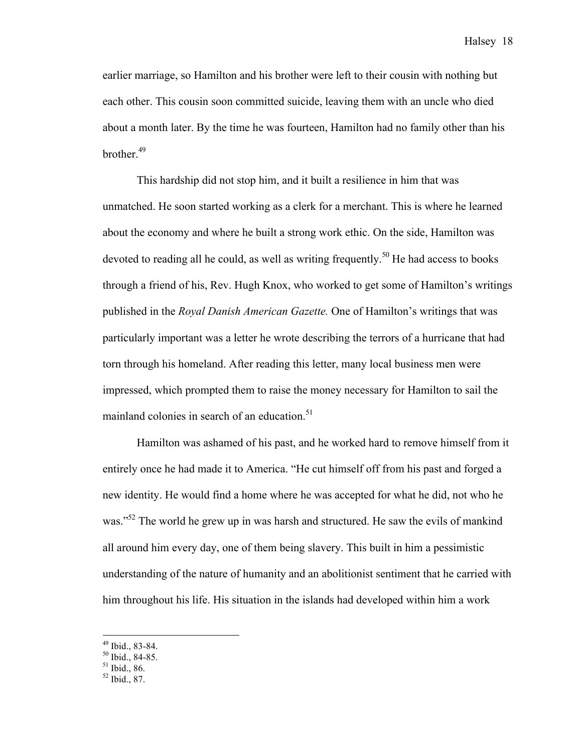earlier marriage, so Hamilton and his brother were left to their cousin with nothing but each other. This cousin soon committed suicide, leaving them with an uncle who died about a month later. By the time he was fourteen, Hamilton had no family other than his brother.[49]

This hardship did not stop him, and it built a resilience in him that was unmatched. He soon started working as a clerk for a merchant. This is where he learned about the economy and where he built a strong work ethic. On the side, Hamilton was devoted to reading all he could, as well as writing frequently.[50] He had access to books through a friend of his, Rev. Hugh Knox, who worked to get some of Hamilton's writings published in the *Royal Danish American Gazette.* One of Hamilton's writings that was particularly important was a letter he wrote describing the terrors of a hurricane that had torn through his homeland. After reading this letter, many local business men were impressed, which prompted them to raise the money necessary for Hamilton to sail the mainland colonies in search of an education.[51]

Hamilton was ashamed of his past, and he worked hard to remove himself from it entirely once he had made it to America. "He cut himself off from his past and forged a new identity. He would find a home where he was accepted for what he did, not who he was."[52] The world he grew up in was harsh and structured. He saw the evils of mankind all around him every day, one of them being slavery. This built in him a pessimistic understanding of the nature of humanity and an abolitionist sentiment that he carried with him throughout his life. His situation in the islands had developed within him a work

[49] Ibid., 83-84.
[50] Ibid., 84-85.
[51] Ibid., 86.
[52] Ibid., 87.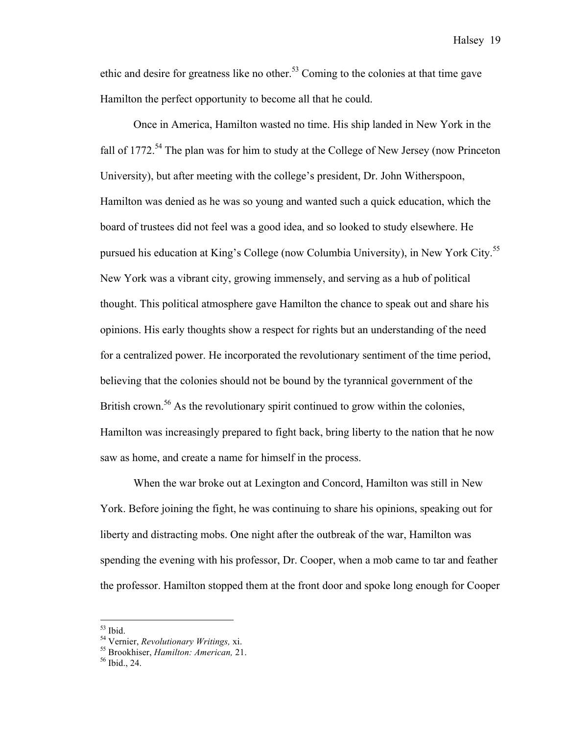ethic and desire for greatness like no other.[53] Coming to the colonies at that time gave Hamilton the perfect opportunity to become all that he could.

Once in America, Hamilton wasted no time. His ship landed in New York in the fall of 1772.[54] The plan was for him to study at the College of New Jersey (now Princeton University), but after meeting with the college's president, Dr. John Witherspoon, Hamilton was denied as he was so young and wanted such a quick education, which the board of trustees did not feel was a good idea, and so looked to study elsewhere. He pursued his education at King's College (now Columbia University), in New York City.[55] New York was a vibrant city, growing immensely, and serving as a hub of political thought. This political atmosphere gave Hamilton the chance to speak out and share his opinions. His early thoughts show a respect for rights but an understanding of the need for a centralized power. He incorporated the revolutionary sentiment of the time period, believing that the colonies should not be bound by the tyrannical government of the British crown.[56] As the revolutionary spirit continued to grow within the colonies, Hamilton was increasingly prepared to fight back, bring liberty to the nation that he now saw as home, and create a name for himself in the process.

When the war broke out at Lexington and Concord, Hamilton was still in New York. Before joining the fight, he was continuing to share his opinions, speaking out for liberty and distracting mobs. One night after the outbreak of the war, Hamilton was spending the evening with his professor, Dr. Cooper, when a mob came to tar and feather the professor. Hamilton stopped them at the front door and spoke long enough for Cooper

---

[53] Ibid.

[54] Vernier, *Revolutionary Writings,* xi.

[55] Brookhiser, *Hamilton: American,* 21.

[56] Ibid., 24.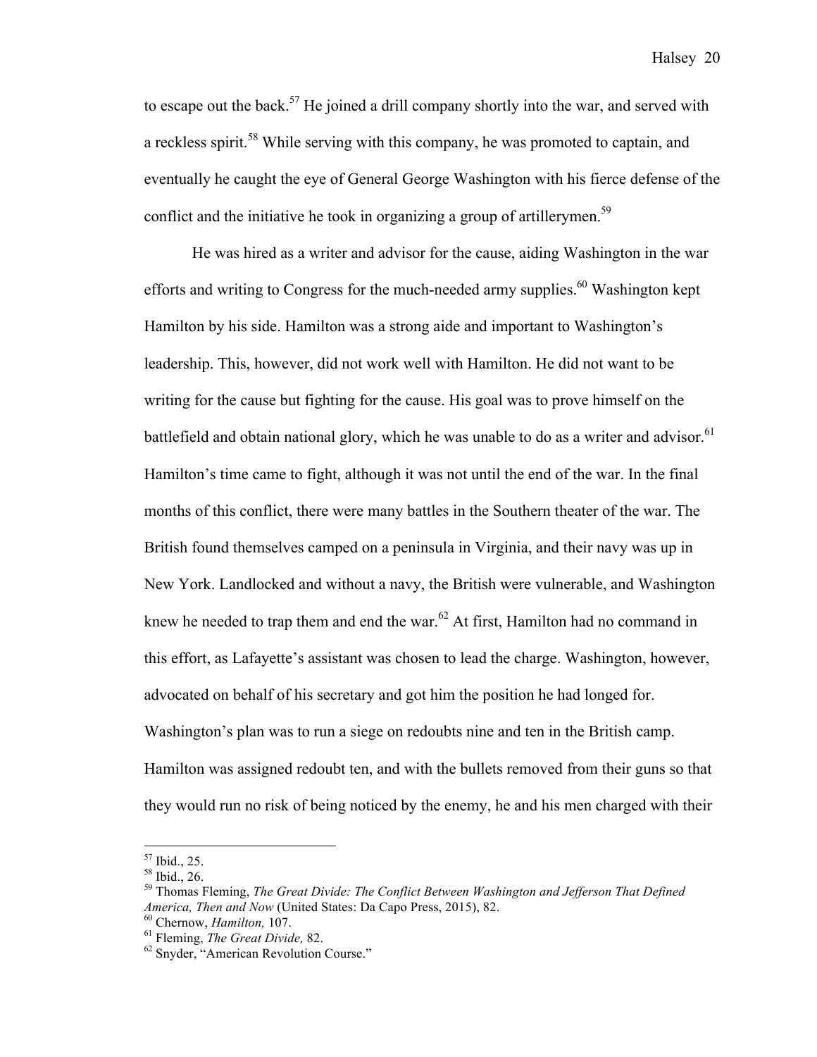to escape out the back.[57] He joined a drill company shortly into the war, and served with a reckless spirit.[58] While serving with this company, he was promoted to captain, and eventually he caught the eye of General George Washington with his fierce defense of the conflict and the initiative he took in organizing a group of artillerymen.[59]

He was hired as a writer and advisor for the cause, aiding Washington in the war efforts and writing to Congress for the much-needed army supplies.[60] Washington kept Hamilton by his side. Hamilton was a strong aide and important to Washington's leadership. This, however, did not work well with Hamilton. He did not want to be writing for the cause but fighting for the cause. His goal was to prove himself on the battlefield and obtain national glory, which he was unable to do as a writer and advisor.[61] Hamilton's time came to fight, although it was not until the end of the war. In the final months of this conflict, there were many battles in the Southern theater of the war. The British found themselves camped on a peninsula in Virginia, and their navy was up in New York. Landlocked and without a navy, the British were vulnerable, and Washington knew he needed to trap them and end the war.[62] At first, Hamilton had no command in this effort, as Lafayette's assistant was chosen to lead the charge. Washington, however, advocated on behalf of his secretary and got him the position he had longed for. Washington's plan was to run a siege on redoubts nine and ten in the British camp. Hamilton was assigned redoubt ten, and with the bullets removed from their guns so that they would run no risk of being noticed by the enemy, he and his men charged with their

---

[57] Ibid., 25.

[58] Ibid., 26.

[59] Thomas Fleming, *The Great Divide: The Conflict Between Washington and Jefferson That Defined America, Then and Now* (United States: Da Capo Press, 2015), 82.

[60] Chernow, *Hamilton,* 107.

[61] Fleming, *The Great Divide,* 82.

[62] Snyder, "American Revolution Course."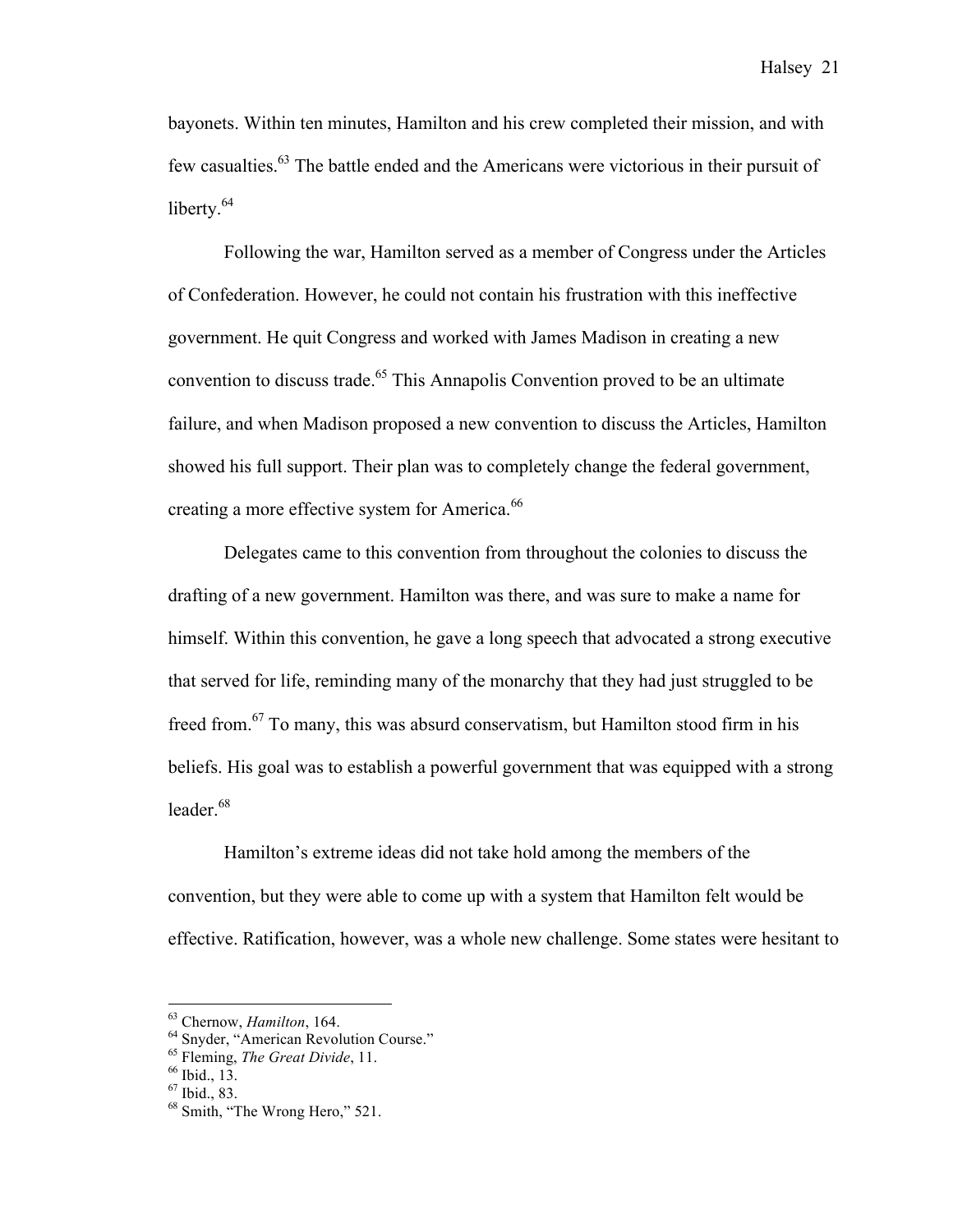bayonets. Within ten minutes, Hamilton and his crew completed their mission, and with few casualties.[63] The battle ended and the Americans were victorious in their pursuit of liberty.[64]

Following the war, Hamilton served as a member of Congress under the Articles of Confederation. However, he could not contain his frustration with this ineffective government. He quit Congress and worked with James Madison in creating a new convention to discuss trade.[65] This Annapolis Convention proved to be an ultimate failure, and when Madison proposed a new convention to discuss the Articles, Hamilton showed his full support. Their plan was to completely change the federal government, creating a more effective system for America.[66]

Delegates came to this convention from throughout the colonies to discuss the drafting of a new government. Hamilton was there, and was sure to make a name for himself. Within this convention, he gave a long speech that advocated a strong executive that served for life, reminding many of the monarchy that they had just struggled to be freed from.[67] To many, this was absurd conservatism, but Hamilton stood firm in his beliefs. His goal was to establish a powerful government that was equipped with a strong leader.[68]

Hamilton's extreme ideas did not take hold among the members of the convention, but they were able to come up with a system that Hamilton felt would be effective. Ratification, however, was a whole new challenge. Some states were hesitant to

---

[63] Chernow, *Hamilton*, 164.
[64] Snyder, "American Revolution Course."
[65] Fleming, *The Great Divide*, 11.
[66] Ibid., 13.
[67] Ibid., 83.
[68] Smith, "The Wrong Hero," 521.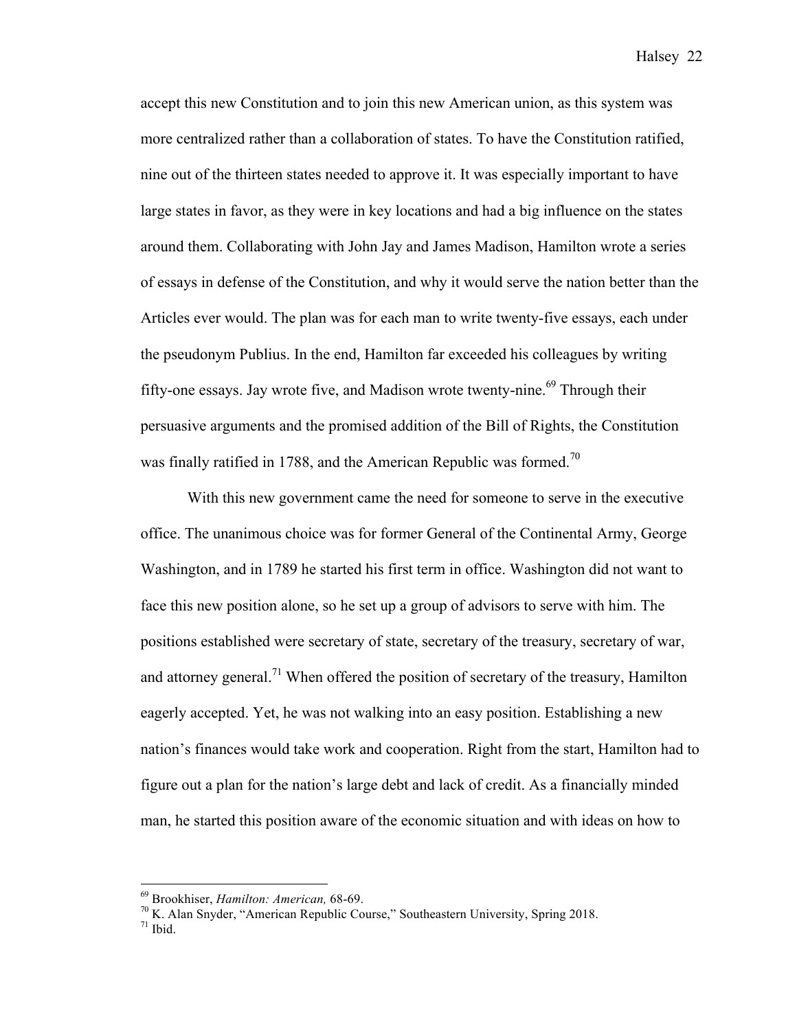accept this new Constitution and to join this new American union, as this system was more centralized rather than a collaboration of states. To have the Constitution ratified, nine out of the thirteen states needed to approve it. It was especially important to have large states in favor, as they were in key locations and had a big influence on the states around them. Collaborating with John Jay and James Madison, Hamilton wrote a series of essays in defense of the Constitution, and why it would serve the nation better than the Articles ever would. The plan was for each man to write twenty-five essays, each under the pseudonym Publius. In the end, Hamilton far exceeded his colleagues by writing fifty-one essays. Jay wrote five, and Madison wrote twenty-nine.[69] Through their persuasive arguments and the promised addition of the Bill of Rights, the Constitution was finally ratified in 1788, and the American Republic was formed.[70]

With this new government came the need for someone to serve in the executive office. The unanimous choice was for former General of the Continental Army, George Washington, and in 1789 he started his first term in office. Washington did not want to face this new position alone, so he set up a group of advisors to serve with him. The positions established were secretary of state, secretary of the treasury, secretary of war, and attorney general.[71] When offered the position of secretary of the treasury, Hamilton eagerly accepted. Yet, he was not walking into an easy position. Establishing a new nation's finances would take work and cooperation. Right from the start, Hamilton had to figure out a plan for the nation's large debt and lack of credit. As a financially minded man, he started this position aware of the economic situation and with ideas on how to

---

[69] Brookhiser, *Hamilton: American,* 68-69.

[70] K. Alan Snyder, "American Republic Course," Southeastern University, Spring 2018.

[71] Ibid.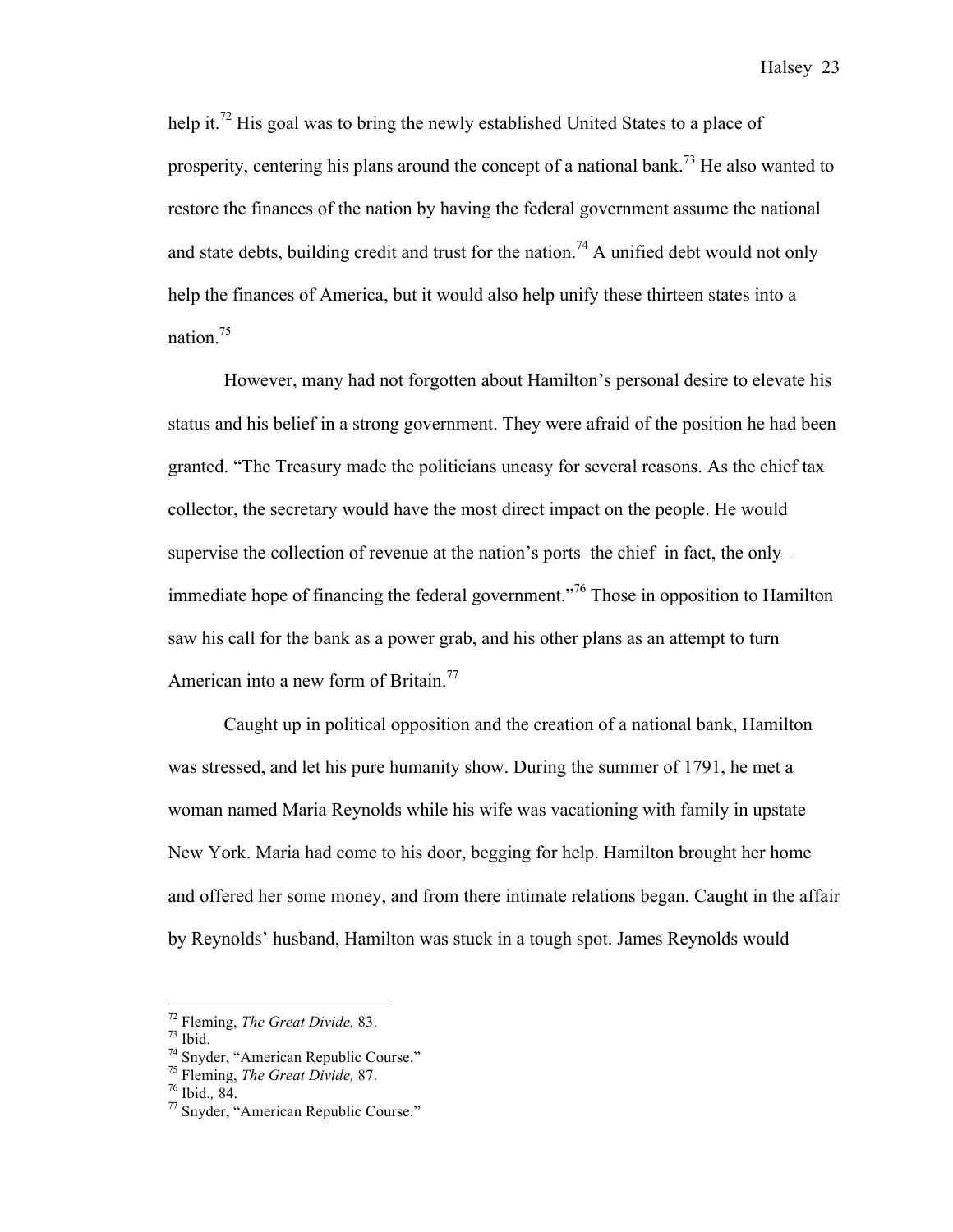help it.[72] His goal was to bring the newly established United States to a place of prosperity, centering his plans around the concept of a national bank.[73] He also wanted to restore the finances of the nation by having the federal government assume the national and state debts, building credit and trust for the nation.[74] A unified debt would not only help the finances of America, but it would also help unify these thirteen states into a nation.[75]

However, many had not forgotten about Hamilton's personal desire to elevate his status and his belief in a strong government. They were afraid of the position he had been granted. "The Treasury made the politicians uneasy for several reasons. As the chief tax collector, the secretary would have the most direct impact on the people. He would supervise the collection of revenue at the nation's ports–the chief–in fact, the only–immediate hope of financing the federal government."[76] Those in opposition to Hamilton saw his call for the bank as a power grab, and his other plans as an attempt to turn American into a new form of Britain.[77]

Caught up in political opposition and the creation of a national bank, Hamilton was stressed, and let his pure humanity show. During the summer of 1791, he met a woman named Maria Reynolds while his wife was vacationing with family in upstate New York. Maria had come to his door, begging for help. Hamilton brought her home and offered her some money, and from there intimate relations began. Caught in the affair by Reynolds' husband, Hamilton was stuck in a tough spot. James Reynolds would

---

[72] Fleming, *The Great Divide,* 83.
[73] Ibid.
[74] Snyder, "American Republic Course."
[75] Fleming, *The Great Divide,* 87.
[76] Ibid.*,* 84.
[77] Snyder, "American Republic Course."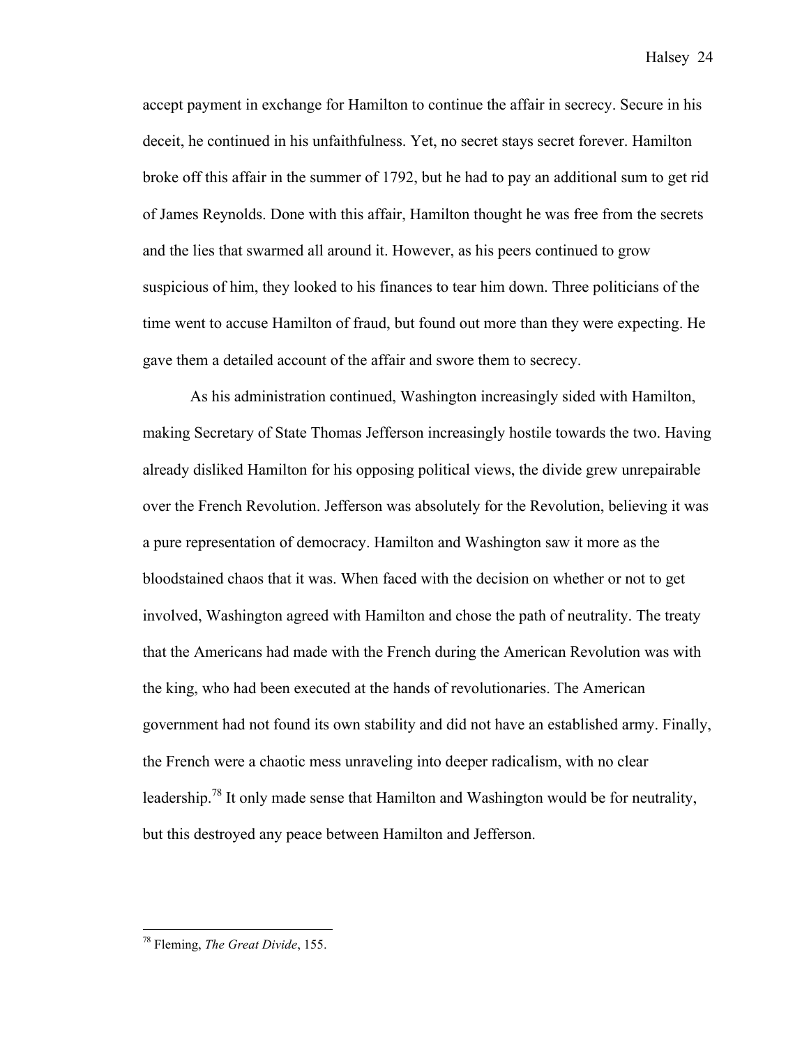accept payment in exchange for Hamilton to continue the affair in secrecy. Secure in his deceit, he continued in his unfaithfulness. Yet, no secret stays secret forever. Hamilton broke off this affair in the summer of 1792, but he had to pay an additional sum to get rid of James Reynolds. Done with this affair, Hamilton thought he was free from the secrets and the lies that swarmed all around it. However, as his peers continued to grow suspicious of him, they looked to his finances to tear him down. Three politicians of the time went to accuse Hamilton of fraud, but found out more than they were expecting. He gave them a detailed account of the affair and swore them to secrecy.

As his administration continued, Washington increasingly sided with Hamilton, making Secretary of State Thomas Jefferson increasingly hostile towards the two. Having already disliked Hamilton for his opposing political views, the divide grew unrepairable over the French Revolution. Jefferson was absolutely for the Revolution, believing it was a pure representation of democracy. Hamilton and Washington saw it more as the bloodstained chaos that it was. When faced with the decision on whether or not to get involved, Washington agreed with Hamilton and chose the path of neutrality. The treaty that the Americans had made with the French during the American Revolution was with the king, who had been executed at the hands of revolutionaries. The American government had not found its own stability and did not have an established army. Finally, the French were a chaotic mess unraveling into deeper radicalism, with no clear leadership.[78] It only made sense that Hamilton and Washington would be for neutrality, but this destroyed any peace between Hamilton and Jefferson.

---

[78] Fleming, *The Great Divide*, 155.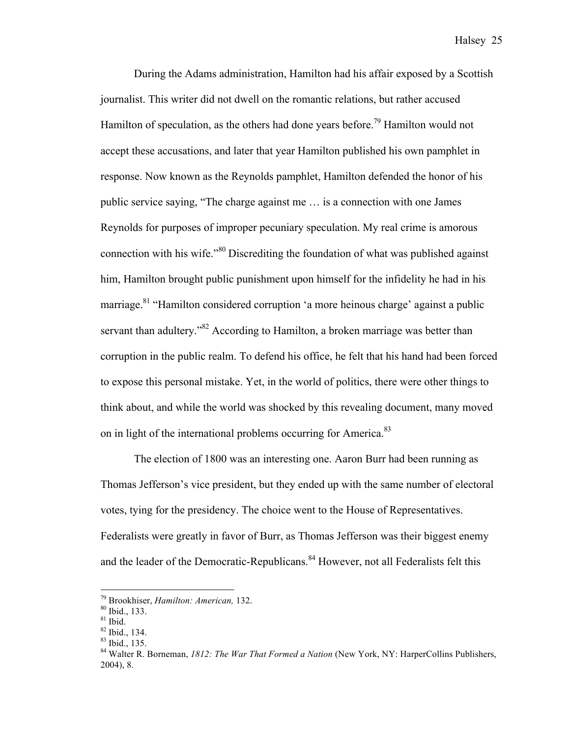During the Adams administration, Hamilton had his affair exposed by a Scottish journalist. This writer did not dwell on the romantic relations, but rather accused Hamilton of speculation, as the others had done years before.[79] Hamilton would not accept these accusations, and later that year Hamilton published his own pamphlet in response. Now known as the Reynolds pamphlet, Hamilton defended the honor of his public service saying, "The charge against me … is a connection with one James Reynolds for purposes of improper pecuniary speculation. My real crime is amorous connection with his wife."[80] Discrediting the foundation of what was published against him, Hamilton brought public punishment upon himself for the infidelity he had in his marriage.[81] "Hamilton considered corruption 'a more heinous charge' against a public servant than adultery."[82] According to Hamilton, a broken marriage was better than corruption in the public realm. To defend his office, he felt that his hand had been forced to expose this personal mistake. Yet, in the world of politics, there were other things to think about, and while the world was shocked by this revealing document, many moved on in light of the international problems occurring for America.[83]

The election of 1800 was an interesting one. Aaron Burr had been running as Thomas Jefferson's vice president, but they ended up with the same number of electoral votes, tying for the presidency. The choice went to the House of Representatives. Federalists were greatly in favor of Burr, as Thomas Jefferson was their biggest enemy and the leader of the Democratic-Republicans.[84] However, not all Federalists felt this

---

[79] Brookhiser, *Hamilton: American,* 132.
[80] Ibid., 133.
[81] Ibid.
[82] Ibid., 134.
[83] Ibid., 135.
[84] Walter R. Borneman, *1812: The War That Formed a Nation* (New York, NY: HarperCollins Publishers, 2004), 8.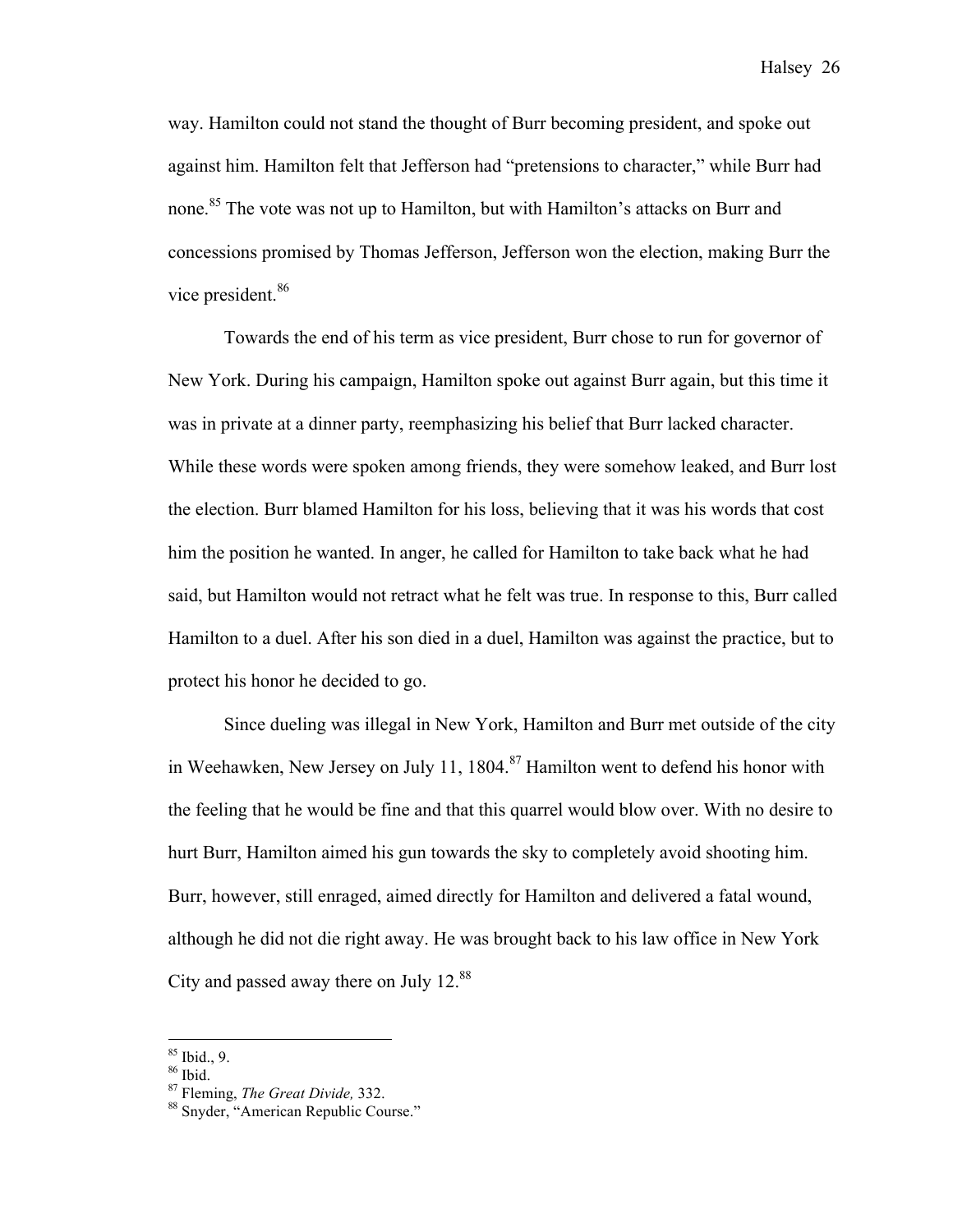way. Hamilton could not stand the thought of Burr becoming president, and spoke out against him. Hamilton felt that Jefferson had "pretensions to character," while Burr had none.[85] The vote was not up to Hamilton, but with Hamilton's attacks on Burr and concessions promised by Thomas Jefferson, Jefferson won the election, making Burr the vice president.[86]

Towards the end of his term as vice president, Burr chose to run for governor of New York. During his campaign, Hamilton spoke out against Burr again, but this time it was in private at a dinner party, reemphasizing his belief that Burr lacked character. While these words were spoken among friends, they were somehow leaked, and Burr lost the election. Burr blamed Hamilton for his loss, believing that it was his words that cost him the position he wanted. In anger, he called for Hamilton to take back what he had said, but Hamilton would not retract what he felt was true. In response to this, Burr called Hamilton to a duel. After his son died in a duel, Hamilton was against the practice, but to protect his honor he decided to go.

Since dueling was illegal in New York, Hamilton and Burr met outside of the city in Weehawken, New Jersey on July 11, 1804.[87] Hamilton went to defend his honor with the feeling that he would be fine and that this quarrel would blow over. With no desire to hurt Burr, Hamilton aimed his gun towards the sky to completely avoid shooting him. Burr, however, still enraged, aimed directly for Hamilton and delivered a fatal wound, although he did not die right away. He was brought back to his law office in New York City and passed away there on July 12.[88]

---

[85] Ibid., 9.
[86] Ibid.
[87] Fleming, *The Great Divide,* 332.
[88] Snyder, "American Republic Course."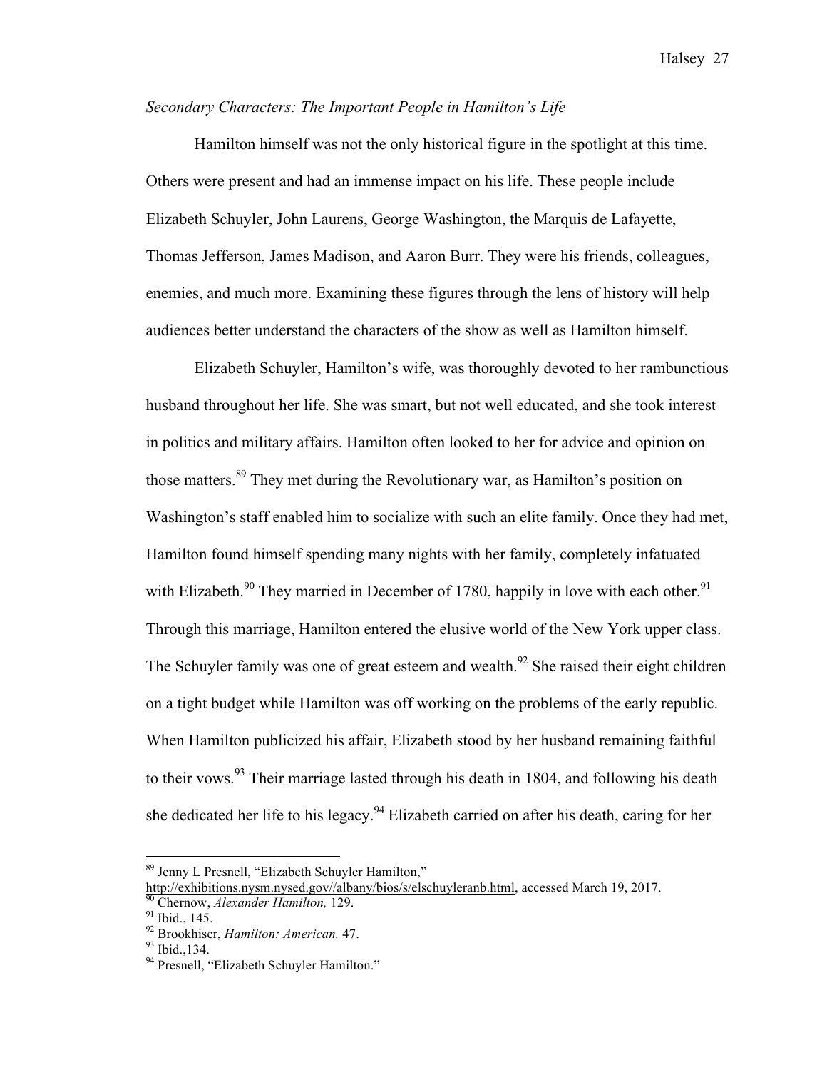*Secondary Characters: The Important People in Hamilton's Life*

Hamilton himself was not the only historical figure in the spotlight at this time. Others were present and had an immense impact on his life. These people include Elizabeth Schuyler, John Laurens, George Washington, the Marquis de Lafayette, Thomas Jefferson, James Madison, and Aaron Burr. They were his friends, colleagues, enemies, and much more. Examining these figures through the lens of history will help audiences better understand the characters of the show as well as Hamilton himself.

Elizabeth Schuyler, Hamilton's wife, was thoroughly devoted to her rambunctious husband throughout her life. She was smart, but not well educated, and she took interest in politics and military affairs. Hamilton often looked to her for advice and opinion on those matters.[89] They met during the Revolutionary war, as Hamilton's position on Washington's staff enabled him to socialize with such an elite family. Once they had met, Hamilton found himself spending many nights with her family, completely infatuated with Elizabeth.[90] They married in December of 1780, happily in love with each other.[91] Through this marriage, Hamilton entered the elusive world of the New York upper class. The Schuyler family was one of great esteem and wealth.[92] She raised their eight children on a tight budget while Hamilton was off working on the problems of the early republic. When Hamilton publicized his affair, Elizabeth stood by her husband remaining faithful to their vows.[93] Their marriage lasted through his death in 1804, and following his death she dedicated her life to his legacy.[94] Elizabeth carried on after his death, caring for her

---

[89] Jenny L Presnell, "Elizabeth Schuyler Hamilton," http://exhibitions.nysm.nysed.gov//albany/bios/s/elschuyleranb.html, accessed March 19, 2017.
[90] Chernow, *Alexander Hamilton,* 129.
[91] Ibid., 145.
[92] Brookhiser, *Hamilton: American,* 47.
[93] Ibid.,134.
[94] Presnell, "Elizabeth Schuyler Hamilton."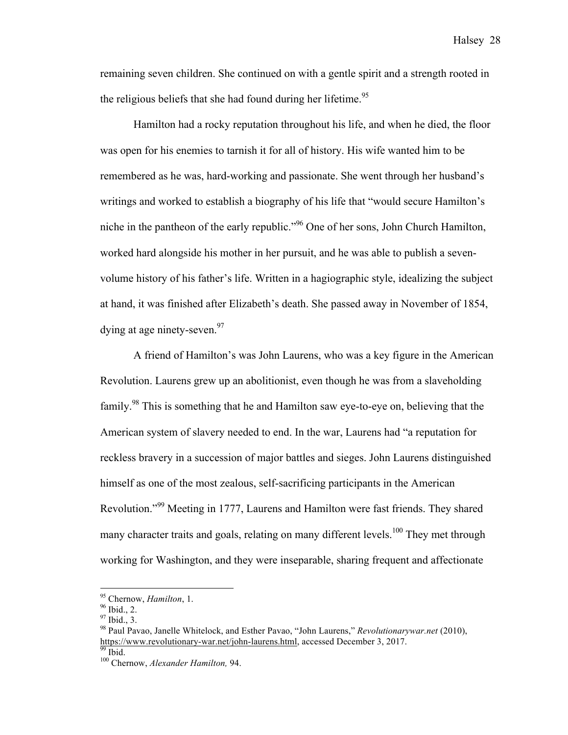remaining seven children. She continued on with a gentle spirit and a strength rooted in the religious beliefs that she had found during her lifetime.[95]

Hamilton had a rocky reputation throughout his life, and when he died, the floor was open for his enemies to tarnish it for all of history. His wife wanted him to be remembered as he was, hard-working and passionate. She went through her husband's writings and worked to establish a biography of his life that "would secure Hamilton's niche in the pantheon of the early republic."[96] One of her sons, John Church Hamilton, worked hard alongside his mother in her pursuit, and he was able to publish a seven-volume history of his father's life. Written in a hagiographic style, idealizing the subject at hand, it was finished after Elizabeth's death. She passed away in November of 1854, dying at age ninety-seven.[97]

A friend of Hamilton's was John Laurens, who was a key figure in the American Revolution. Laurens grew up an abolitionist, even though he was from a slaveholding family.[98] This is something that he and Hamilton saw eye-to-eye on, believing that the American system of slavery needed to end. In the war, Laurens had "a reputation for reckless bravery in a succession of major battles and sieges. John Laurens distinguished himself as one of the most zealous, self-sacrificing participants in the American Revolution."[99] Meeting in 1777, Laurens and Hamilton were fast friends. They shared many character traits and goals, relating on many different levels.[100] They met through working for Washington, and they were inseparable, sharing frequent and affectionate

---

[95] Chernow, *Hamilton*, 1.
[96] Ibid., 2.
[97] Ibid., 3.
[98] Paul Pavao, Janelle Whitelock, and Esther Pavao, "John Laurens," *Revolutionarywar.net* (2010), https://www.revolutionary-war.net/john-laurens.html, accessed December 3, 2017.
[99] Ibid.
[100] Chernow, *Alexander Hamilton,* 94.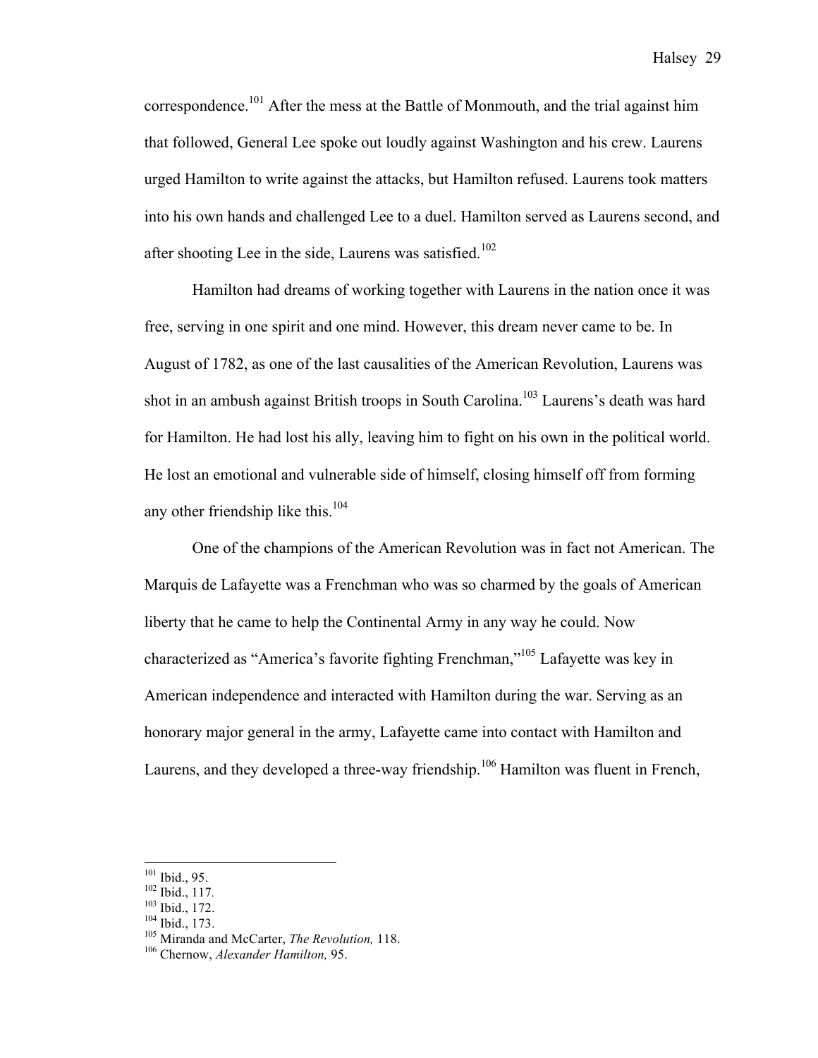correspondence.[101] After the mess at the Battle of Monmouth, and the trial against him that followed, General Lee spoke out loudly against Washington and his crew. Laurens urged Hamilton to write against the attacks, but Hamilton refused. Laurens took matters into his own hands and challenged Lee to a duel. Hamilton served as Laurens second, and after shooting Lee in the side, Laurens was satisfied.[102]

Hamilton had dreams of working together with Laurens in the nation once it was free, serving in one spirit and one mind. However, this dream never came to be. In August of 1782, as one of the last causalities of the American Revolution, Laurens was shot in an ambush against British troops in South Carolina.[103] Laurens's death was hard for Hamilton. He had lost his ally, leaving him to fight on his own in the political world. He lost an emotional and vulnerable side of himself, closing himself off from forming any other friendship like this.[104]

One of the champions of the American Revolution was in fact not American. The Marquis de Lafayette was a Frenchman who was so charmed by the goals of American liberty that he came to help the Continental Army in any way he could. Now characterized as "America's favorite fighting Frenchman,"[105] Lafayette was key in American independence and interacted with Hamilton during the war. Serving as an honorary major general in the army, Lafayette came into contact with Hamilton and Laurens, and they developed a three-way friendship.[106] Hamilton was fluent in French,

---

[101] Ibid., 95.
[102] Ibid., 117.
[103] Ibid., 172.
[104] Ibid., 173.
[105] Miranda and McCarter, *The Revolution,* 118.
[106] Chernow, *Alexander Hamilton,* 95.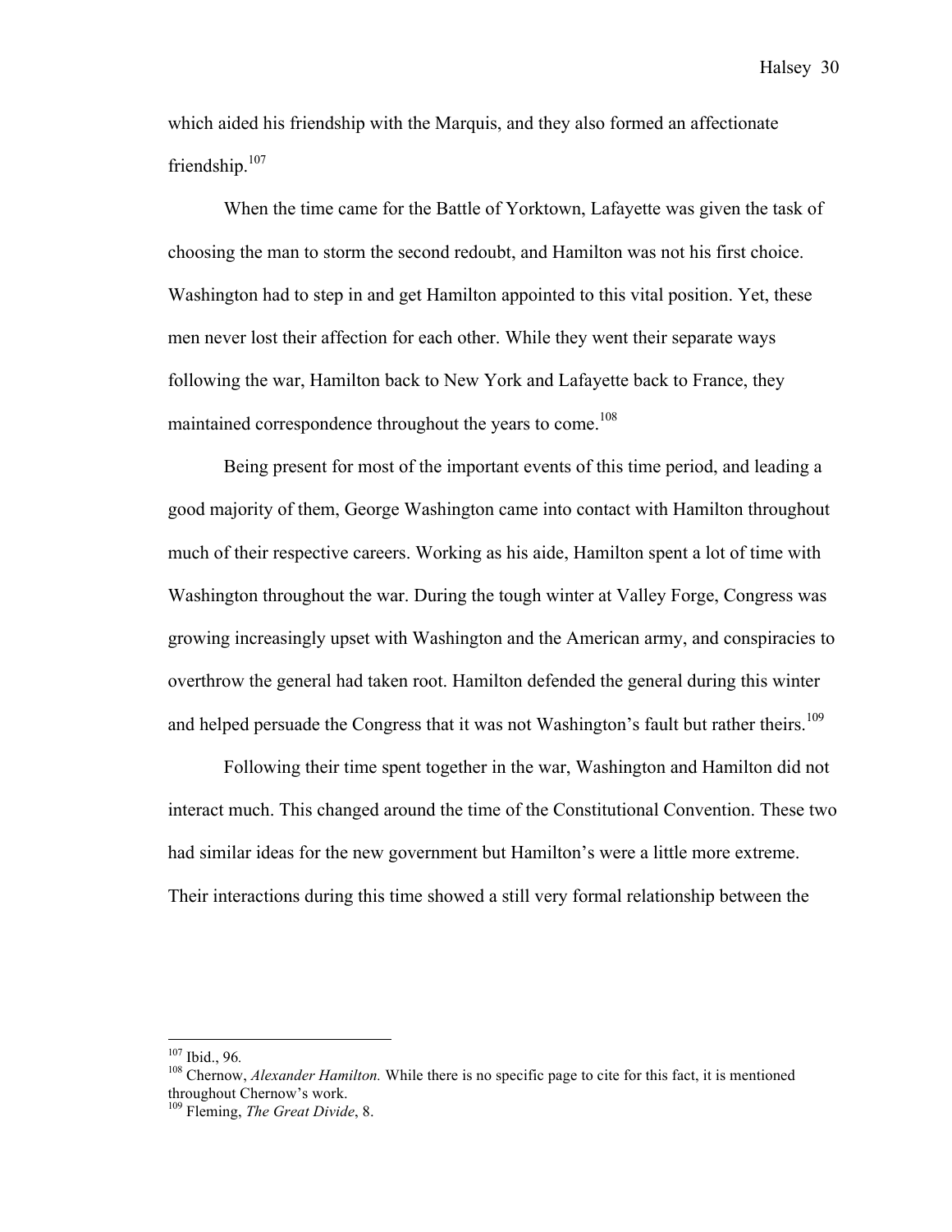which aided his friendship with the Marquis, and they also formed an affectionate friendship.[107]

When the time came for the Battle of Yorktown, Lafayette was given the task of choosing the man to storm the second redoubt, and Hamilton was not his first choice. Washington had to step in and get Hamilton appointed to this vital position. Yet, these men never lost their affection for each other. While they went their separate ways following the war, Hamilton back to New York and Lafayette back to France, they maintained correspondence throughout the years to come.[108]

Being present for most of the important events of this time period, and leading a good majority of them, George Washington came into contact with Hamilton throughout much of their respective careers. Working as his aide, Hamilton spent a lot of time with Washington throughout the war. During the tough winter at Valley Forge, Congress was growing increasingly upset with Washington and the American army, and conspiracies to overthrow the general had taken root. Hamilton defended the general during this winter and helped persuade the Congress that it was not Washington's fault but rather theirs.[109]

Following their time spent together in the war, Washington and Hamilton did not interact much. This changed around the time of the Constitutional Convention. These two had similar ideas for the new government but Hamilton's were a little more extreme. Their interactions during this time showed a still very formal relationship between the

---

[107] Ibid., 96.

[108] Chernow, *Alexander Hamilton.* While there is no specific page to cite for this fact, it is mentioned throughout Chernow's work.

[109] Fleming, *The Great Divide*, 8.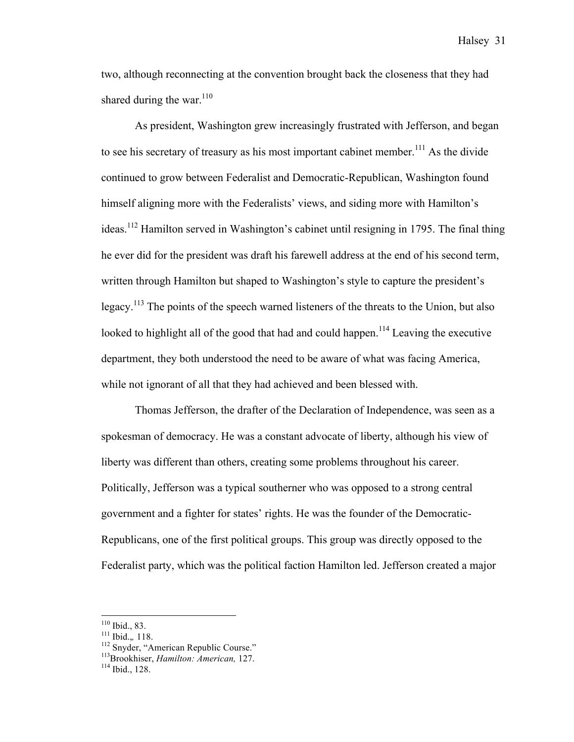two, although reconnecting at the convention brought back the closeness that they had shared during the war.[110]

As president, Washington grew increasingly frustrated with Jefferson, and began to see his secretary of treasury as his most important cabinet member.[111] As the divide continued to grow between Federalist and Democratic-Republican, Washington found himself aligning more with the Federalists' views, and siding more with Hamilton's ideas.[112] Hamilton served in Washington's cabinet until resigning in 1795. The final thing he ever did for the president was draft his farewell address at the end of his second term, written through Hamilton but shaped to Washington's style to capture the president's legacy.[113] The points of the speech warned listeners of the threats to the Union, but also looked to highlight all of the good that had and could happen.[114] Leaving the executive department, they both understood the need to be aware of what was facing America, while not ignorant of all that they had achieved and been blessed with.

Thomas Jefferson, the drafter of the Declaration of Independence, was seen as a spokesman of democracy. He was a constant advocate of liberty, although his view of liberty was different than others, creating some problems throughout his career. Politically, Jefferson was a typical southerner who was opposed to a strong central government and a fighter for states' rights. He was the founder of the Democratic-Republicans, one of the first political groups. This group was directly opposed to the Federalist party, which was the political faction Hamilton led. Jefferson created a major

---

[110] Ibid., 83.
[111] Ibid.„ 118.
[112] Snyder, "American Republic Course."
[113] Brookhiser, *Hamilton: American,* 127.
[114] Ibid., 128.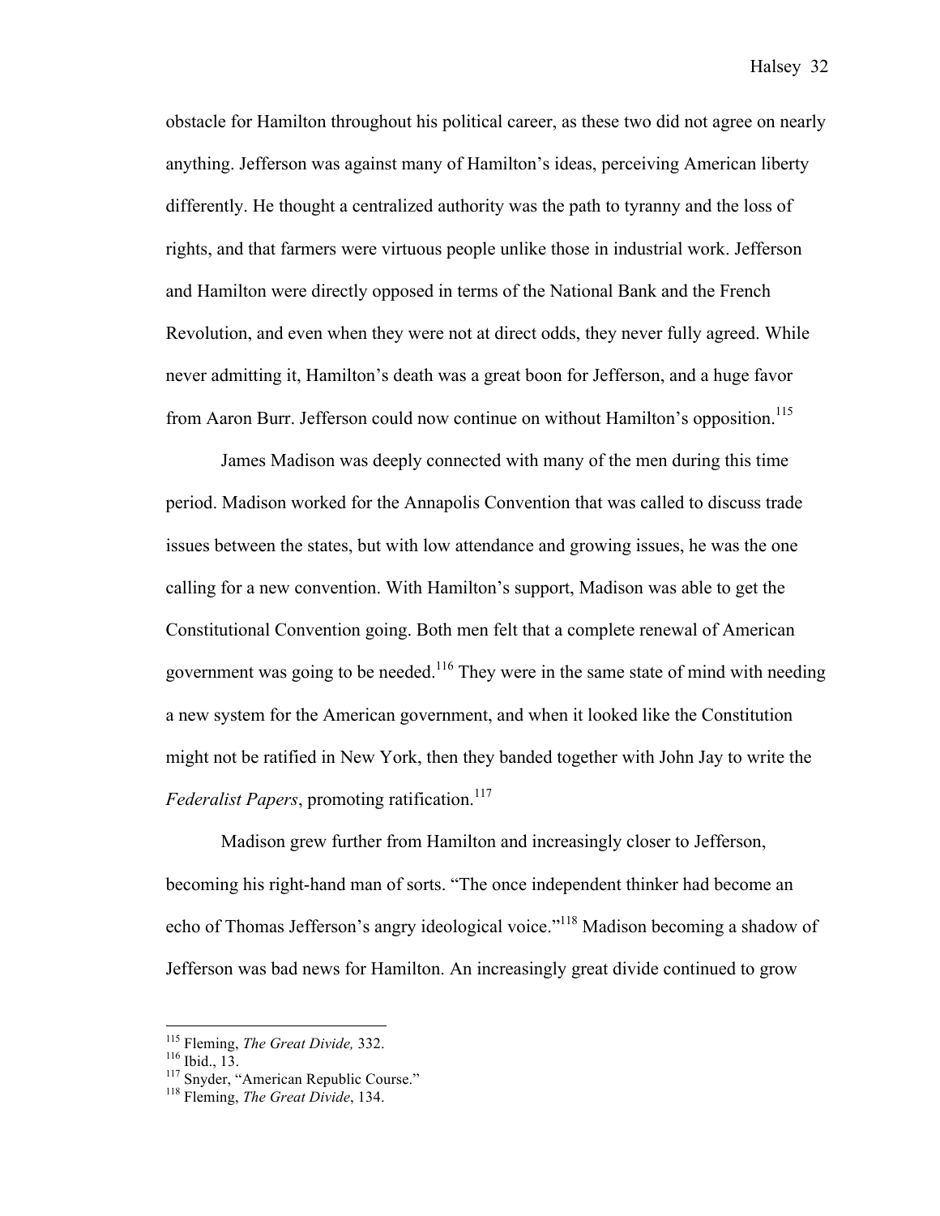obstacle for Hamilton throughout his political career, as these two did not agree on nearly anything. Jefferson was against many of Hamilton's ideas, perceiving American liberty differently. He thought a centralized authority was the path to tyranny and the loss of rights, and that farmers were virtuous people unlike those in industrial work. Jefferson and Hamilton were directly opposed in terms of the National Bank and the French Revolution, and even when they were not at direct odds, they never fully agreed. While never admitting it, Hamilton's death was a great boon for Jefferson, and a huge favor from Aaron Burr. Jefferson could now continue on without Hamilton's opposition.[115]

James Madison was deeply connected with many of the men during this time period. Madison worked for the Annapolis Convention that was called to discuss trade issues between the states, but with low attendance and growing issues, he was the one calling for a new convention. With Hamilton's support, Madison was able to get the Constitutional Convention going. Both men felt that a complete renewal of American government was going to be needed.[116] They were in the same state of mind with needing a new system for the American government, and when it looked like the Constitution might not be ratified in New York, then they banded together with John Jay to write the *Federalist Papers*, promoting ratification.[117]

Madison grew further from Hamilton and increasingly closer to Jefferson, becoming his right-hand man of sorts. "The once independent thinker had become an echo of Thomas Jefferson's angry ideological voice."[118] Madison becoming a shadow of Jefferson was bad news for Hamilton. An increasingly great divide continued to grow

---

[115] Fleming, *The Great Divide,* 332.
[116] Ibid., 13.
[117] Snyder, "American Republic Course."
[118] Fleming, *The Great Divide*, 134.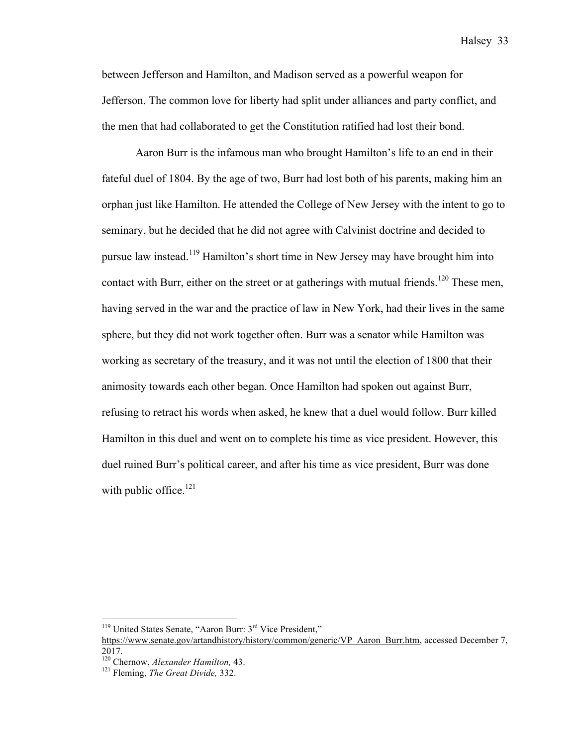between Jefferson and Hamilton, and Madison served as a powerful weapon for Jefferson. The common love for liberty had split under alliances and party conflict, and the men that had collaborated to get the Constitution ratified had lost their bond.

Aaron Burr is the infamous man who brought Hamilton's life to an end in their fateful duel of 1804. By the age of two, Burr had lost both of his parents, making him an orphan just like Hamilton. He attended the College of New Jersey with the intent to go to seminary, but he decided that he did not agree with Calvinist doctrine and decided to pursue law instead.[119] Hamilton's short time in New Jersey may have brought him into contact with Burr, either on the street or at gatherings with mutual friends.[120] These men, having served in the war and the practice of law in New York, had their lives in the same sphere, but they did not work together often. Burr was a senator while Hamilton was working as secretary of the treasury, and it was not until the election of 1800 that their animosity towards each other began. Once Hamilton had spoken out against Burr, refusing to retract his words when asked, he knew that a duel would follow. Burr killed Hamilton in this duel and went on to complete his time as vice president. However, this duel ruined Burr's political career, and after his time as vice president, Burr was done with public office.[121]

---

[119] United States Senate, "Aaron Burr: 3rd Vice President," https://www.senate.gov/artandhistory/history/common/generic/VP_Aaron_Burr.htm, accessed December 7, 2017.

[120] Chernow, *Alexander Hamilton,* 43.

[121] Fleming, *The Great Divide,* 332.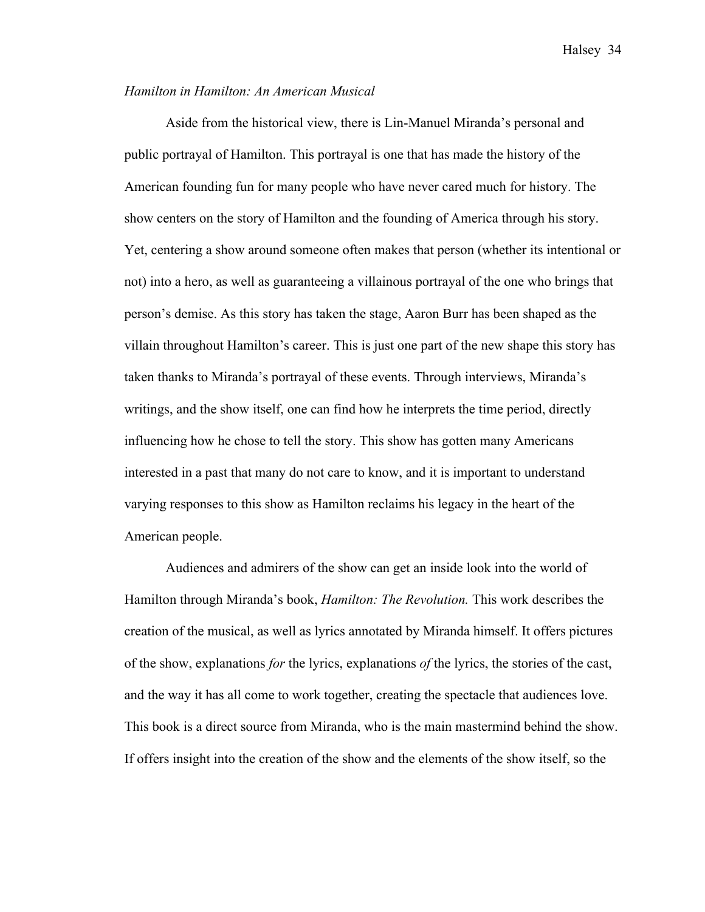*Hamilton in Hamilton: An American Musical*

Aside from the historical view, there is Lin-Manuel Miranda's personal and public portrayal of Hamilton. This portrayal is one that has made the history of the American founding fun for many people who have never cared much for history. The show centers on the story of Hamilton and the founding of America through his story. Yet, centering a show around someone often makes that person (whether its intentional or not) into a hero, as well as guaranteeing a villainous portrayal of the one who brings that person's demise. As this story has taken the stage, Aaron Burr has been shaped as the villain throughout Hamilton's career. This is just one part of the new shape this story has taken thanks to Miranda's portrayal of these events. Through interviews, Miranda's writings, and the show itself, one can find how he interprets the time period, directly influencing how he chose to tell the story. This show has gotten many Americans interested in a past that many do not care to know, and it is important to understand varying responses to this show as Hamilton reclaims his legacy in the heart of the American people.

Audiences and admirers of the show can get an inside look into the world of Hamilton through Miranda's book, *Hamilton: The Revolution.* This work describes the creation of the musical, as well as lyrics annotated by Miranda himself. It offers pictures of the show, explanations *for* the lyrics, explanations *of* the lyrics, the stories of the cast, and the way it has all come to work together, creating the spectacle that audiences love. This book is a direct source from Miranda, who is the main mastermind behind the show. If offers insight into the creation of the show and the elements of the show itself, so the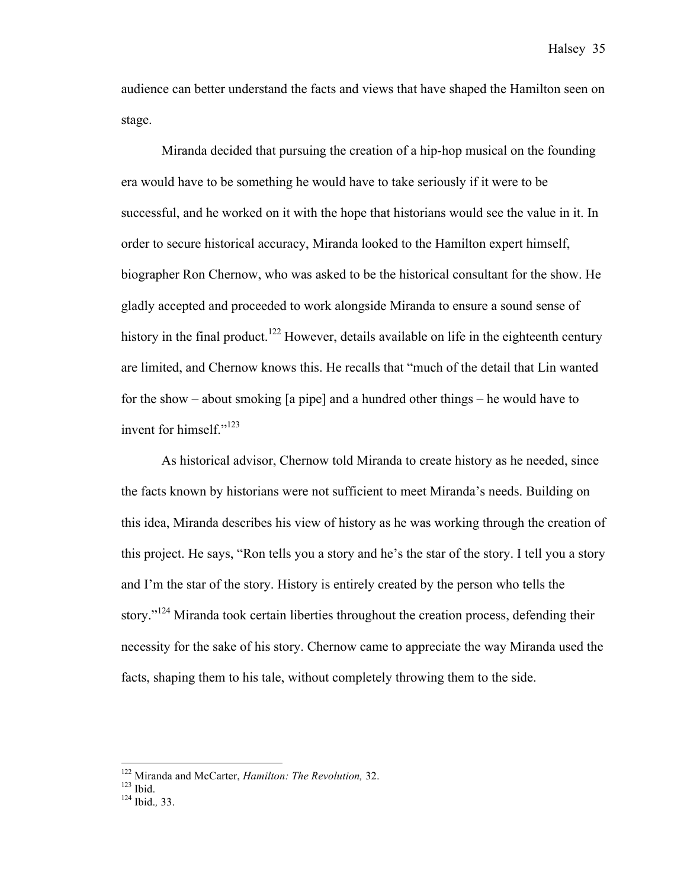audience can better understand the facts and views that have shaped the Hamilton seen on stage.

Miranda decided that pursuing the creation of a hip-hop musical on the founding era would have to be something he would have to take seriously if it were to be successful, and he worked on it with the hope that historians would see the value in it. In order to secure historical accuracy, Miranda looked to the Hamilton expert himself, biographer Ron Chernow, who was asked to be the historical consultant for the show. He gladly accepted and proceeded to work alongside Miranda to ensure a sound sense of history in the final product.[122] However, details available on life in the eighteenth century are limited, and Chernow knows this. He recalls that "much of the detail that Lin wanted for the show – about smoking [a pipe] and a hundred other things – he would have to invent for himself."[123]

As historical advisor, Chernow told Miranda to create history as he needed, since the facts known by historians were not sufficient to meet Miranda's needs. Building on this idea, Miranda describes his view of history as he was working through the creation of this project. He says, "Ron tells you a story and he's the star of the story. I tell you a story and I'm the star of the story. History is entirely created by the person who tells the story."[124] Miranda took certain liberties throughout the creation process, defending their necessity for the sake of his story. Chernow came to appreciate the way Miranda used the facts, shaping them to his tale, without completely throwing them to the side.

---

[122] Miranda and McCarter, *Hamilton: The Revolution,* 32.
[123] Ibid.
[124] Ibid., 33.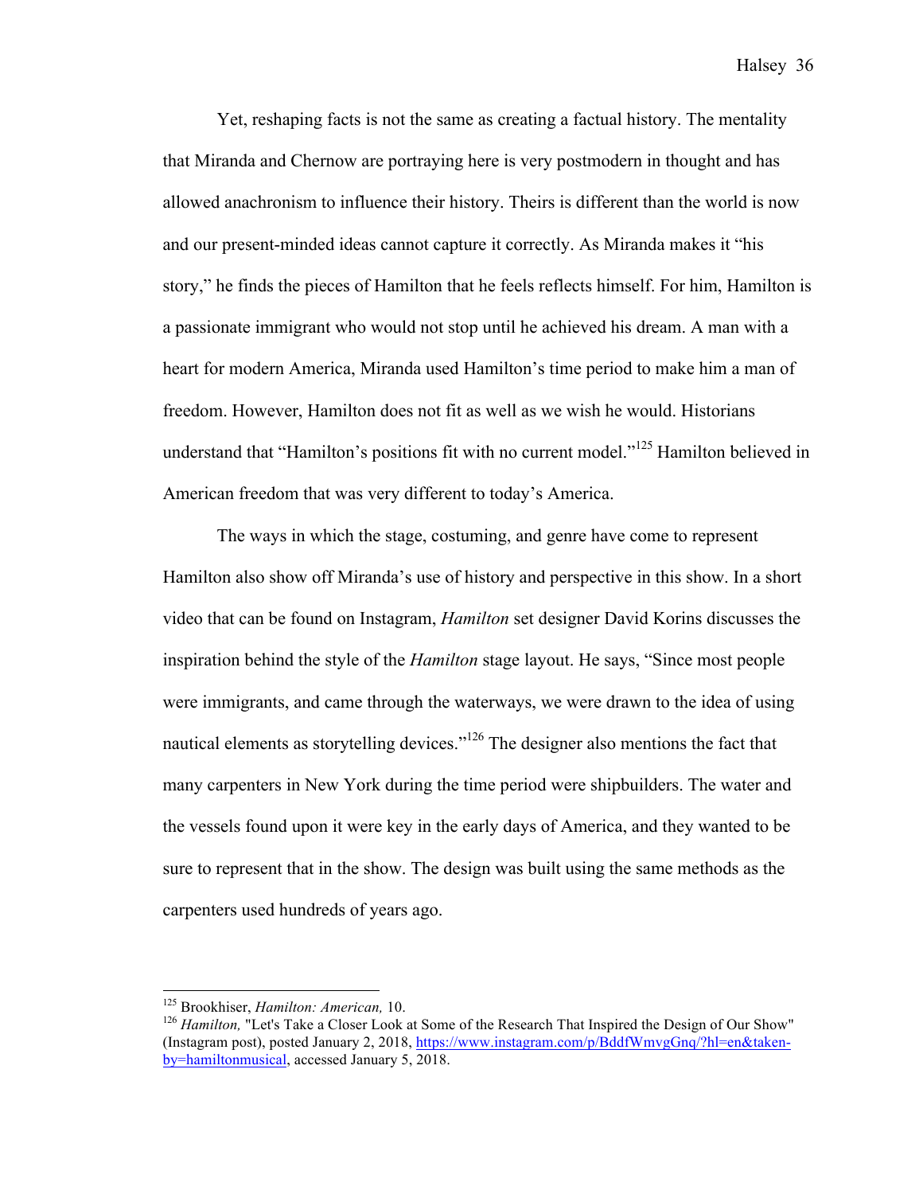Yet, reshaping facts is not the same as creating a factual history. The mentality that Miranda and Chernow are portraying here is very postmodern in thought and has allowed anachronism to influence their history. Theirs is different than the world is now and our present-minded ideas cannot capture it correctly. As Miranda makes it "his story," he finds the pieces of Hamilton that he feels reflects himself. For him, Hamilton is a passionate immigrant who would not stop until he achieved his dream. A man with a heart for modern America, Miranda used Hamilton's time period to make him a man of freedom. However, Hamilton does not fit as well as we wish he would. Historians understand that "Hamilton's positions fit with no current model."[125] Hamilton believed in American freedom that was very different to today's America.

The ways in which the stage, costuming, and genre have come to represent Hamilton also show off Miranda's use of history and perspective in this show. In a short video that can be found on Instagram, *Hamilton* set designer David Korins discusses the inspiration behind the style of the *Hamilton* stage layout. He says, "Since most people were immigrants, and came through the waterways, we were drawn to the idea of using nautical elements as storytelling devices."[126] The designer also mentions the fact that many carpenters in New York during the time period were shipbuilders. The water and the vessels found upon it were key in the early days of America, and they wanted to be sure to represent that in the show. The design was built using the same methods as the carpenters used hundreds of years ago.

---

[125] Brookhiser, *Hamilton: American,* 10.

[126] *Hamilton,* "Let's Take a Closer Look at Some of the Research That Inspired the Design of Our Show" (Instagram post), posted January 2, 2018, https://www.instagram.com/p/BddfWmvgGnq/?hl=en&taken-by=hamiltonmusical, accessed January 5, 2018.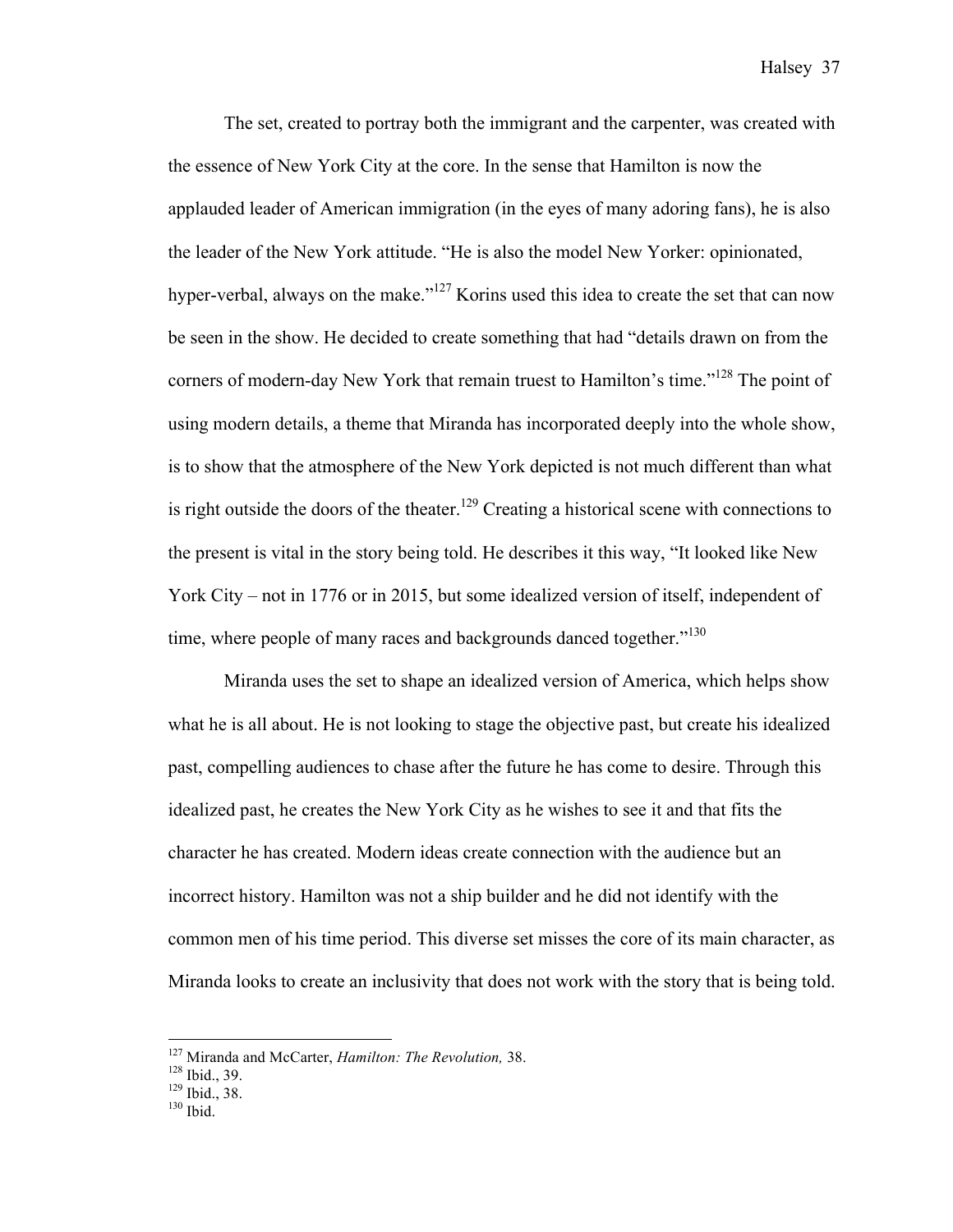The set, created to portray both the immigrant and the carpenter, was created with the essence of New York City at the core. In the sense that Hamilton is now the applauded leader of American immigration (in the eyes of many adoring fans), he is also the leader of the New York attitude. "He is also the model New Yorker: opinionated, hyper-verbal, always on the make."[127] Korins used this idea to create the set that can now be seen in the show. He decided to create something that had "details drawn on from the corners of modern-day New York that remain truest to Hamilton's time."[128] The point of using modern details, a theme that Miranda has incorporated deeply into the whole show, is to show that the atmosphere of the New York depicted is not much different than what is right outside the doors of the theater.[129] Creating a historical scene with connections to the present is vital in the story being told. He describes it this way, "It looked like New York City – not in 1776 or in 2015, but some idealized version of itself, independent of time, where people of many races and backgrounds danced together."[130]

Miranda uses the set to shape an idealized version of America, which helps show what he is all about. He is not looking to stage the objective past, but create his idealized past, compelling audiences to chase after the future he has come to desire. Through this idealized past, he creates the New York City as he wishes to see it and that fits the character he has created. Modern ideas create connection with the audience but an incorrect history. Hamilton was not a ship builder and he did not identify with the common men of his time period. This diverse set misses the core of its main character, as Miranda looks to create an inclusivity that does not work with the story that is being told.

---

[127] Miranda and McCarter, *Hamilton: The Revolution,* 38.
[128] Ibid., 39.
[129] Ibid., 38.
[130] Ibid.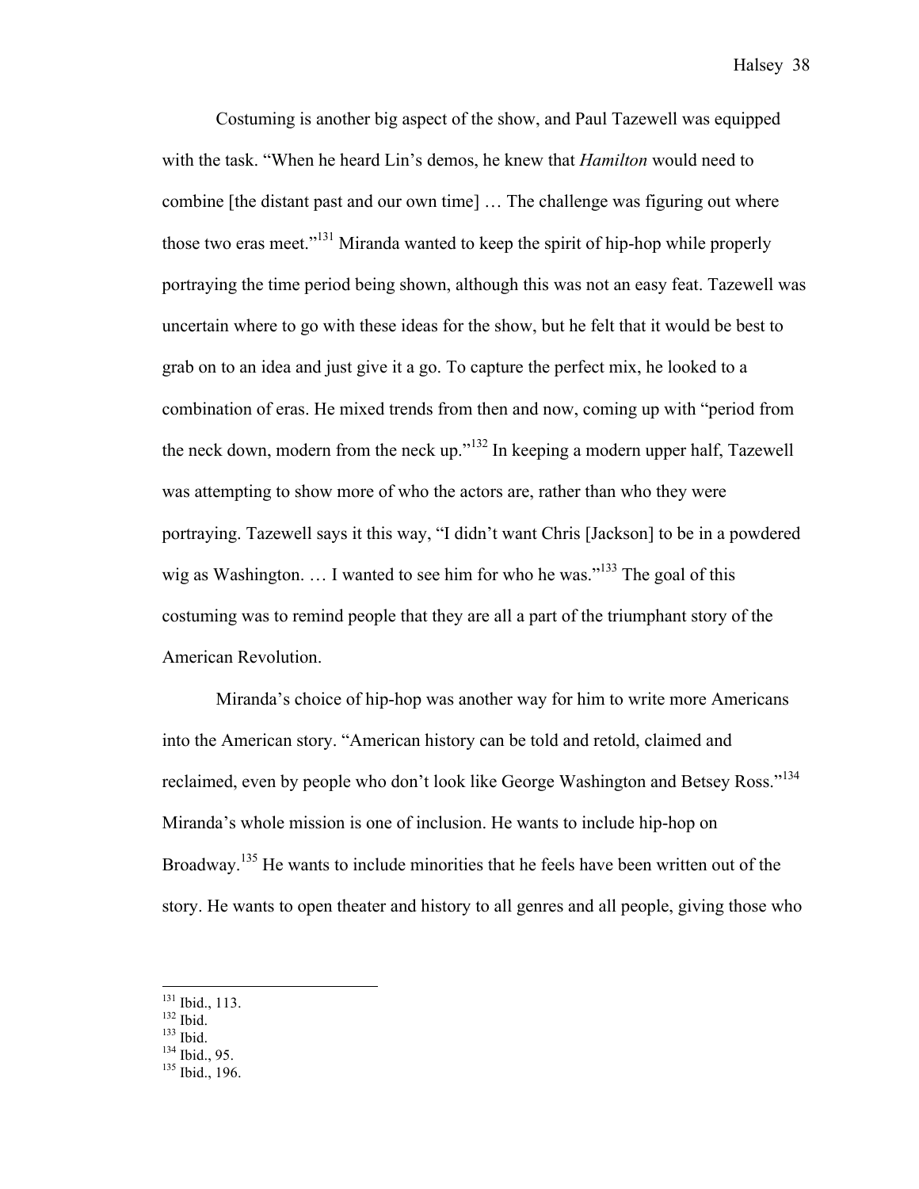Costuming is another big aspect of the show, and Paul Tazewell was equipped with the task. "When he heard Lin's demos, he knew that *Hamilton* would need to combine [the distant past and our own time] … The challenge was figuring out where those two eras meet."[131] Miranda wanted to keep the spirit of hip-hop while properly portraying the time period being shown, although this was not an easy feat. Tazewell was uncertain where to go with these ideas for the show, but he felt that it would be best to grab on to an idea and just give it a go. To capture the perfect mix, he looked to a combination of eras. He mixed trends from then and now, coming up with "period from the neck down, modern from the neck up."[132] In keeping a modern upper half, Tazewell was attempting to show more of who the actors are, rather than who they were portraying. Tazewell says it this way, "I didn't want Chris [Jackson] to be in a powdered wig as Washington. … I wanted to see him for who he was."[133] The goal of this costuming was to remind people that they are all a part of the triumphant story of the American Revolution.

Miranda's choice of hip-hop was another way for him to write more Americans into the American story. "American history can be told and retold, claimed and reclaimed, even by people who don't look like George Washington and Betsey Ross."[134] Miranda's whole mission is one of inclusion. He wants to include hip-hop on Broadway.[135] He wants to include minorities that he feels have been written out of the story. He wants to open theater and history to all genres and all people, giving those who

---

[131] Ibid., 113.
[132] Ibid.
[133] Ibid.
[134] Ibid., 95.
[135] Ibid., 196.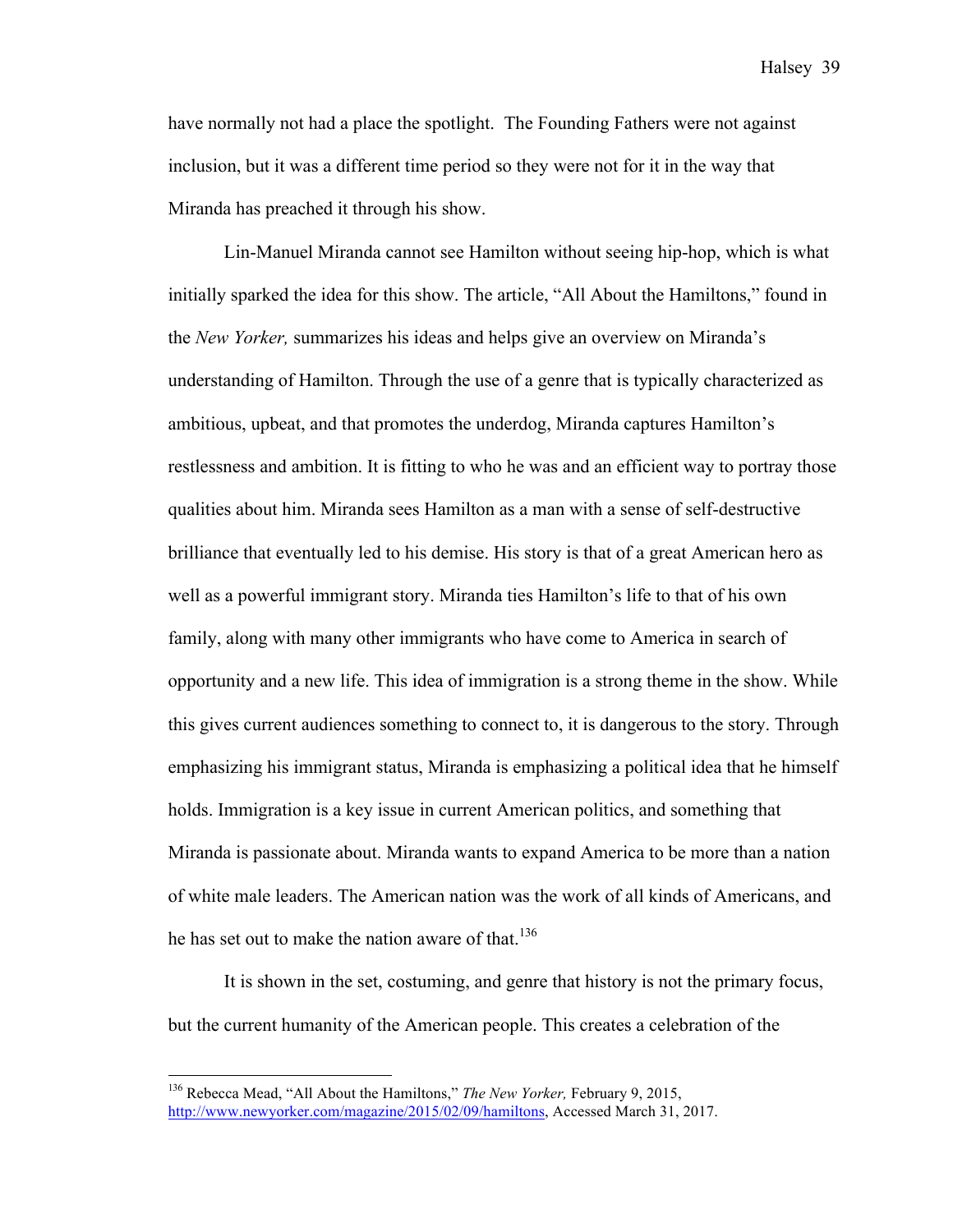have normally not had a place the spotlight. The Founding Fathers were not against inclusion, but it was a different time period so they were not for it in the way that Miranda has preached it through his show.

Lin-Manuel Miranda cannot see Hamilton without seeing hip-hop, which is what initially sparked the idea for this show. The article, "All About the Hamiltons," found in the *New Yorker,* summarizes his ideas and helps give an overview on Miranda's understanding of Hamilton. Through the use of a genre that is typically characterized as ambitious, upbeat, and that promotes the underdog, Miranda captures Hamilton's restlessness and ambition. It is fitting to who he was and an efficient way to portray those qualities about him. Miranda sees Hamilton as a man with a sense of self-destructive brilliance that eventually led to his demise. His story is that of a great American hero as well as a powerful immigrant story. Miranda ties Hamilton's life to that of his own family, along with many other immigrants who have come to America in search of opportunity and a new life. This idea of immigration is a strong theme in the show. While this gives current audiences something to connect to, it is dangerous to the story. Through emphasizing his immigrant status, Miranda is emphasizing a political idea that he himself holds. Immigration is a key issue in current American politics, and something that Miranda is passionate about. Miranda wants to expand America to be more than a nation of white male leaders. The American nation was the work of all kinds of Americans, and he has set out to make the nation aware of that.[136]

It is shown in the set, costuming, and genre that history is not the primary focus, but the current humanity of the American people. This creates a celebration of the

---

[136] Rebecca Mead, "All About the Hamiltons," *The New Yorker,* February 9, 2015, http://www.newyorker.com/magazine/2015/02/09/hamiltons, Accessed March 31, 2017.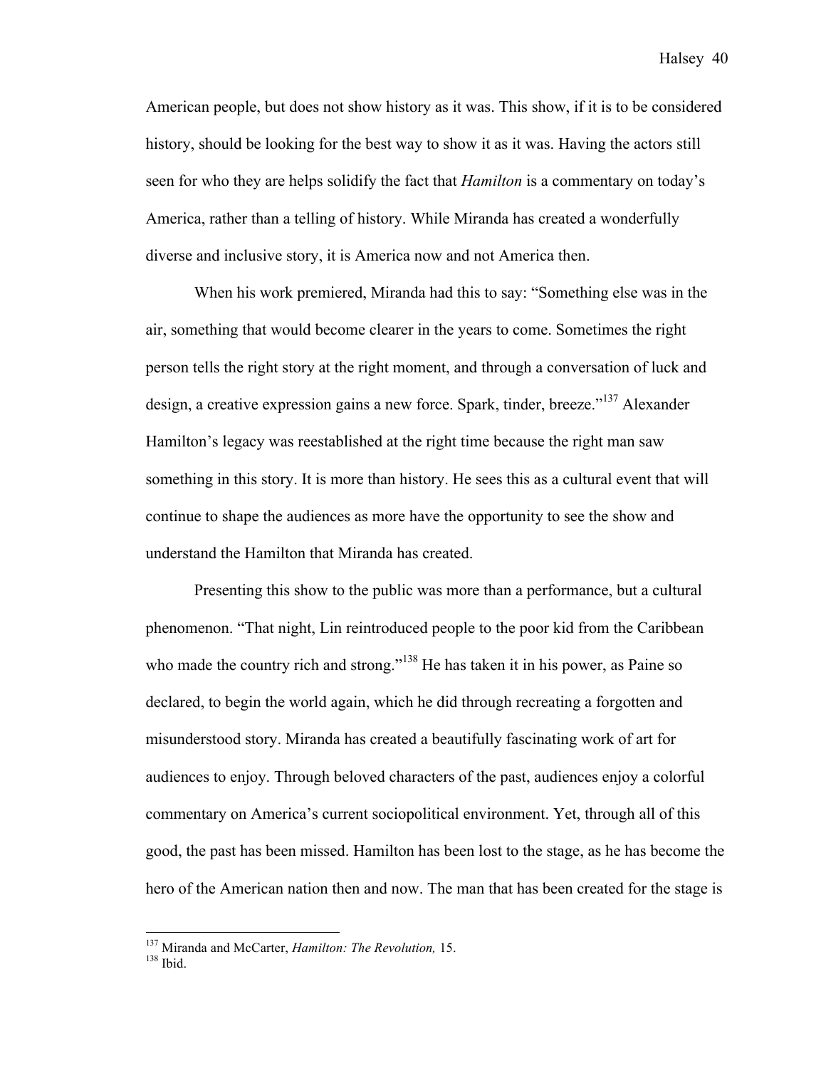American people, but does not show history as it was. This show, if it is to be considered history, should be looking for the best way to show it as it was. Having the actors still seen for who they are helps solidify the fact that *Hamilton* is a commentary on today's America, rather than a telling of history. While Miranda has created a wonderfully diverse and inclusive story, it is America now and not America then.

When his work premiered, Miranda had this to say: "Something else was in the air, something that would become clearer in the years to come. Sometimes the right person tells the right story at the right moment, and through a conversation of luck and design, a creative expression gains a new force. Spark, tinder, breeze."[137] Alexander Hamilton's legacy was reestablished at the right time because the right man saw something in this story. It is more than history. He sees this as a cultural event that will continue to shape the audiences as more have the opportunity to see the show and understand the Hamilton that Miranda has created.

Presenting this show to the public was more than a performance, but a cultural phenomenon. "That night, Lin reintroduced people to the poor kid from the Caribbean who made the country rich and strong."[138] He has taken it in his power, as Paine so declared, to begin the world again, which he did through recreating a forgotten and misunderstood story. Miranda has created a beautifully fascinating work of art for audiences to enjoy. Through beloved characters of the past, audiences enjoy a colorful commentary on America's current sociopolitical environment. Yet, through all of this good, the past has been missed. Hamilton has been lost to the stage, as he has become the hero of the American nation then and now. The man that has been created for the stage is

---

[137] Miranda and McCarter, *Hamilton: The Revolution,* 15.

[138] Ibid.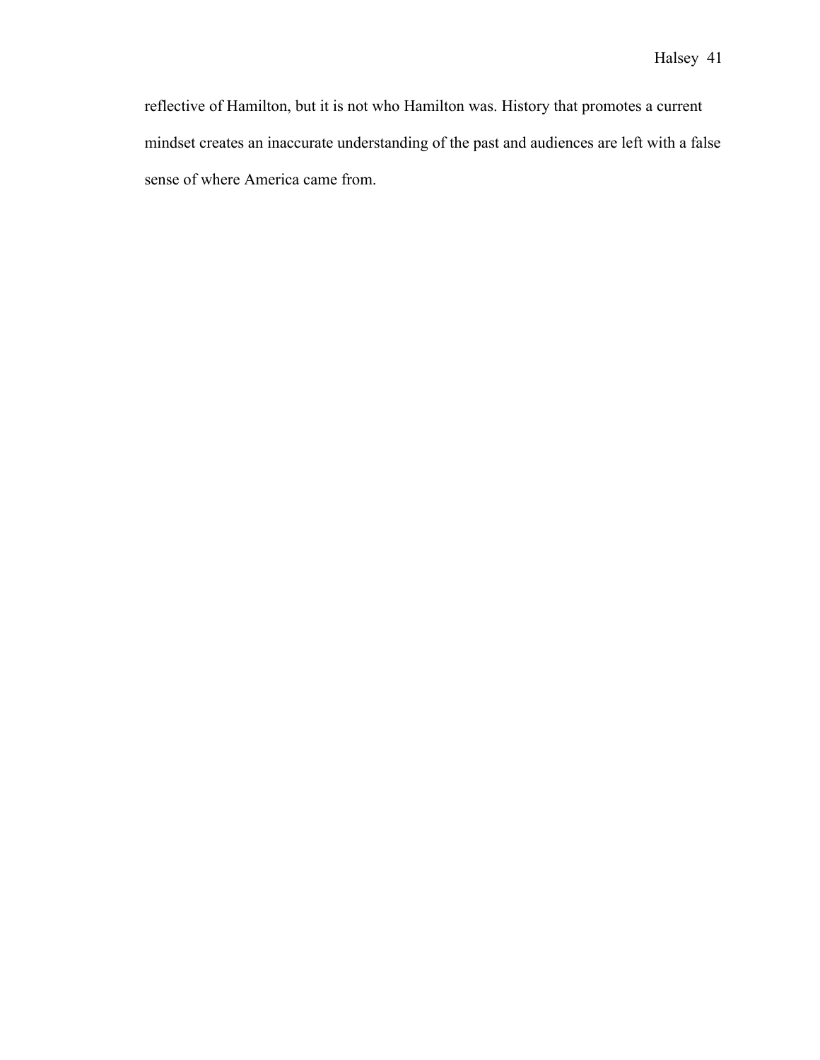reflective of Hamilton, but it is not who Hamilton was. History that promotes a current mindset creates an inaccurate understanding of the past and audiences are left with a false sense of where America came from.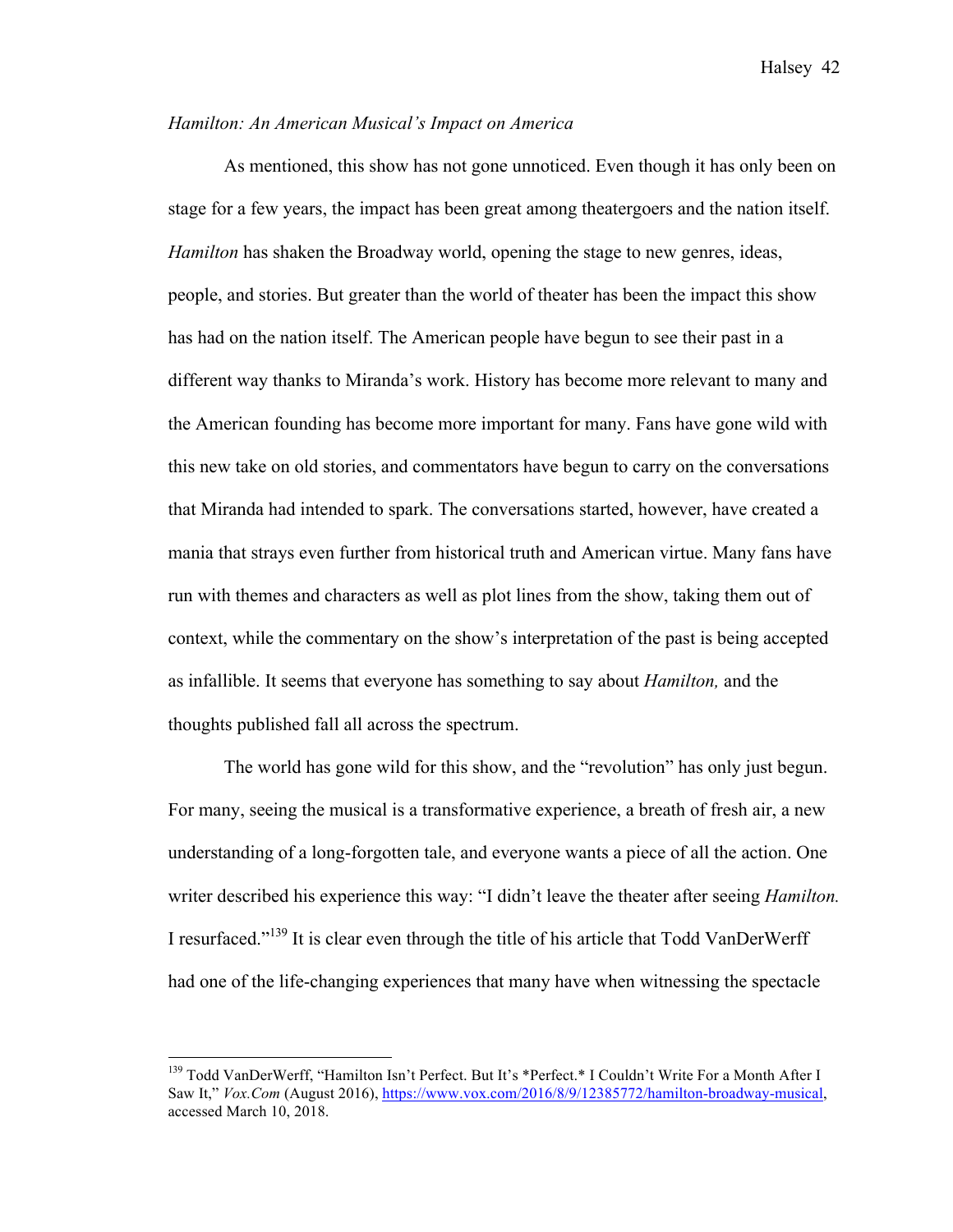*Hamilton: An American Musical's Impact on America*

As mentioned, this show has not gone unnoticed. Even though it has only been on stage for a few years, the impact has been great among theatergoers and the nation itself. *Hamilton* has shaken the Broadway world, opening the stage to new genres, ideas, people, and stories. But greater than the world of theater has been the impact this show has had on the nation itself. The American people have begun to see their past in a different way thanks to Miranda's work. History has become more relevant to many and the American founding has become more important for many. Fans have gone wild with this new take on old stories, and commentators have begun to carry on the conversations that Miranda had intended to spark. The conversations started, however, have created a mania that strays even further from historical truth and American virtue. Many fans have run with themes and characters as well as plot lines from the show, taking them out of context, while the commentary on the show's interpretation of the past is being accepted as infallible. It seems that everyone has something to say about *Hamilton,* and the thoughts published fall all across the spectrum.

The world has gone wild for this show, and the "revolution" has only just begun. For many, seeing the musical is a transformative experience, a breath of fresh air, a new understanding of a long-forgotten tale, and everyone wants a piece of all the action. One writer described his experience this way: "I didn't leave the theater after seeing *Hamilton.* I resurfaced."[139] It is clear even through the title of his article that Todd VanDerWerff had one of the life-changing experiences that many have when witnessing the spectacle

---

[139] Todd VanDerWerff, "Hamilton Isn't Perfect. But It's *Perfect.* I Couldn't Write For a Month After I Saw It," *Vox.Com* (August 2016), https://www.vox.com/2016/8/9/12385772/hamilton-broadway-musical, accessed March 10, 2018.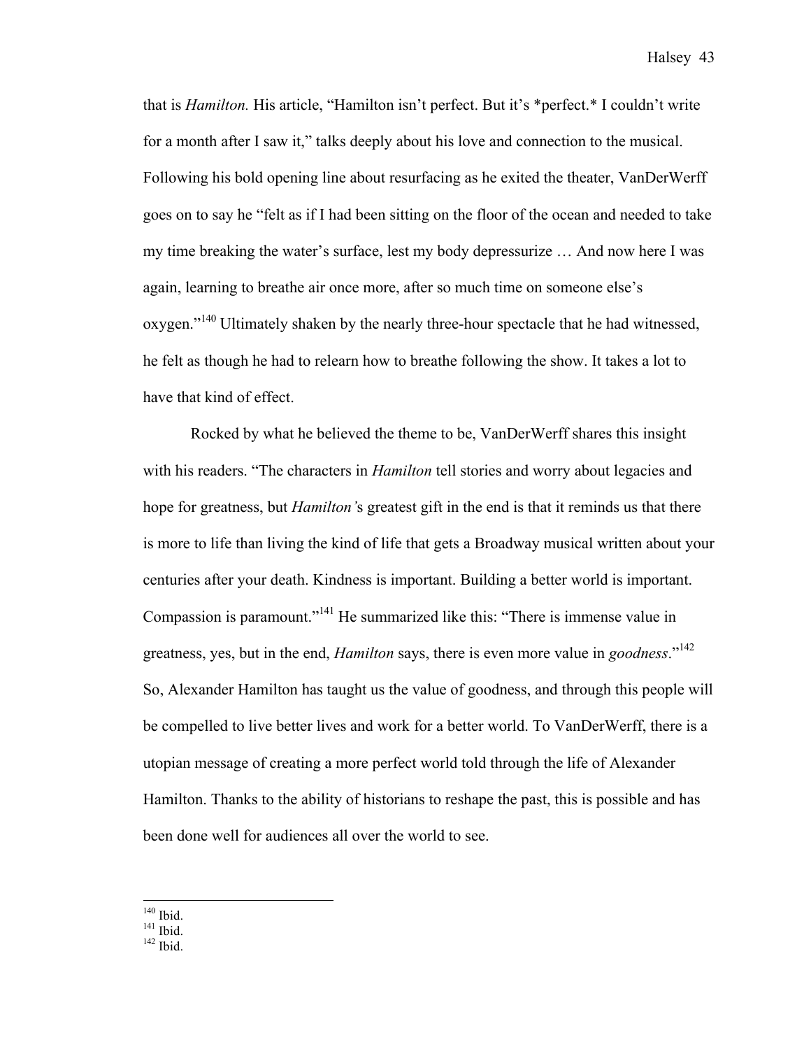that is *Hamilton.* His article, "Hamilton isn't perfect. But it's *perfect.* I couldn't write for a month after I saw it," talks deeply about his love and connection to the musical. Following his bold opening line about resurfacing as he exited the theater, VanDerWerff goes on to say he "felt as if I had been sitting on the floor of the ocean and needed to take my time breaking the water's surface, lest my body depressurize … And now here I was again, learning to breathe air once more, after so much time on someone else's oxygen."[140] Ultimately shaken by the nearly three-hour spectacle that he had witnessed, he felt as though he had to relearn how to breathe following the show. It takes a lot to have that kind of effect.

Rocked by what he believed the theme to be, VanDerWerff shares this insight with his readers. "The characters in *Hamilton* tell stories and worry about legacies and hope for greatness, but *Hamilton's* greatest gift in the end is that it reminds us that there is more to life than living the kind of life that gets a Broadway musical written about your centuries after your death. Kindness is important. Building a better world is important. Compassion is paramount."[141] He summarized like this: "There is immense value in greatness, yes, but in the end, *Hamilton* says, there is even more value in *goodness*."[142] So, Alexander Hamilton has taught us the value of goodness, and through this people will be compelled to live better lives and work for a better world. To VanDerWerff, there is a utopian message of creating a more perfect world told through the life of Alexander Hamilton. Thanks to the ability of historians to reshape the past, this is possible and has been done well for audiences all over the world to see.

---

[140] Ibid.
[141] Ibid.
[142] Ibid.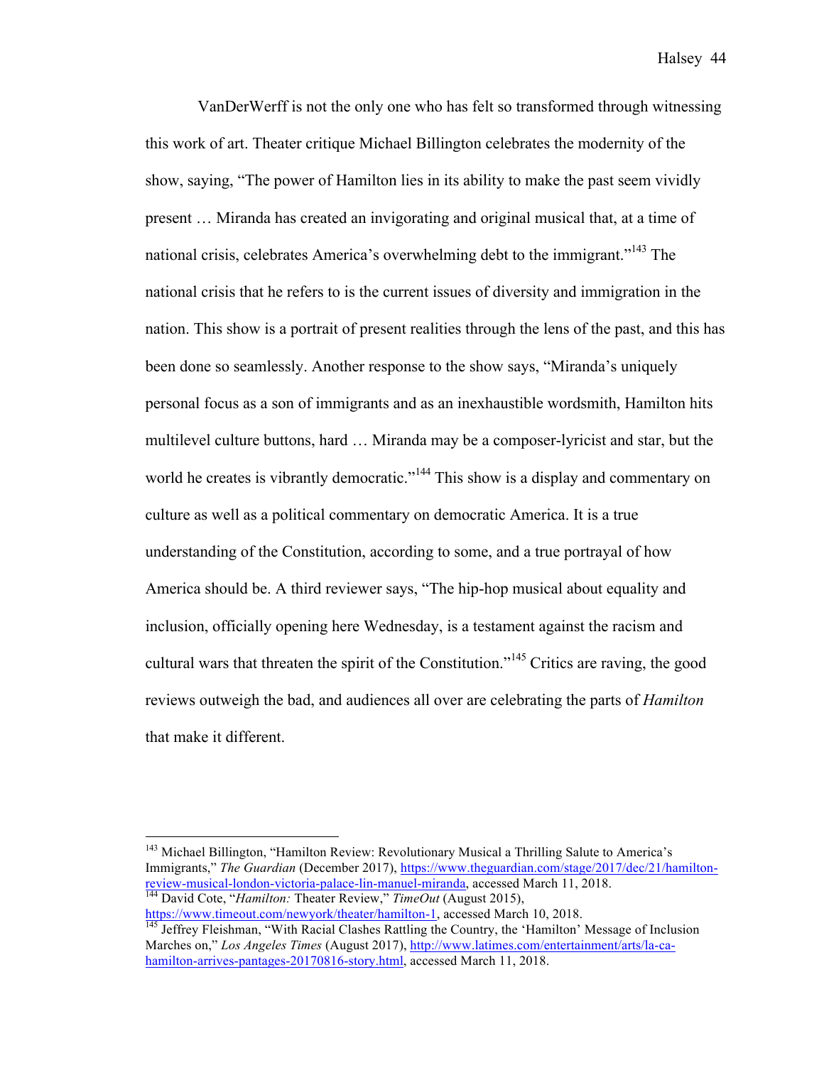VanDerWerff is not the only one who has felt so transformed through witnessing this work of art. Theater critique Michael Billington celebrates the modernity of the show, saying, "The power of Hamilton lies in its ability to make the past seem vividly present … Miranda has created an invigorating and original musical that, at a time of national crisis, celebrates America's overwhelming debt to the immigrant."[143] The national crisis that he refers to is the current issues of diversity and immigration in the nation. This show is a portrait of present realities through the lens of the past, and this has been done so seamlessly. Another response to the show says, "Miranda's uniquely personal focus as a son of immigrants and as an inexhaustible wordsmith, Hamilton hits multilevel culture buttons, hard … Miranda may be a composer-lyricist and star, but the world he creates is vibrantly democratic."[144] This show is a display and commentary on culture as well as a political commentary on democratic America. It is a true understanding of the Constitution, according to some, and a true portrayal of how America should be. A third reviewer says, "The hip-hop musical about equality and inclusion, officially opening here Wednesday, is a testament against the racism and cultural wars that threaten the spirit of the Constitution."[145] Critics are raving, the good reviews outweigh the bad, and audiences all over are celebrating the parts of *Hamilton* that make it different.

---

[143] Michael Billington, "Hamilton Review: Revolutionary Musical a Thrilling Salute to America's Immigrants," *The Guardian* (December 2017), https://www.theguardian.com/stage/2017/dec/21/hamilton-review-musical-london-victoria-palace-lin-manuel-miranda, accessed March 11, 2018.

[144] David Cote, "*Hamilton:* Theater Review," *TimeOut* (August 2015), https://www.timeout.com/newyork/theater/hamilton-1, accessed March 10, 2018.

[145] Jeffrey Fleishman, "With Racial Clashes Rattling the Country, the 'Hamilton' Message of Inclusion Marches on," *Los Angeles Times* (August 2017), http://www.latimes.com/entertainment/arts/la-ca-hamilton-arrives-pantages-20170816-story.html, accessed March 11, 2018.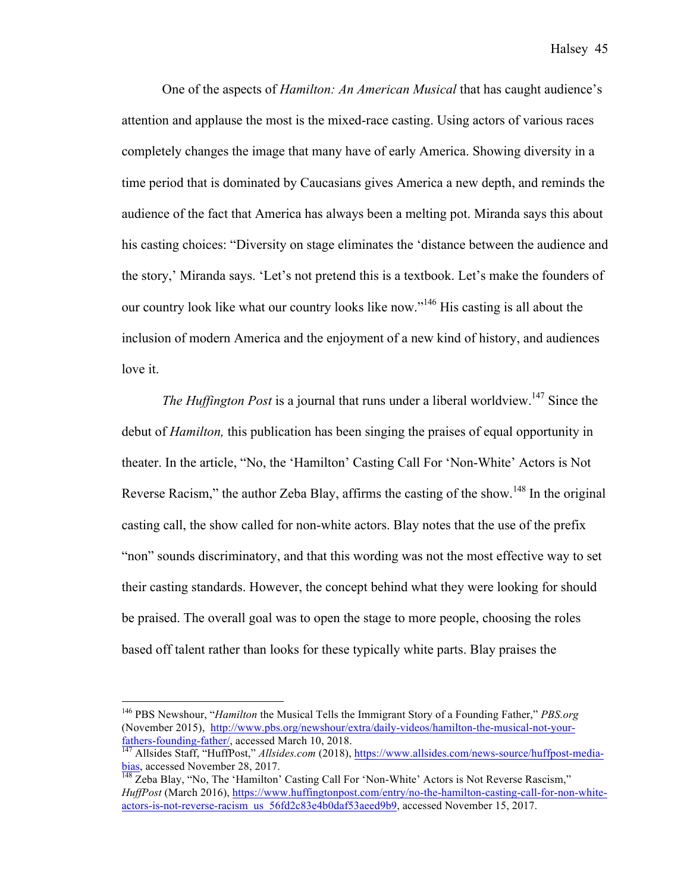One of the aspects of *Hamilton: An American Musical* that has caught audience's attention and applause the most is the mixed-race casting. Using actors of various races completely changes the image that many have of early America. Showing diversity in a time period that is dominated by Caucasians gives America a new depth, and reminds the audience of the fact that America has always been a melting pot. Miranda says this about his casting choices: "Diversity on stage eliminates the 'distance between the audience and the story,' Miranda says. 'Let's not pretend this is a textbook. Let's make the founders of our country look like what our country looks like now."[146] His casting is all about the inclusion of modern America and the enjoyment of a new kind of history, and audiences love it.

*The Huffington Post* is a journal that runs under a liberal worldview.[147] Since the debut of *Hamilton,* this publication has been singing the praises of equal opportunity in theater. In the article, "No, the 'Hamilton' Casting Call For 'Non-White' Actors is Not Reverse Racism," the author Zeba Blay, affirms the casting of the show.[148] In the original casting call, the show called for non-white actors. Blay notes that the use of the prefix "non" sounds discriminatory, and that this wording was not the most effective way to set their casting standards. However, the concept behind what they were looking for should be praised. The overall goal was to open the stage to more people, choosing the roles based off talent rather than looks for these typically white parts. Blay praises the

---

[146] PBS Newshour, "*Hamilton* the Musical Tells the Immigrant Story of a Founding Father," *PBS.org* (November 2015), http://www.pbs.org/newshour/extra/daily-videos/hamilton-the-musical-not-your-fathers-founding-father/, accessed March 10, 2018.

[147] Allsides Staff, "HuffPost," *Allsides.com* (2018), https://www.allsides.com/news-source/huffpost-media-bias, accessed November 28, 2017.

[148] Zeba Blay, "No, The 'Hamilton' Casting Call For 'Non-White' Actors is Not Reverse Rascism," *HuffPost* (March 2016), https://www.huffingtonpost.com/entry/no-the-hamilton-casting-call-for-non-white-actors-is-not-reverse-racism_us_56fd2c83e4b0daf53aeed9b9, accessed November 15, 2017.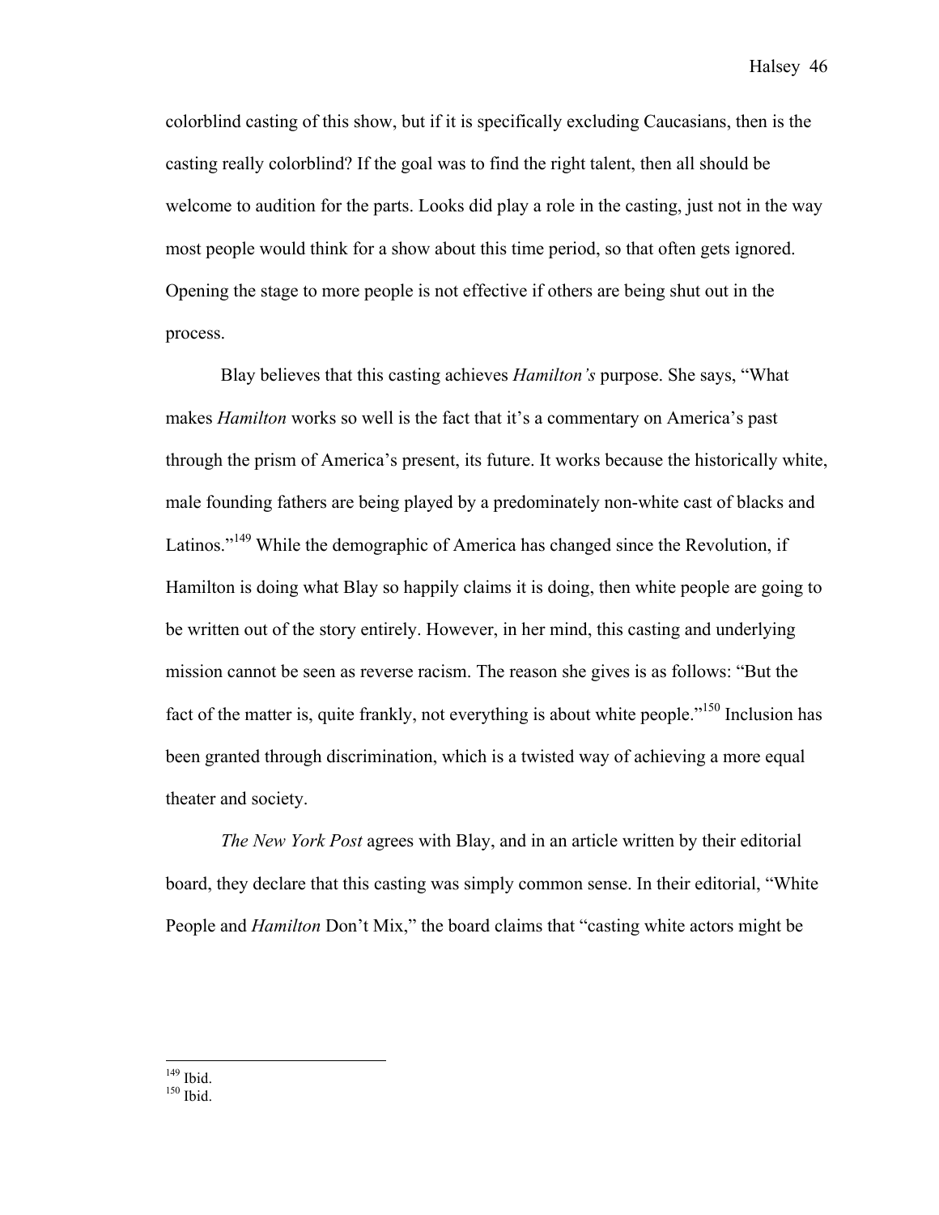colorblind casting of this show, but if it is specifically excluding Caucasians, then is the casting really colorblind? If the goal was to find the right talent, then all should be welcome to audition for the parts. Looks did play a role in the casting, just not in the way most people would think for a show about this time period, so that often gets ignored. Opening the stage to more people is not effective if others are being shut out in the process.

Blay believes that this casting achieves *Hamilton's* purpose. She says, "What makes *Hamilton* works so well is the fact that it's a commentary on America's past through the prism of America's present, its future. It works because the historically white, male founding fathers are being played by a predominately non-white cast of blacks and Latinos."[149] While the demographic of America has changed since the Revolution, if Hamilton is doing what Blay so happily claims it is doing, then white people are going to be written out of the story entirely. However, in her mind, this casting and underlying mission cannot be seen as reverse racism. The reason she gives is as follows: "But the fact of the matter is, quite frankly, not everything is about white people."[150] Inclusion has been granted through discrimination, which is a twisted way of achieving a more equal theater and society.

*The New York Post* agrees with Blay, and in an article written by their editorial board, they declare that this casting was simply common sense. In their editorial, "White People and *Hamilton* Don't Mix," the board claims that "casting white actors might be

---

[149] Ibid.

[150] Ibid.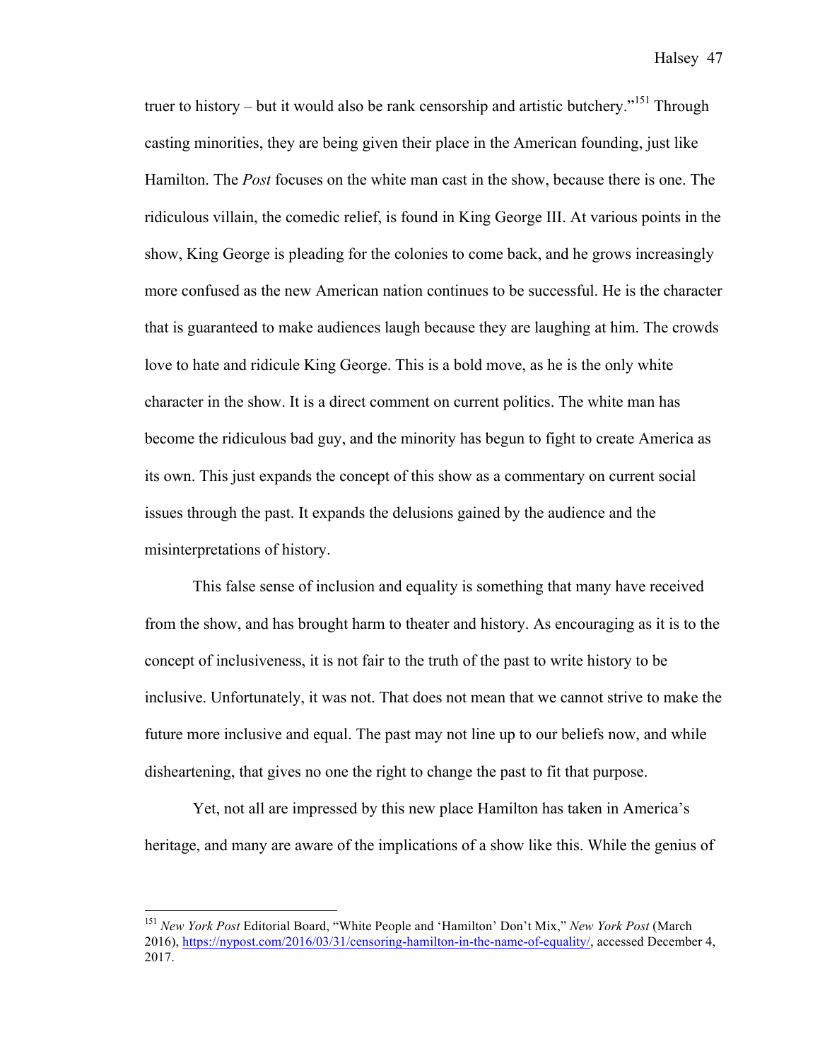truer to history – but it would also be rank censorship and artistic butchery."[151] Through casting minorities, they are being given their place in the American founding, just like Hamilton. The *Post* focuses on the white man cast in the show, because there is one. The ridiculous villain, the comedic relief, is found in King George III. At various points in the show, King George is pleading for the colonies to come back, and he grows increasingly more confused as the new American nation continues to be successful. He is the character that is guaranteed to make audiences laugh because they are laughing at him. The crowds love to hate and ridicule King George. This is a bold move, as he is the only white character in the show. It is a direct comment on current politics. The white man has become the ridiculous bad guy, and the minority has begun to fight to create America as its own. This just expands the concept of this show as a commentary on current social issues through the past. It expands the delusions gained by the audience and the misinterpretations of history.

This false sense of inclusion and equality is something that many have received from the show, and has brought harm to theater and history. As encouraging as it is to the concept of inclusiveness, it is not fair to the truth of the past to write history to be inclusive. Unfortunately, it was not. That does not mean that we cannot strive to make the future more inclusive and equal. The past may not line up to our beliefs now, and while disheartening, that gives no one the right to change the past to fit that purpose.

Yet, not all are impressed by this new place Hamilton has taken in America's heritage, and many are aware of the implications of a show like this. While the genius of

---

[151] *New York Post* Editorial Board, "White People and 'Hamilton' Don't Mix," *New York Post* (March 2016), https://nypost.com/2016/03/31/censoring-hamilton-in-the-name-of-equality/, accessed December 4, 2017.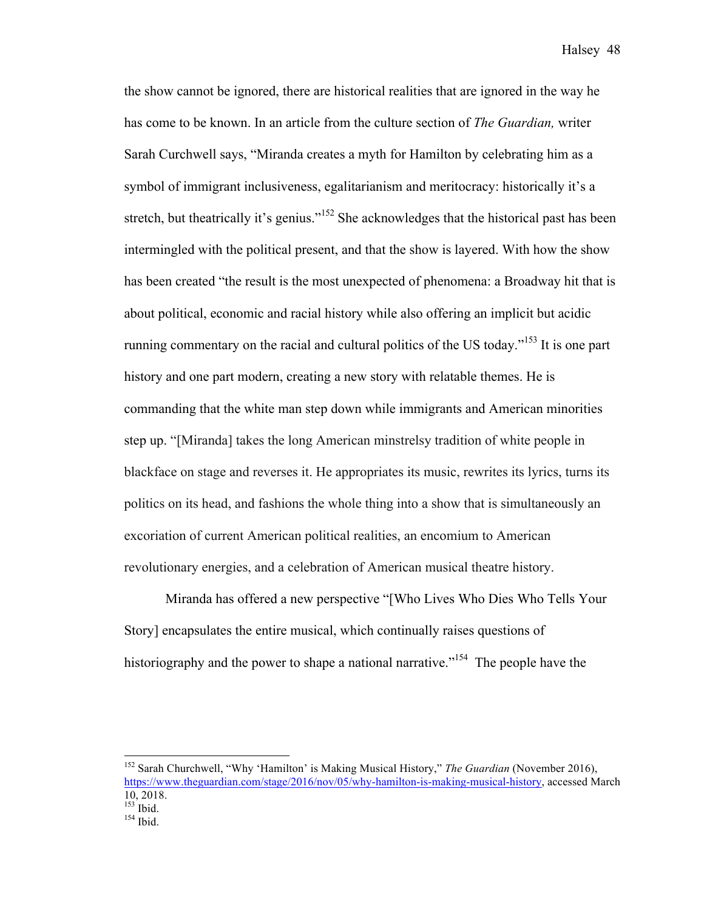the show cannot be ignored, there are historical realities that are ignored in the way he has come to be known. In an article from the culture section of *The Guardian,* writer Sarah Curchwell says, "Miranda creates a myth for Hamilton by celebrating him as a symbol of immigrant inclusiveness, egalitarianism and meritocracy: historically it's a stretch, but theatrically it's genius."[152] She acknowledges that the historical past has been intermingled with the political present, and that the show is layered. With how the show has been created "the result is the most unexpected of phenomena: a Broadway hit that is about political, economic and racial history while also offering an implicit but acidic running commentary on the racial and cultural politics of the US today."[153] It is one part history and one part modern, creating a new story with relatable themes. He is commanding that the white man step down while immigrants and American minorities step up. "[Miranda] takes the long American minstrelsy tradition of white people in blackface on stage and reverses it. He appropriates its music, rewrites its lyrics, turns its politics on its head, and fashions the whole thing into a show that is simultaneously an excoriation of current American political realities, an encomium to American revolutionary energies, and a celebration of American musical theatre history.

Miranda has offered a new perspective "[Who Lives Who Dies Who Tells Your Story] encapsulates the entire musical, which continually raises questions of historiography and the power to shape a national narrative."[154] The people have the

---

[152] Sarah Churchwell, "Why 'Hamilton' is Making Musical History," *The Guardian* (November 2016), https://www.theguardian.com/stage/2016/nov/05/why-hamilton-is-making-musical-history, accessed March 10, 2018.

[153] Ibid.

[154] Ibid.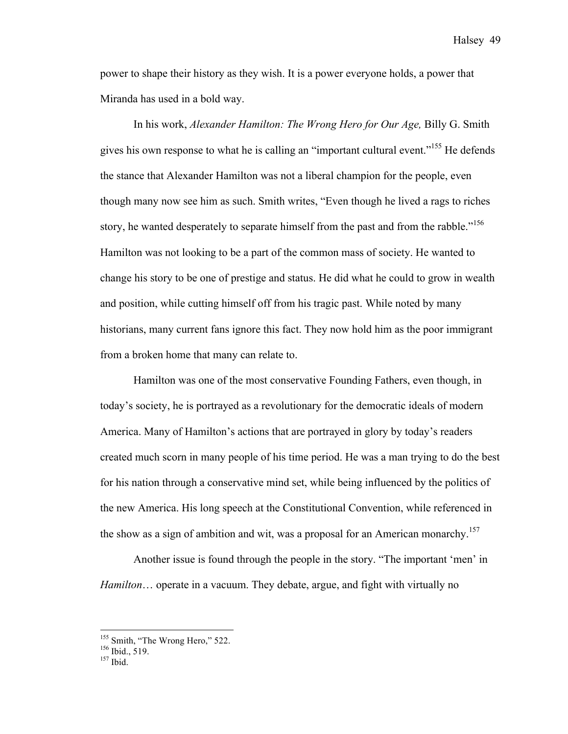power to shape their history as they wish. It is a power everyone holds, a power that Miranda has used in a bold way.

In his work, *Alexander Hamilton: The Wrong Hero for Our Age,* Billy G. Smith gives his own response to what he is calling an "important cultural event."[155] He defends the stance that Alexander Hamilton was not a liberal champion for the people, even though many now see him as such. Smith writes, "Even though he lived a rags to riches story, he wanted desperately to separate himself from the past and from the rabble."[156] Hamilton was not looking to be a part of the common mass of society. He wanted to change his story to be one of prestige and status. He did what he could to grow in wealth and position, while cutting himself off from his tragic past. While noted by many historians, many current fans ignore this fact. They now hold him as the poor immigrant from a broken home that many can relate to.

Hamilton was one of the most conservative Founding Fathers, even though, in today's society, he is portrayed as a revolutionary for the democratic ideals of modern America. Many of Hamilton's actions that are portrayed in glory by today's readers created much scorn in many people of his time period. He was a man trying to do the best for his nation through a conservative mind set, while being influenced by the politics of the new America. His long speech at the Constitutional Convention, while referenced in the show as a sign of ambition and wit, was a proposal for an American monarchy.[157]

Another issue is found through the people in the story. "The important 'men' in *Hamilton*… operate in a vacuum. They debate, argue, and fight with virtually no

---

[155] Smith, "The Wrong Hero," 522.

[156] Ibid., 519.

[157] Ibid.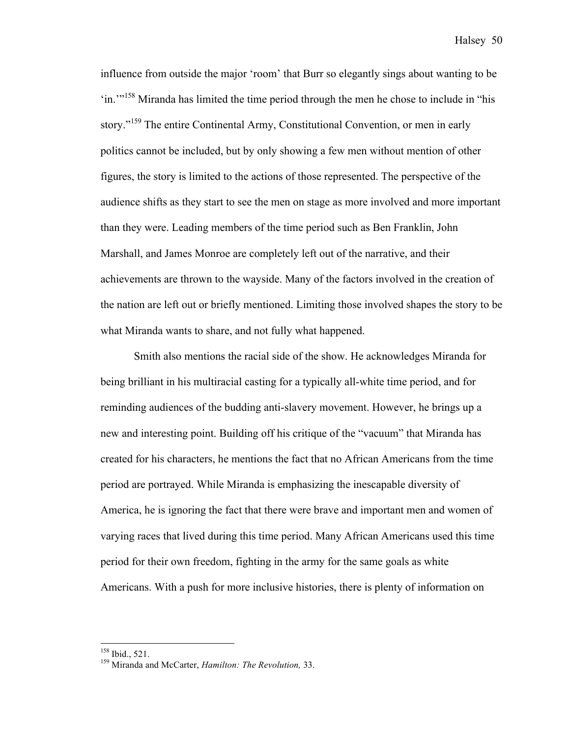influence from outside the major 'room' that Burr so elegantly sings about wanting to be 'in.'"[158] Miranda has limited the time period through the men he chose to include in "his story."[159] The entire Continental Army, Constitutional Convention, or men in early politics cannot be included, but by only showing a few men without mention of other figures, the story is limited to the actions of those represented. The perspective of the audience shifts as they start to see the men on stage as more involved and more important than they were. Leading members of the time period such as Ben Franklin, John Marshall, and James Monroe are completely left out of the narrative, and their achievements are thrown to the wayside. Many of the factors involved in the creation of the nation are left out or briefly mentioned. Limiting those involved shapes the story to be what Miranda wants to share, and not fully what happened.

Smith also mentions the racial side of the show. He acknowledges Miranda for being brilliant in his multiracial casting for a typically all-white time period, and for reminding audiences of the budding anti-slavery movement. However, he brings up a new and interesting point. Building off his critique of the "vacuum" that Miranda has created for his characters, he mentions the fact that no African Americans from the time period are portrayed. While Miranda is emphasizing the inescapable diversity of America, he is ignoring the fact that there were brave and important men and women of varying races that lived during this time period. Many African Americans used this time period for their own freedom, fighting in the army for the same goals as white Americans. With a push for more inclusive histories, there is plenty of information on

---

[158] Ibid., 521.

[159] Miranda and McCarter, *Hamilton: The Revolution,* 33.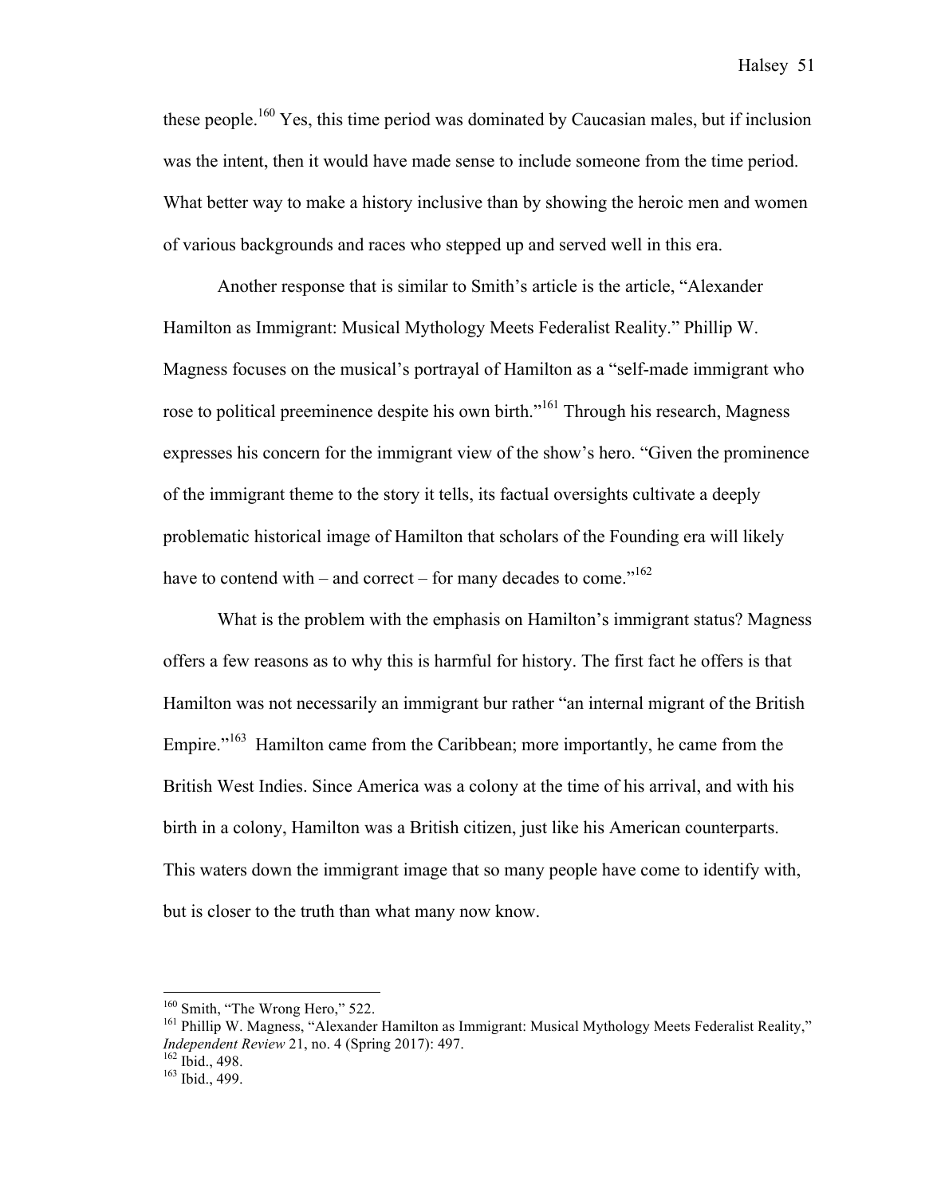these people.[160] Yes, this time period was dominated by Caucasian males, but if inclusion was the intent, then it would have made sense to include someone from the time period. What better way to make a history inclusive than by showing the heroic men and women of various backgrounds and races who stepped up and served well in this era.

Another response that is similar to Smith's article is the article, "Alexander Hamilton as Immigrant: Musical Mythology Meets Federalist Reality." Phillip W. Magness focuses on the musical's portrayal of Hamilton as a "self-made immigrant who rose to political preeminence despite his own birth."[161] Through his research, Magness expresses his concern for the immigrant view of the show's hero. "Given the prominence of the immigrant theme to the story it tells, its factual oversights cultivate a deeply problematic historical image of Hamilton that scholars of the Founding era will likely have to contend with – and correct – for many decades to come."[162]

What is the problem with the emphasis on Hamilton's immigrant status? Magness offers a few reasons as to why this is harmful for history. The first fact he offers is that Hamilton was not necessarily an immigrant bur rather "an internal migrant of the British Empire."[163] Hamilton came from the Caribbean; more importantly, he came from the British West Indies. Since America was a colony at the time of his arrival, and with his birth in a colony, Hamilton was a British citizen, just like his American counterparts. This waters down the immigrant image that so many people have come to identify with, but is closer to the truth than what many now know.

---

[160] Smith, "The Wrong Hero," 522.

[161] Phillip W. Magness, "Alexander Hamilton as Immigrant: Musical Mythology Meets Federalist Reality," *Independent Review* 21, no. 4 (Spring 2017): 497.

[162] Ibid., 498.

[163] Ibid., 499.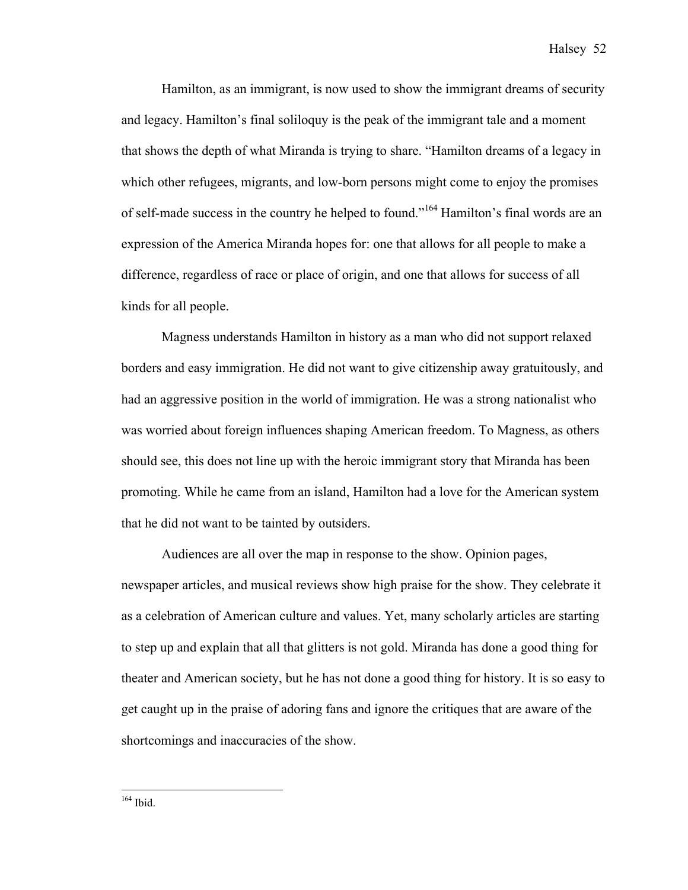Hamilton, as an immigrant, is now used to show the immigrant dreams of security and legacy. Hamilton's final soliloquy is the peak of the immigrant tale and a moment that shows the depth of what Miranda is trying to share. "Hamilton dreams of a legacy in which other refugees, migrants, and low-born persons might come to enjoy the promises of self-made success in the country he helped to found."[164] Hamilton's final words are an expression of the America Miranda hopes for: one that allows for all people to make a difference, regardless of race or place of origin, and one that allows for success of all kinds for all people.

Magness understands Hamilton in history as a man who did not support relaxed borders and easy immigration. He did not want to give citizenship away gratuitously, and had an aggressive position in the world of immigration. He was a strong nationalist who was worried about foreign influences shaping American freedom. To Magness, as others should see, this does not line up with the heroic immigrant story that Miranda has been promoting. While he came from an island, Hamilton had a love for the American system that he did not want to be tainted by outsiders.

Audiences are all over the map in response to the show. Opinion pages, newspaper articles, and musical reviews show high praise for the show. They celebrate it as a celebration of American culture and values. Yet, many scholarly articles are starting to step up and explain that all that glitters is not gold. Miranda has done a good thing for theater and American society, but he has not done a good thing for history. It is so easy to get caught up in the praise of adoring fans and ignore the critiques that are aware of the shortcomings and inaccuracies of the show.

---

[164] Ibid.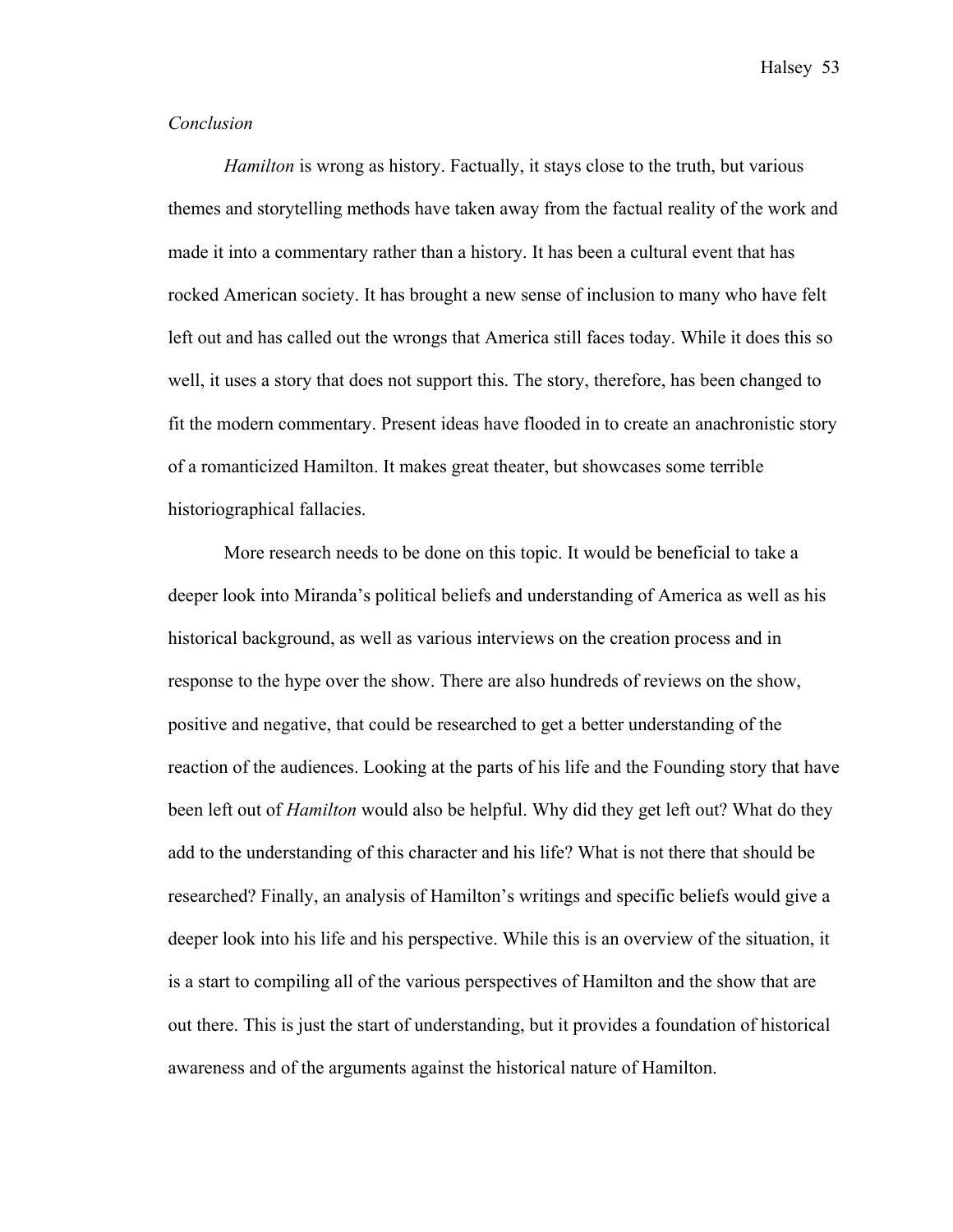*Conclusion*

*Hamilton* is wrong as history. Factually, it stays close to the truth, but various themes and storytelling methods have taken away from the factual reality of the work and made it into a commentary rather than a history. It has been a cultural event that has rocked American society. It has brought a new sense of inclusion to many who have felt left out and has called out the wrongs that America still faces today. While it does this so well, it uses a story that does not support this. The story, therefore, has been changed to fit the modern commentary. Present ideas have flooded in to create an anachronistic story of a romanticized Hamilton. It makes great theater, but showcases some terrible historiographical fallacies.

More research needs to be done on this topic. It would be beneficial to take a deeper look into Miranda's political beliefs and understanding of America as well as his historical background, as well as various interviews on the creation process and in response to the hype over the show. There are also hundreds of reviews on the show, positive and negative, that could be researched to get a better understanding of the reaction of the audiences. Looking at the parts of his life and the Founding story that have been left out of *Hamilton* would also be helpful. Why did they get left out? What do they add to the understanding of this character and his life? What is not there that should be researched? Finally, an analysis of Hamilton's writings and specific beliefs would give a deeper look into his life and his perspective. While this is an overview of the situation, it is a start to compiling all of the various perspectives of Hamilton and the show that are out there. This is just the start of understanding, but it provides a foundation of historical awareness and of the arguments against the historical nature of Hamilton.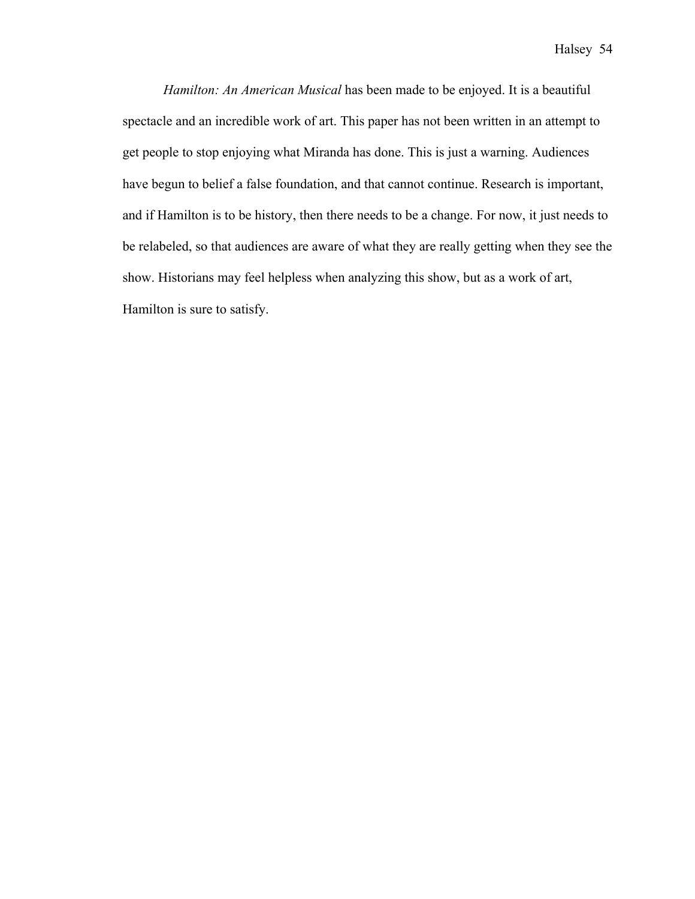*Hamilton: An American Musical* has been made to be enjoyed. It is a beautiful spectacle and an incredible work of art. This paper has not been written in an attempt to get people to stop enjoying what Miranda has done. This is just a warning. Audiences have begun to belief a false foundation, and that cannot continue. Research is important, and if Hamilton is to be history, then there needs to be a change. For now, it just needs to be relabeled, so that audiences are aware of what they are really getting when they see the show. Historians may feel helpless when analyzing this show, but as a work of art, Hamilton is sure to satisfy.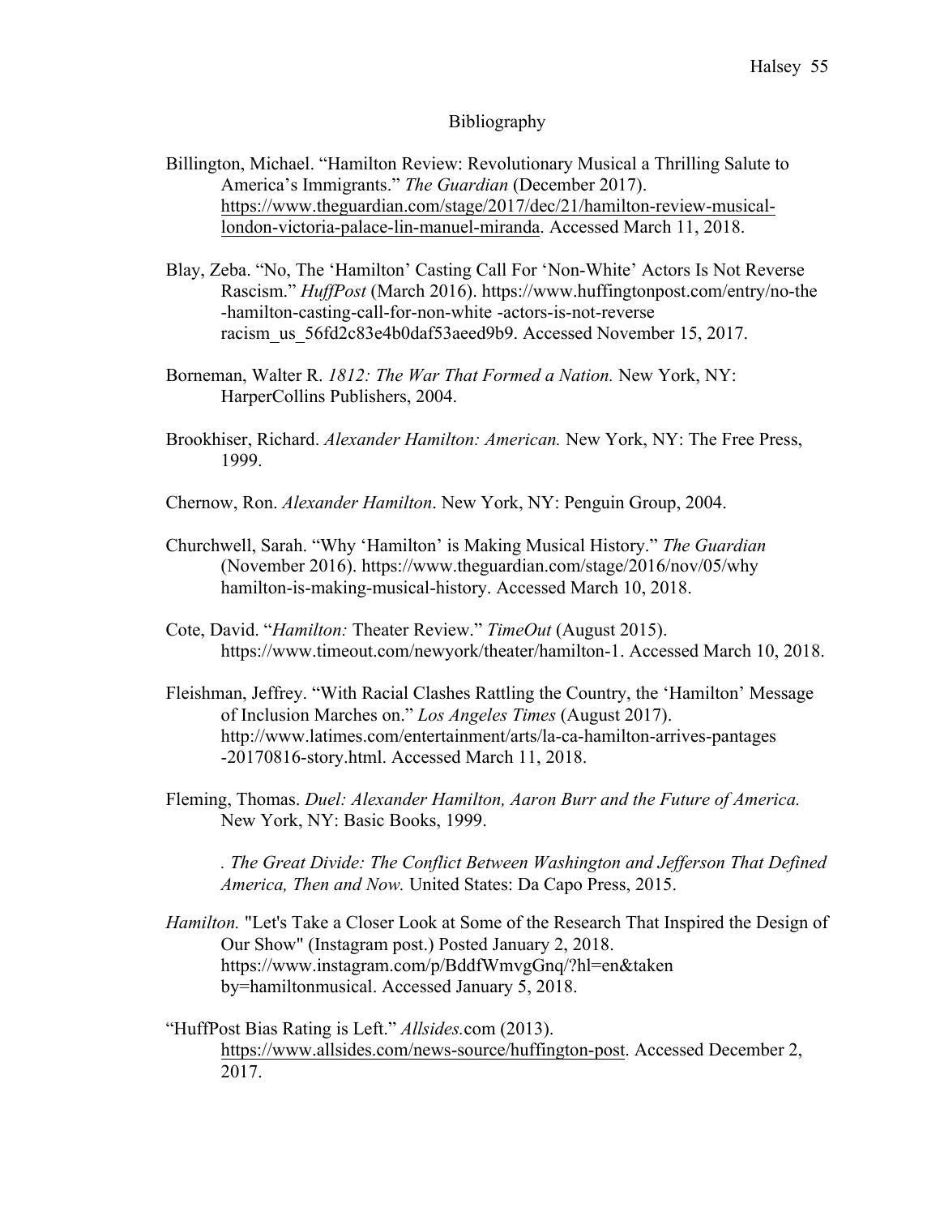# Bibliography

Billington, Michael. "Hamilton Review: Revolutionary Musical a Thrilling Salute to America's Immigrants." *The Guardian* (December 2017). https://www.theguardian.com/stage/2017/dec/21/hamilton-review-musical-london-victoria-palace-lin-manuel-miranda. Accessed March 11, 2018.

Blay, Zeba. "No, The 'Hamilton' Casting Call For 'Non-White' Actors Is Not Reverse Rascism." *HuffPost* (March 2016). https://www.huffingtonpost.com/entry/no-the-hamilton-casting-call-for-non-white -actors-is-not-reverse racism_us_56fd2c83e4b0daf53aeed9b9. Accessed November 15, 2017.

Borneman, Walter R. *1812: The War That Formed a Nation.* New York, NY: HarperCollins Publishers, 2004.

Brookhiser, Richard. *Alexander Hamilton: American.* New York, NY: The Free Press, 1999.

Chernow, Ron. *Alexander Hamilton*. New York, NY: Penguin Group, 2004.

Churchwell, Sarah. "Why 'Hamilton' is Making Musical History." *The Guardian* (November 2016). https://www.theguardian.com/stage/2016/nov/05/why hamilton-is-making-musical-history. Accessed March 10, 2018.

Cote, David. "*Hamilton:* Theater Review." *TimeOut* (August 2015). https://www.timeout.com/newyork/theater/hamilton-1. Accessed March 10, 2018.

Fleishman, Jeffrey. "With Racial Clashes Rattling the Country, the 'Hamilton' Message of Inclusion Marches on." *Los Angeles Times* (August 2017). http://www.latimes.com/entertainment/arts/la-ca-hamilton-arrives-pantages -20170816-story.html. Accessed March 11, 2018.

Fleming, Thomas. *Duel: Alexander Hamilton, Aaron Burr and the Future of America.* New York, NY: Basic Books, 1999.

. *The Great Divide: The Conflict Between Washington and Jefferson That Defined America, Then and Now.* United States: Da Capo Press, 2015.

*Hamilton.* "Let's Take a Closer Look at Some of the Research That Inspired the Design of Our Show" (Instagram post.) Posted January 2, 2018. https://www.instagram.com/p/BddfWmvgGnq/?hl=en&taken by=hamiltonmusical. Accessed January 5, 2018.

"HuffPost Bias Rating is Left." *Allsides.*com (2013). https://www.allsides.com/news-source/huffington-post. Accessed December 2, 2017.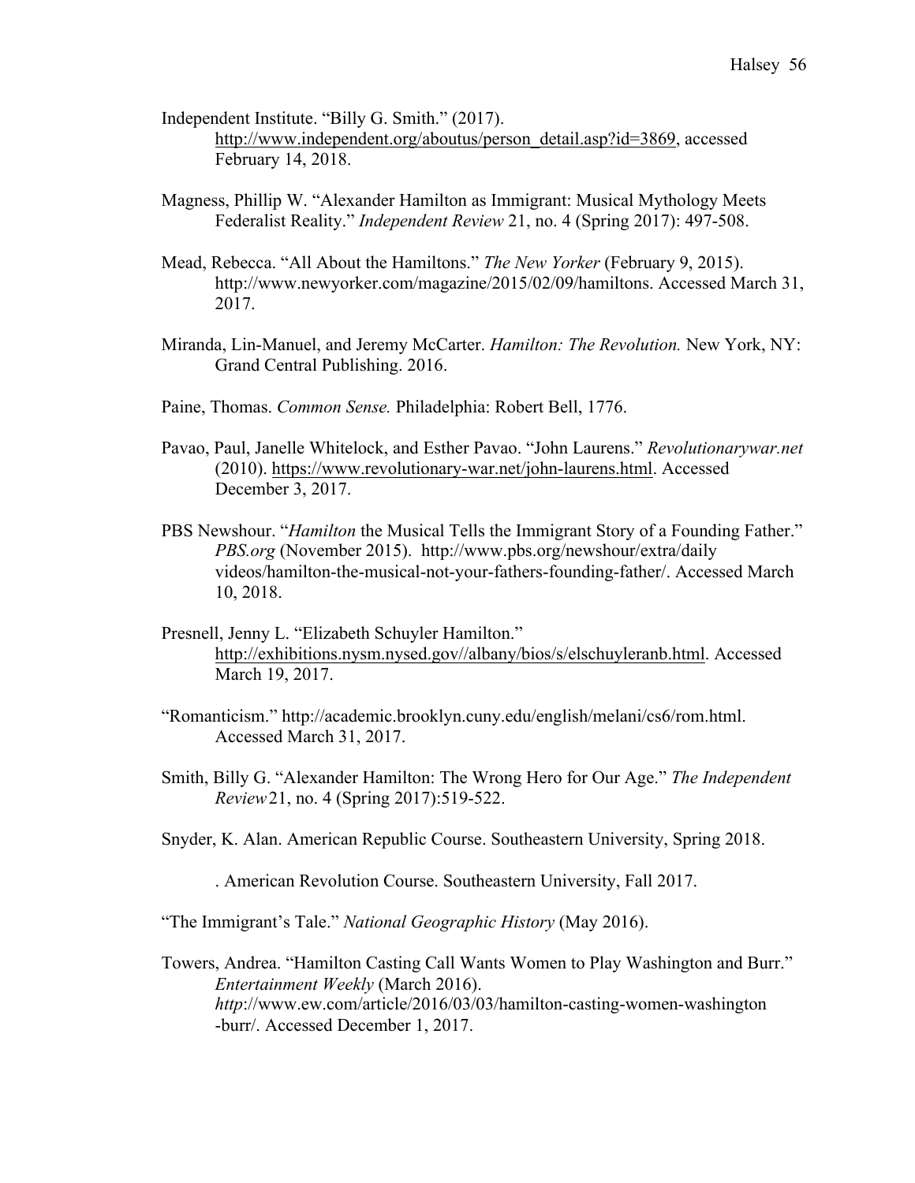Independent Institute. "Billy G. Smith." (2017). http://www.independent.org/aboutus/person_detail.asp?id=3869, accessed February 14, 2018.

Magness, Phillip W. "Alexander Hamilton as Immigrant: Musical Mythology Meets Federalist Reality." *Independent Review* 21, no. 4 (Spring 2017): 497-508.

Mead, Rebecca. "All About the Hamiltons." *The New Yorker* (February 9, 2015). http://www.newyorker.com/magazine/2015/02/09/hamiltons. Accessed March 31, 2017.

Miranda, Lin-Manuel, and Jeremy McCarter. *Hamilton: The Revolution.* New York, NY: Grand Central Publishing. 2016.

Paine, Thomas. *Common Sense.* Philadelphia: Robert Bell, 1776.

Pavao, Paul, Janelle Whitelock, and Esther Pavao. "John Laurens." *Revolutionarywar.net* (2010). https://www.revolutionary-war.net/john-laurens.html. Accessed December 3, 2017.

PBS Newshour. "*Hamilton* the Musical Tells the Immigrant Story of a Founding Father." *PBS.org* (November 2015). http://www.pbs.org/newshour/extra/daily videos/hamilton-the-musical-not-your-fathers-founding-father/. Accessed March 10, 2018.

Presnell, Jenny L. "Elizabeth Schuyler Hamilton." http://exhibitions.nysm.nysed.gov//albany/bios/s/elschuyleranb.html. Accessed March 19, 2017.

"Romanticism." http://academic.brooklyn.cuny.edu/english/melani/cs6/rom.html. Accessed March 31, 2017.

Smith, Billy G. "Alexander Hamilton: The Wrong Hero for Our Age." *The Independent Review* 21, no. 4 (Spring 2017):519-522.

Snyder, K. Alan. American Republic Course. Southeastern University, Spring 2018.

. American Revolution Course. Southeastern University, Fall 2017.

"The Immigrant's Tale." *National Geographic History* (May 2016).

Towers, Andrea. "Hamilton Casting Call Wants Women to Play Washington and Burr." *Entertainment Weekly* (March 2016). *http*://www.ew.com/article/2016/03/03/hamilton-casting-women-washington -burr/. Accessed December 1, 2017.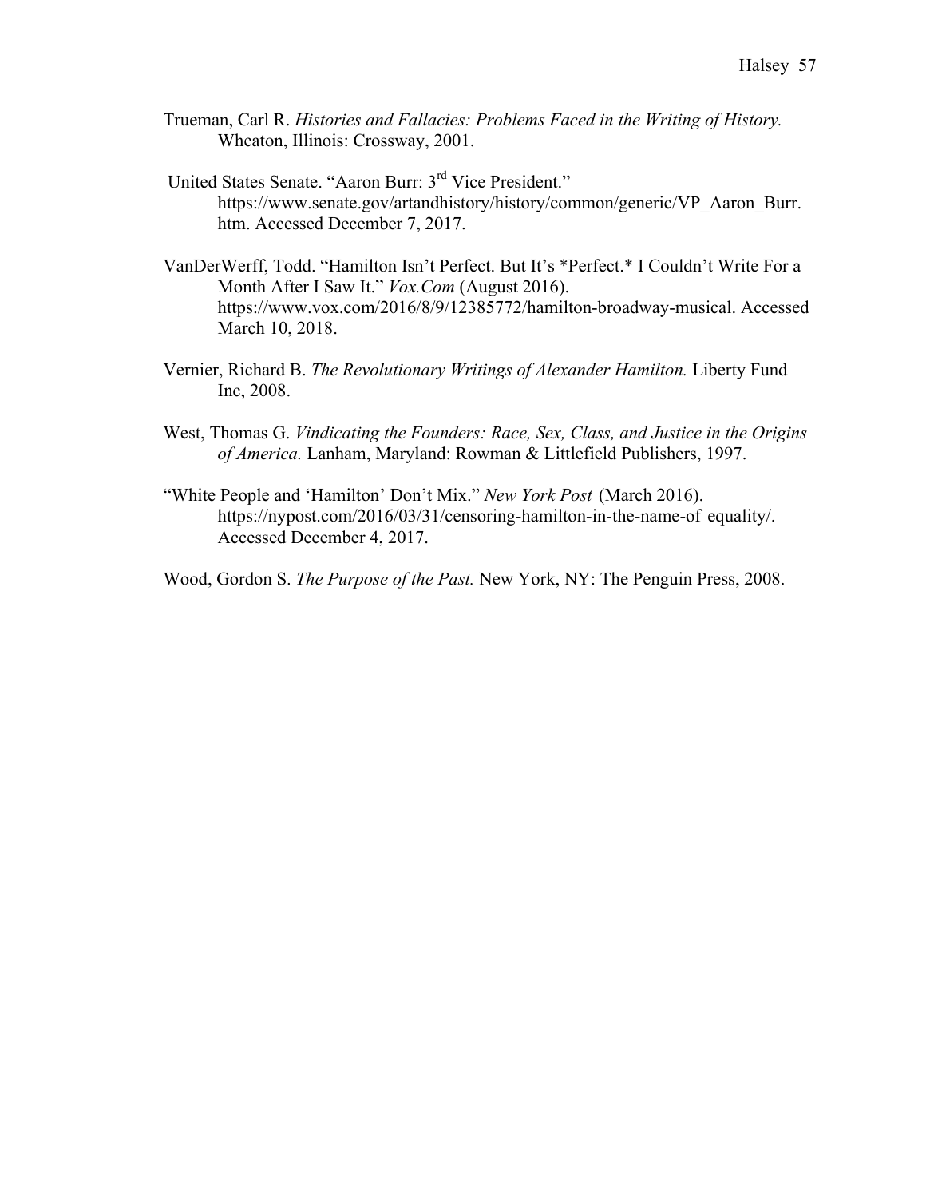Trueman, Carl R. *Histories and Fallacies: Problems Faced in the Writing of History.* Wheaton, Illinois: Crossway, 2001.

United States Senate. "Aaron Burr: 3rd Vice President." https://www.senate.gov/artandhistory/history/common/generic/VP_Aaron_Burr.htm. Accessed December 7, 2017.

VanDerWerff, Todd. "Hamilton Isn't Perfect. But It's *Perfect.* I Couldn't Write For a Month After I Saw It." *Vox.Com* (August 2016). https://www.vox.com/2016/8/9/12385772/hamilton-broadway-musical. Accessed March 10, 2018.

Vernier, Richard B. *The Revolutionary Writings of Alexander Hamilton.* Liberty Fund Inc, 2008.

West, Thomas G. *Vindicating the Founders: Race, Sex, Class, and Justice in the Origins of America.* Lanham, Maryland: Rowman & Littlefield Publishers, 1997.

"White People and 'Hamilton' Don't Mix." *New York Post* (March 2016). https://nypost.com/2016/03/31/censoring-hamilton-in-the-name-of equality/. Accessed December 4, 2017.

Wood, Gordon S. *The Purpose of the Past.* New York, NY: The Penguin Press, 2008.